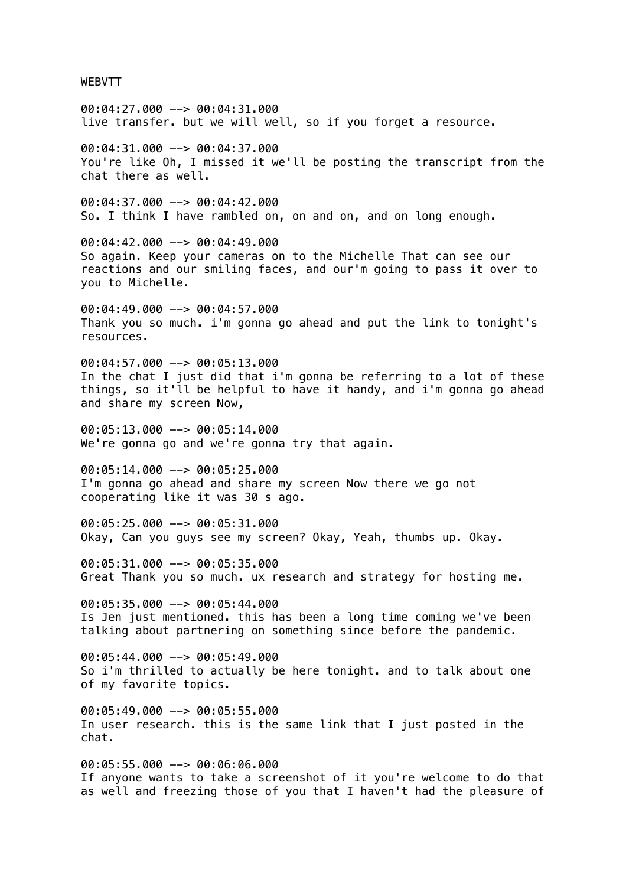WEBVTT

00:04:27.000 --> 00:04:31.000
live transfer. but we will well, so if you forget a resource.

00:04:31.000 --> 00:04:37.000
You're like Oh, I missed it we'll be posting the transcript from the chat there as well.

00:04:37.000 --> 00:04:42.000
So. I think I have rambled on, on and on, and on long enough.

00:04:42.000 --> 00:04:49.000
So again. Keep your cameras on to the Michelle That can see our reactions and our smiling faces, and our'm going to pass it over to you to Michelle.

00:04:49.000 --> 00:04:57.000
Thank you so much. i'm gonna go ahead and put the link to tonight's resources.

00:04:57.000 --> 00:05:13.000
In the chat I just did that i'm gonna be referring to a lot of these things, so it'll be helpful to have it handy, and i'm gonna go ahead and share my screen Now,

00:05:13.000 --> 00:05:14.000
We're gonna go and we're gonna try that again.

00:05:14.000 --> 00:05:25.000
I'm gonna go ahead and share my screen Now there we go not cooperating like it was 30 s ago.

00:05:25.000 --> 00:05:31.000
Okay, Can you guys see my screen? Okay, Yeah, thumbs up. Okay.

00:05:31.000 --> 00:05:35.000
Great Thank you so much. ux research and strategy for hosting me.

00:05:35.000 --> 00:05:44.000
Is Jen just mentioned. this has been a long time coming we've been talking about partnering on something since before the pandemic.

00:05:44.000 --> 00:05:49.000
So i'm thrilled to actually be here tonight. and to talk about one of my favorite topics.

00:05:49.000 --> 00:05:55.000
In user research. this is the same link that I just posted in the chat.

00:05:55.000 --> 00:06:06.000
If anyone wants to take a screenshot of it you're welcome to do that as well and freezing those of you that I haven't had the pleasure of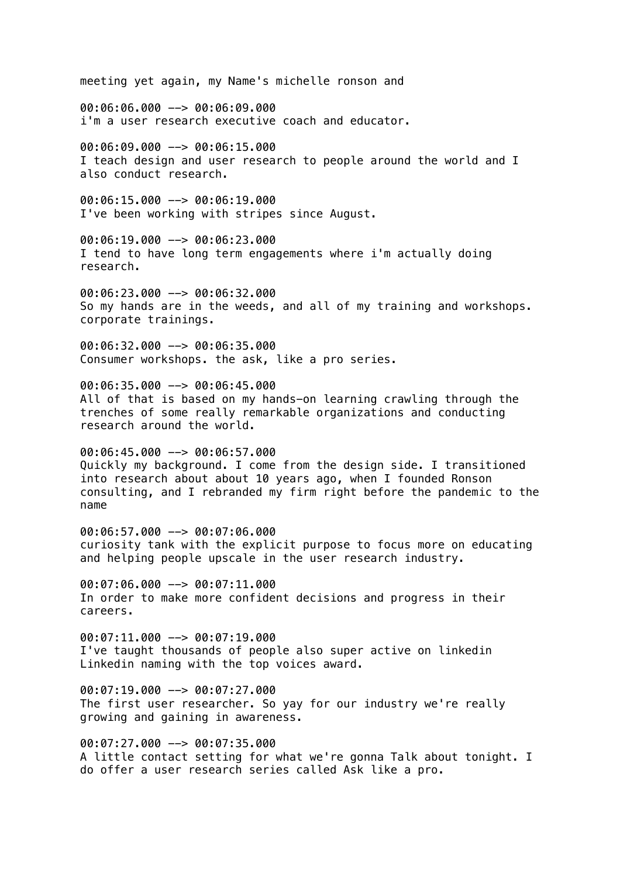meeting yet again, my Name's michelle ronson and

00:06:06.000 --> 00:06:09.000
i'm a user research executive coach and educator.

00:06:09.000 --> 00:06:15.000
I teach design and user research to people around the world and I also conduct research.

00:06:15.000 --> 00:06:19.000
I've been working with stripes since August.

00:06:19.000 --> 00:06:23.000
I tend to have long term engagements where i'm actually doing research.

00:06:23.000 --> 00:06:32.000
So my hands are in the weeds, and all of my training and workshops. corporate trainings.

00:06:32.000 --> 00:06:35.000
Consumer workshops. the ask, like a pro series.

00:06:35.000 --> 00:06:45.000
All of that is based on my hands-on learning crawling through the trenches of some really remarkable organizations and conducting research around the world.

00:06:45.000 --> 00:06:57.000
Quickly my background. I come from the design side. I transitioned into research about about 10 years ago, when I founded Ronson consulting, and I rebranded my firm right before the pandemic to the name

00:06:57.000 --> 00:07:06.000
curiosity tank with the explicit purpose to focus more on educating and helping people upscale in the user research industry.

00:07:06.000 --> 00:07:11.000
In order to make more confident decisions and progress in their careers.

00:07:11.000 --> 00:07:19.000
I've taught thousands of people also super active on linkedin Linkedin naming with the top voices award.

00:07:19.000 --> 00:07:27.000
The first user researcher. So yay for our industry we're really growing and gaining in awareness.

00:07:27.000 --> 00:07:35.000
A little contact setting for what we're gonna Talk about tonight. I do offer a user research series called Ask like a pro.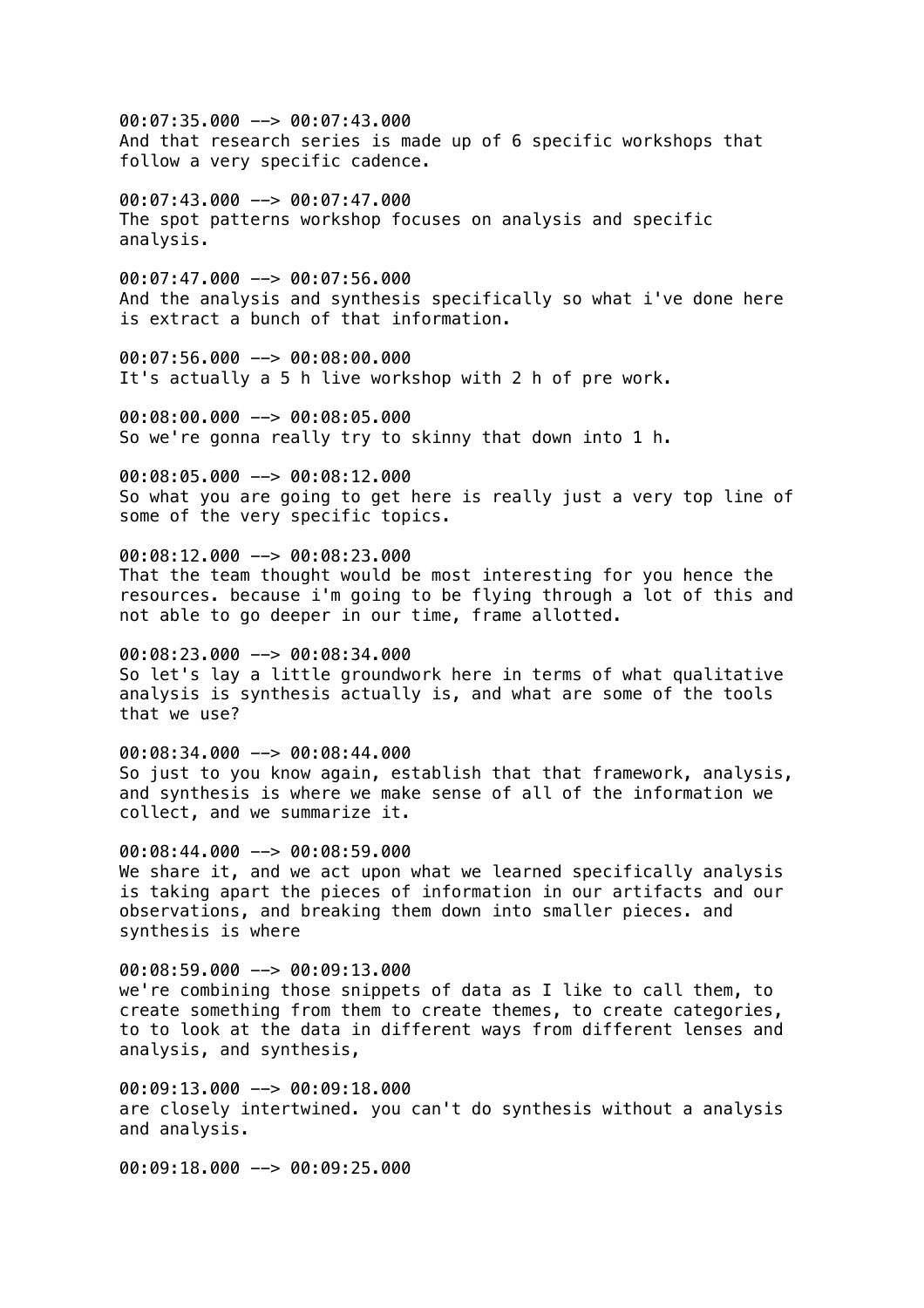00:07:35.000 --> 00:07:43.000
And that research series is made up of 6 specific workshops that follow a very specific cadence.

00:07:43.000 --> 00:07:47.000
The spot patterns workshop focuses on analysis and specific analysis.

00:07:47.000 --> 00:07:56.000
And the analysis and synthesis specifically so what i've done here is extract a bunch of that information.

00:07:56.000 --> 00:08:00.000
It's actually a 5 h live workshop with 2 h of pre work.

00:08:00.000 --> 00:08:05.000
So we're gonna really try to skinny that down into 1 h.

00:08:05.000 --> 00:08:12.000
So what you are going to get here is really just a very top line of some of the very specific topics.

00:08:12.000 --> 00:08:23.000
That the team thought would be most interesting for you hence the resources. because i'm going to be flying through a lot of this and not able to go deeper in our time, frame allotted.

00:08:23.000 --> 00:08:34.000
So let's lay a little groundwork here in terms of what qualitative analysis is synthesis actually is, and what are some of the tools that we use?

00:08:34.000 --> 00:08:44.000
So just to you know again, establish that that framework, analysis, and synthesis is where we make sense of all of the information we collect, and we summarize it.

00:08:44.000 --> 00:08:59.000
We share it, and we act upon what we learned specifically analysis is taking apart the pieces of information in our artifacts and our observations, and breaking them down into smaller pieces. and synthesis is where

00:08:59.000 --> 00:09:13.000
we're combining those snippets of data as I like to call them, to create something from them to create themes, to create categories, to to look at the data in different ways from different lenses and analysis, and synthesis,

00:09:13.000 --> 00:09:18.000
are closely intertwined. you can't do synthesis without a analysis and analysis.

00:09:18.000 --> 00:09:25.000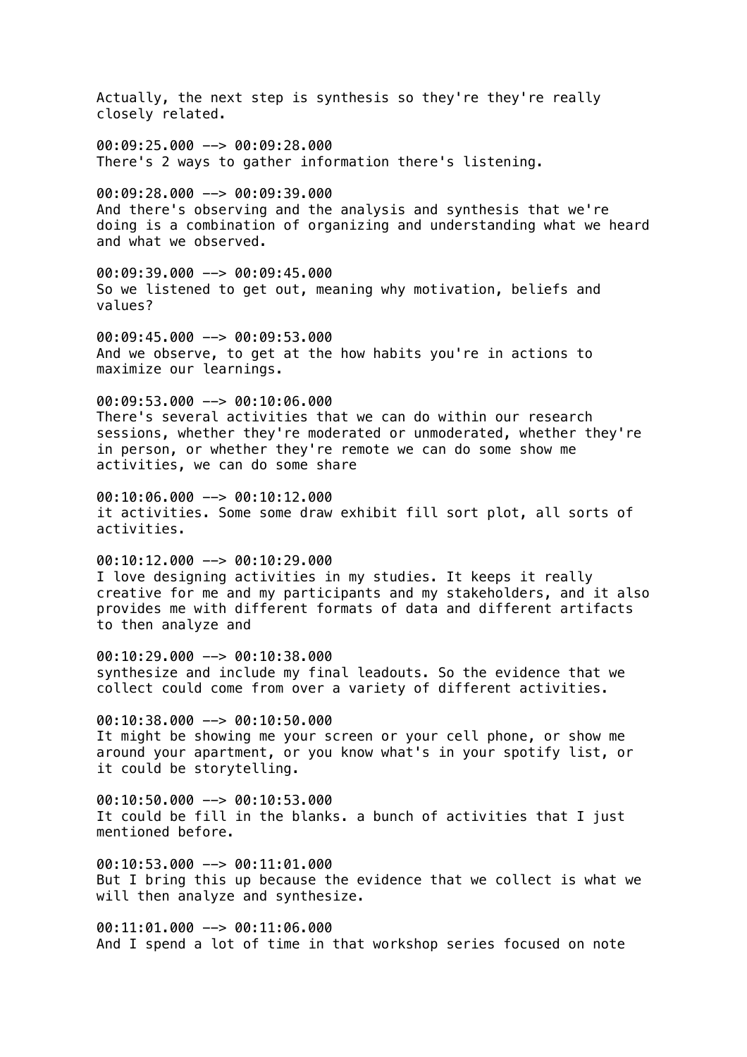Actually, the next step is synthesis so they're they're really closely related.

00:09:25.000 --> 00:09:28.000
There's 2 ways to gather information there's listening.

00:09:28.000 --> 00:09:39.000
And there's observing and the analysis and synthesis that we're doing is a combination of organizing and understanding what we heard and what we observed.

00:09:39.000 --> 00:09:45.000
So we listened to get out, meaning why motivation, beliefs and values?

00:09:45.000 --> 00:09:53.000
And we observe, to get at the how habits you're in actions to maximize our learnings.

00:09:53.000 --> 00:10:06.000
There's several activities that we can do within our research sessions, whether they're moderated or unmoderated, whether they're in person, or whether they're remote we can do some show me activities, we can do some share

00:10:06.000 --> 00:10:12.000
it activities. Some some draw exhibit fill sort plot, all sorts of activities.

00:10:12.000 --> 00:10:29.000
I love designing activities in my studies. It keeps it really creative for me and my participants and my stakeholders, and it also provides me with different formats of data and different artifacts to then analyze and

00:10:29.000 --> 00:10:38.000
synthesize and include my final leadouts. So the evidence that we collect could come from over a variety of different activities.

00:10:38.000 --> 00:10:50.000
It might be showing me your screen or your cell phone, or show me around your apartment, or you know what's in your spotify list, or it could be storytelling.

00:10:50.000 --> 00:10:53.000
It could be fill in the blanks. a bunch of activities that I just mentioned before.

00:10:53.000 --> 00:11:01.000
But I bring this up because the evidence that we collect is what we will then analyze and synthesize.

00:11:01.000 --> 00:11:06.000
And I spend a lot of time in that workshop series focused on note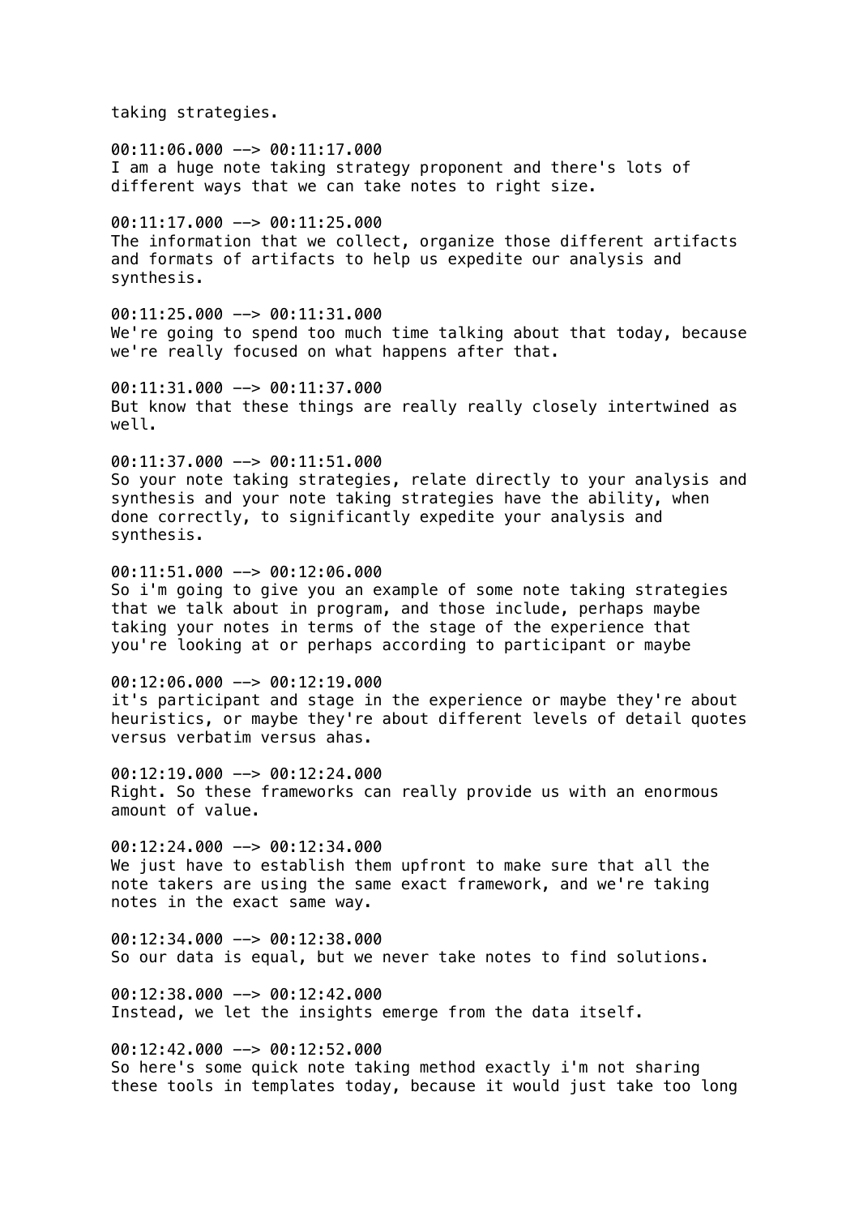taking strategies.

00:11:06.000 --> 00:11:17.000
I am a huge note taking strategy proponent and there's lots of different ways that we can take notes to right size.

00:11:17.000 --> 00:11:25.000
The information that we collect, organize those different artifacts and formats of artifacts to help us expedite our analysis and synthesis.

00:11:25.000 --> 00:11:31.000
We're going to spend too much time talking about that today, because we're really focused on what happens after that.

00:11:31.000 --> 00:11:37.000
But know that these things are really really closely intertwined as well.

00:11:37.000 --> 00:11:51.000
So your note taking strategies, relate directly to your analysis and synthesis and your note taking strategies have the ability, when done correctly, to significantly expedite your analysis and synthesis.

00:11:51.000 --> 00:12:06.000
So i'm going to give you an example of some note taking strategies that we talk about in program, and those include, perhaps maybe taking your notes in terms of the stage of the experience that you're looking at or perhaps according to participant or maybe

00:12:06.000 --> 00:12:19.000
it's participant and stage in the experience or maybe they're about heuristics, or maybe they're about different levels of detail quotes versus verbatim versus ahas.

00:12:19.000 --> 00:12:24.000
Right. So these frameworks can really provide us with an enormous amount of value.

00:12:24.000 --> 00:12:34.000
We just have to establish them upfront to make sure that all the note takers are using the same exact framework, and we're taking notes in the exact same way.

00:12:34.000 --> 00:12:38.000
So our data is equal, but we never take notes to find solutions.

00:12:38.000 --> 00:12:42.000
Instead, we let the insights emerge from the data itself.

00:12:42.000 --> 00:12:52.000
So here's some quick note taking method exactly i'm not sharing these tools in templates today, because it would just take too long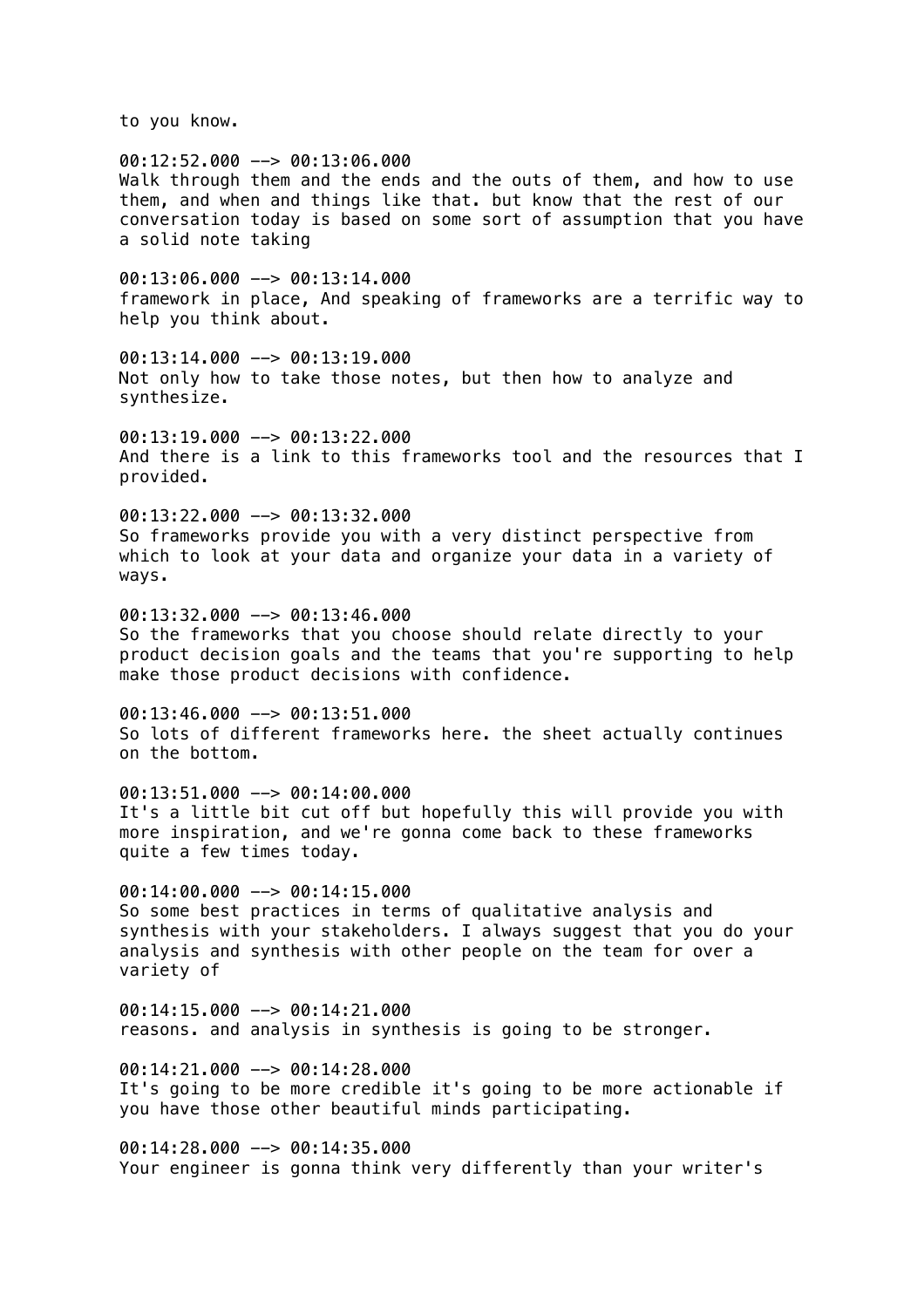to you know.

00:12:52.000 --> 00:13:06.000
Walk through them and the ends and the outs of them, and how to use them, and when and things like that. but know that the rest of our conversation today is based on some sort of assumption that you have a solid note taking

00:13:06.000 --> 00:13:14.000
framework in place, And speaking of frameworks are a terrific way to help you think about.

00:13:14.000 --> 00:13:19.000
Not only how to take those notes, but then how to analyze and synthesize.

00:13:19.000 --> 00:13:22.000
And there is a link to this frameworks tool and the resources that I provided.

00:13:22.000 --> 00:13:32.000
So frameworks provide you with a very distinct perspective from which to look at your data and organize your data in a variety of ways.

00:13:32.000 --> 00:13:46.000
So the frameworks that you choose should relate directly to your product decision goals and the teams that you're supporting to help make those product decisions with confidence.

00:13:46.000 --> 00:13:51.000
So lots of different frameworks here. the sheet actually continues on the bottom.

00:13:51.000 --> 00:14:00.000
It's a little bit cut off but hopefully this will provide you with more inspiration, and we're gonna come back to these frameworks quite a few times today.

00:14:00.000 --> 00:14:15.000
So some best practices in terms of qualitative analysis and synthesis with your stakeholders. I always suggest that you do your analysis and synthesis with other people on the team for over a variety of

00:14:15.000 --> 00:14:21.000
reasons. and analysis in synthesis is going to be stronger.

00:14:21.000 --> 00:14:28.000
It's going to be more credible it's going to be more actionable if you have those other beautiful minds participating.

00:14:28.000 --> 00:14:35.000
Your engineer is gonna think very differently than your writer's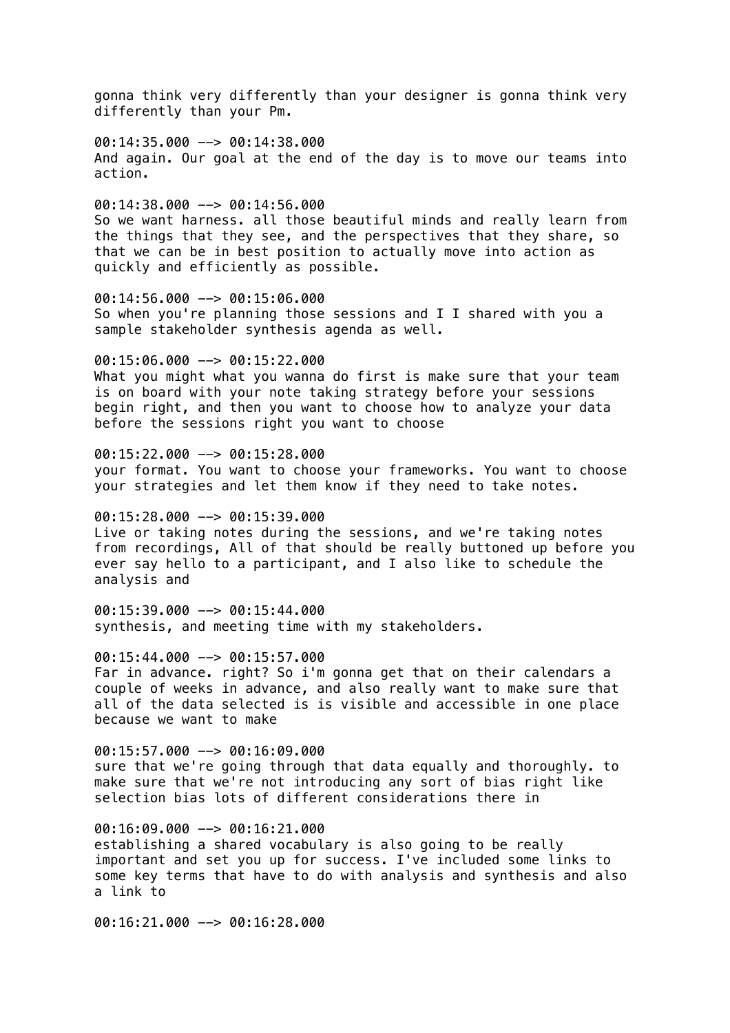gonna think very differently than your designer is gonna think very differently than your Pm.

00:14:35.000 --> 00:14:38.000
And again. Our goal at the end of the day is to move our teams into action.

00:14:38.000 --> 00:14:56.000
So we want harness. all those beautiful minds and really learn from the things that they see, and the perspectives that they share, so that we can be in best position to actually move into action as quickly and efficiently as possible.

00:14:56.000 --> 00:15:06.000
So when you're planning those sessions and I I shared with you a sample stakeholder synthesis agenda as well.

00:15:06.000 --> 00:15:22.000
What you might what you wanna do first is make sure that your team is on board with your note taking strategy before your sessions begin right, and then you want to choose how to analyze your data before the sessions right you want to choose

00:15:22.000 --> 00:15:28.000
your format. You want to choose your frameworks. You want to choose your strategies and let them know if they need to take notes.

00:15:28.000 --> 00:15:39.000
Live or taking notes during the sessions, and we're taking notes from recordings, All of that should be really buttoned up before you ever say hello to a participant, and I also like to schedule the analysis and

00:15:39.000 --> 00:15:44.000
synthesis, and meeting time with my stakeholders.

00:15:44.000 --> 00:15:57.000
Far in advance. right? So i'm gonna get that on their calendars a couple of weeks in advance, and also really want to make sure that all of the data selected is is visible and accessible in one place because we want to make

00:15:57.000 --> 00:16:09.000
sure that we're going through that data equally and thoroughly. to make sure that we're not introducing any sort of bias right like selection bias lots of different considerations there in

00:16:09.000 --> 00:16:21.000
establishing a shared vocabulary is also going to be really important and set you up for success. I've included some links to some key terms that have to do with analysis and synthesis and also a link to

00:16:21.000 --> 00:16:28.000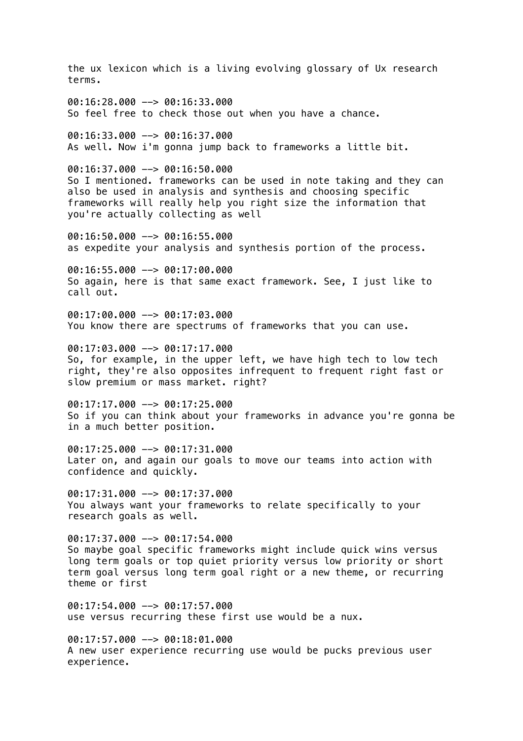the ux lexicon which is a living evolving glossary of Ux research terms.

00:16:28.000 --> 00:16:33.000
So feel free to check those out when you have a chance.

00:16:33.000 --> 00:16:37.000
As well. Now i'm gonna jump back to frameworks a little bit.

00:16:37.000 --> 00:16:50.000
So I mentioned. frameworks can be used in note taking and they can also be used in analysis and synthesis and choosing specific frameworks will really help you right size the information that you're actually collecting as well

00:16:50.000 --> 00:16:55.000
as expedite your analysis and synthesis portion of the process.

00:16:55.000 --> 00:17:00.000
So again, here is that same exact framework. See, I just like to call out.

00:17:00.000 --> 00:17:03.000
You know there are spectrums of frameworks that you can use.

00:17:03.000 --> 00:17:17.000
So, for example, in the upper left, we have high tech to low tech right, they're also opposites infrequent to frequent right fast or slow premium or mass market. right?

00:17:17.000 --> 00:17:25.000
So if you can think about your frameworks in advance you're gonna be in a much better position.

00:17:25.000 --> 00:17:31.000
Later on, and again our goals to move our teams into action with confidence and quickly.

00:17:31.000 --> 00:17:37.000
You always want your frameworks to relate specifically to your research goals as well.

00:17:37.000 --> 00:17:54.000
So maybe goal specific frameworks might include quick wins versus long term goals or top quiet priority versus low priority or short term goal versus long term goal right or a new theme, or recurring theme or first

00:17:54.000 --> 00:17:57.000
use versus recurring these first use would be a nux.

00:17:57.000 --> 00:18:01.000
A new user experience recurring use would be pucks previous user experience.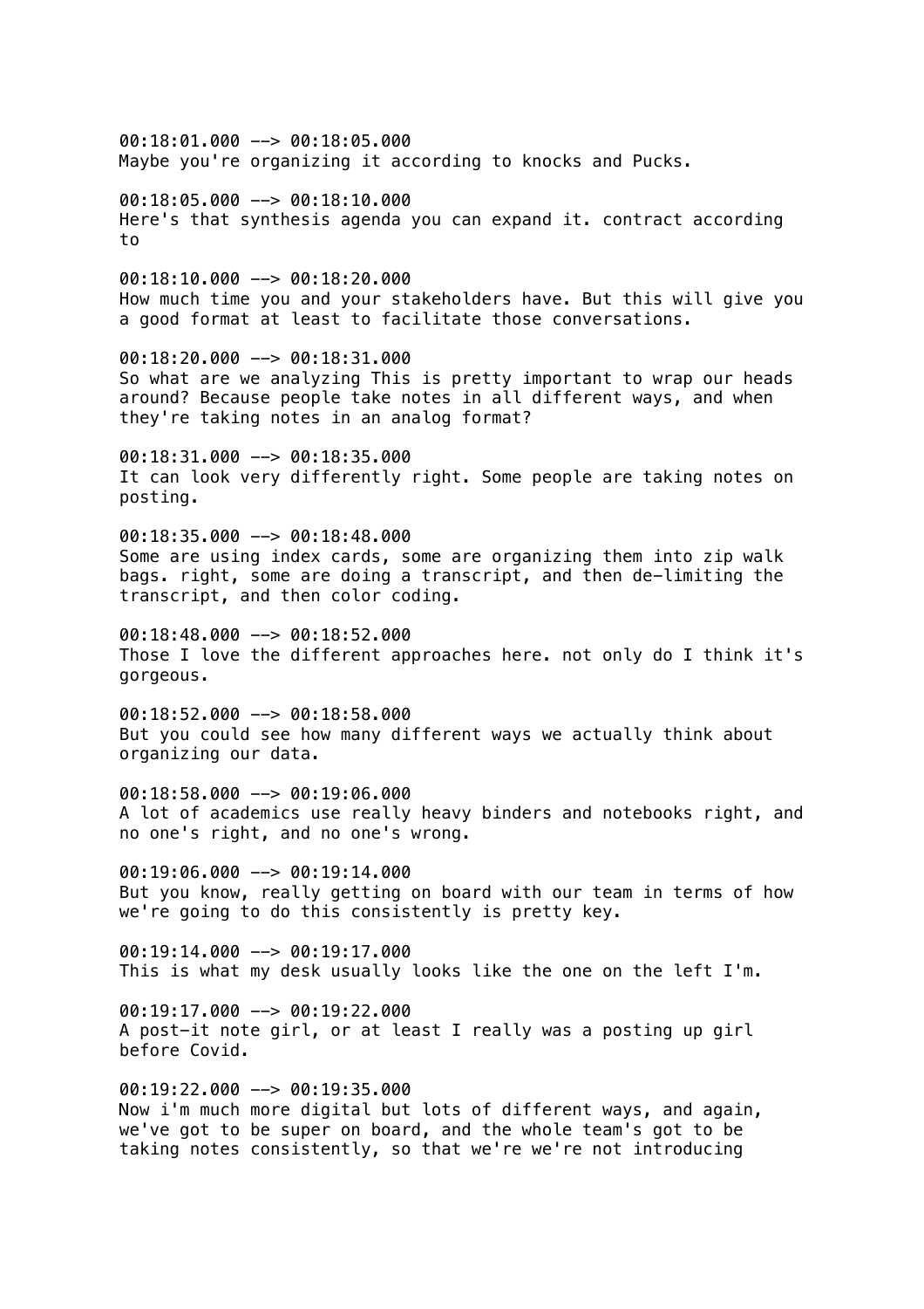00:18:01.000 --> 00:18:05.000
Maybe you're organizing it according to knocks and Pucks.

00:18:05.000 --> 00:18:10.000
Here's that synthesis agenda you can expand it. contract according to

00:18:10.000 --> 00:18:20.000
How much time you and your stakeholders have. But this will give you a good format at least to facilitate those conversations.

00:18:20.000 --> 00:18:31.000
So what are we analyzing This is pretty important to wrap our heads around? Because people take notes in all different ways, and when they're taking notes in an analog format?

00:18:31.000 --> 00:18:35.000
It can look very differently right. Some people are taking notes on posting.

00:18:35.000 --> 00:18:48.000
Some are using index cards, some are organizing them into zip walk bags. right, some are doing a transcript, and then de-limiting the transcript, and then color coding.

00:18:48.000 --> 00:18:52.000
Those I love the different approaches here. not only do I think it's gorgeous.

00:18:52.000 --> 00:18:58.000
But you could see how many different ways we actually think about organizing our data.

00:18:58.000 --> 00:19:06.000
A lot of academics use really heavy binders and notebooks right, and no one's right, and no one's wrong.

00:19:06.000 --> 00:19:14.000
But you know, really getting on board with our team in terms of how we're going to do this consistently is pretty key.

00:19:14.000 --> 00:19:17.000
This is what my desk usually looks like the one on the left I'm.

00:19:17.000 --> 00:19:22.000
A post-it note girl, or at least I really was a posting up girl before Covid.

00:19:22.000 --> 00:19:35.000
Now i'm much more digital but lots of different ways, and again, we've got to be super on board, and the whole team's got to be taking notes consistently, so that we're we're not introducing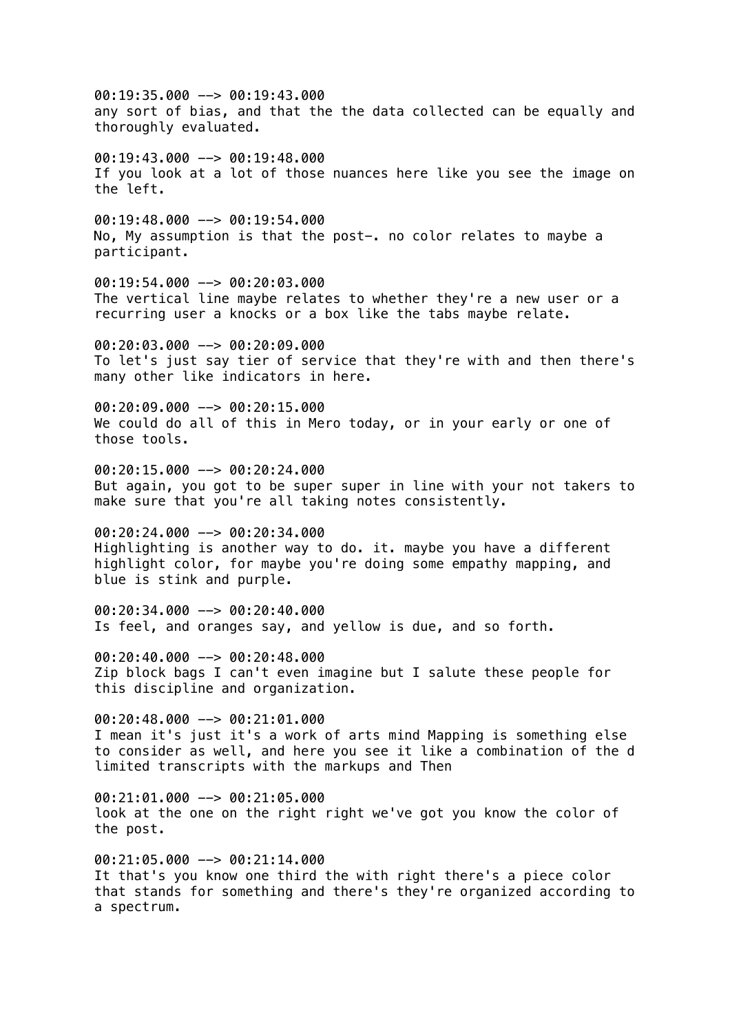00:19:35.000 --> 00:19:43.000
any sort of bias, and that the the data collected can be equally and thoroughly evaluated.

00:19:43.000 --> 00:19:48.000
If you look at a lot of those nuances here like you see the image on the left.

00:19:48.000 --> 00:19:54.000
No, My assumption is that the post-. no color relates to maybe a participant.

00:19:54.000 --> 00:20:03.000
The vertical line maybe relates to whether they're a new user or a recurring user a knocks or a box like the tabs maybe relate.

00:20:03.000 --> 00:20:09.000
To let's just say tier of service that they're with and then there's many other like indicators in here.

00:20:09.000 --> 00:20:15.000
We could do all of this in Mero today, or in your early or one of those tools.

00:20:15.000 --> 00:20:24.000
But again, you got to be super super in line with your not takers to make sure that you're all taking notes consistently.

00:20:24.000 --> 00:20:34.000
Highlighting is another way to do. it. maybe you have a different highlight color, for maybe you're doing some empathy mapping, and blue is stink and purple.

00:20:34.000 --> 00:20:40.000
Is feel, and oranges say, and yellow is due, and so forth.

00:20:40.000 --> 00:20:48.000
Zip block bags I can't even imagine but I salute these people for this discipline and organization.

00:20:48.000 --> 00:21:01.000
I mean it's just it's a work of arts mind Mapping is something else to consider as well, and here you see it like a combination of the d limited transcripts with the markups and Then

00:21:01.000 --> 00:21:05.000
look at the one on the right right we've got you know the color of the post.

00:21:05.000 --> 00:21:14.000
It that's you know one third the with right there's a piece color that stands for something and there's they're organized according to a spectrum.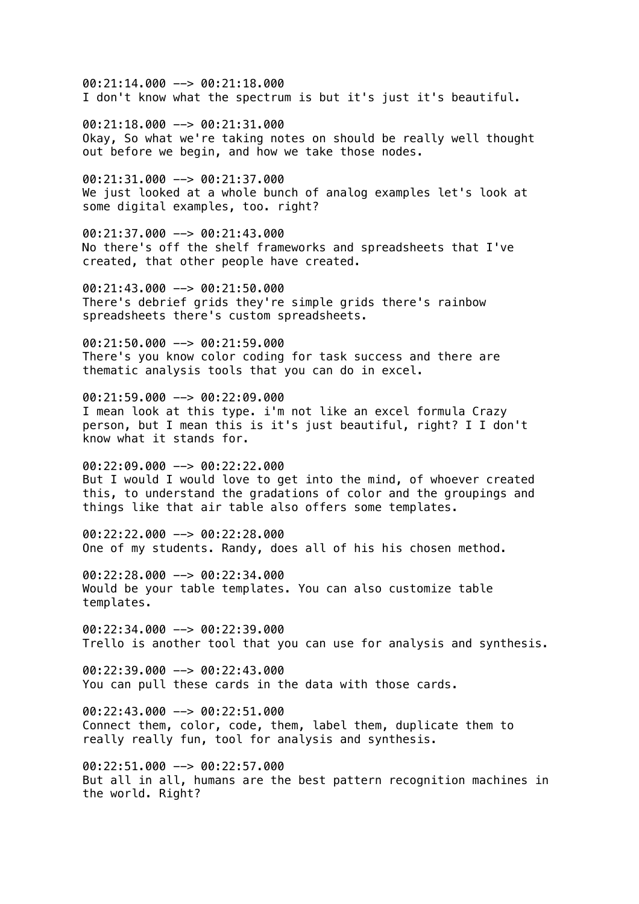00:21:14.000 --> 00:21:18.000
I don't know what the spectrum is but it's just it's beautiful.

00:21:18.000 --> 00:21:31.000
Okay, So what we're taking notes on should be really well thought out before we begin, and how we take those nodes.

00:21:31.000 --> 00:21:37.000
We just looked at a whole bunch of analog examples let's look at some digital examples, too. right?

00:21:37.000 --> 00:21:43.000
No there's off the shelf frameworks and spreadsheets that I've created, that other people have created.

00:21:43.000 --> 00:21:50.000
There's debrief grids they're simple grids there's rainbow spreadsheets there's custom spreadsheets.

00:21:50.000 --> 00:21:59.000
There's you know color coding for task success and there are thematic analysis tools that you can do in excel.

00:21:59.000 --> 00:22:09.000
I mean look at this type. i'm not like an excel formula Crazy person, but I mean this is it's just beautiful, right? I I don't know what it stands for.

00:22:09.000 --> 00:22:22.000
But I would I would love to get into the mind, of whoever created this, to understand the gradations of color and the groupings and things like that air table also offers some templates.

00:22:22.000 --> 00:22:28.000
One of my students. Randy, does all of his his chosen method.

00:22:28.000 --> 00:22:34.000
Would be your table templates. You can also customize table templates.

00:22:34.000 --> 00:22:39.000
Trello is another tool that you can use for analysis and synthesis.

00:22:39.000 --> 00:22:43.000
You can pull these cards in the data with those cards.

00:22:43.000 --> 00:22:51.000
Connect them, color, code, them, label them, duplicate them to really really fun, tool for analysis and synthesis.

00:22:51.000 --> 00:22:57.000
But all in all, humans are the best pattern recognition machines in the world. Right?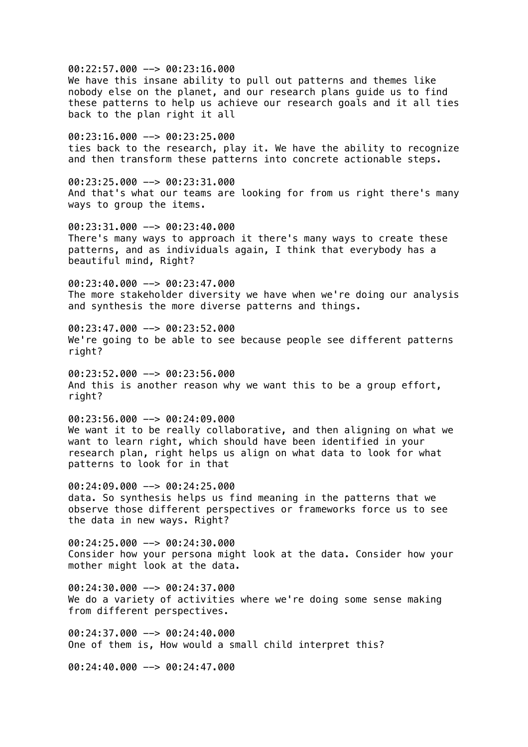00:22:57.000 --> 00:23:16.000
We have this insane ability to pull out patterns and themes like nobody else on the planet, and our research plans guide us to find these patterns to help us achieve our research goals and it all ties back to the plan right it all

00:23:16.000 --> 00:23:25.000
ties back to the research, play it. We have the ability to recognize and then transform these patterns into concrete actionable steps.

00:23:25.000 --> 00:23:31.000
And that's what our teams are looking for from us right there's many ways to group the items.

00:23:31.000 --> 00:23:40.000
There's many ways to approach it there's many ways to create these patterns, and as individuals again, I think that everybody has a beautiful mind, Right?

00:23:40.000 --> 00:23:47.000
The more stakeholder diversity we have when we're doing our analysis and synthesis the more diverse patterns and things.

00:23:47.000 --> 00:23:52.000
We're going to be able to see because people see different patterns right?

00:23:52.000 --> 00:23:56.000
And this is another reason why we want this to be a group effort, right?

00:23:56.000 --> 00:24:09.000
We want it to be really collaborative, and then aligning on what we want to learn right, which should have been identified in your research plan, right helps us align on what data to look for what patterns to look for in that

00:24:09.000 --> 00:24:25.000
data. So synthesis helps us find meaning in the patterns that we observe those different perspectives or frameworks force us to see the data in new ways. Right?

00:24:25.000 --> 00:24:30.000
Consider how your persona might look at the data. Consider how your mother might look at the data.

00:24:30.000 --> 00:24:37.000
We do a variety of activities where we're doing some sense making from different perspectives.

00:24:37.000 --> 00:24:40.000
One of them is, How would a small child interpret this?

00:24:40.000 --> 00:24:47.000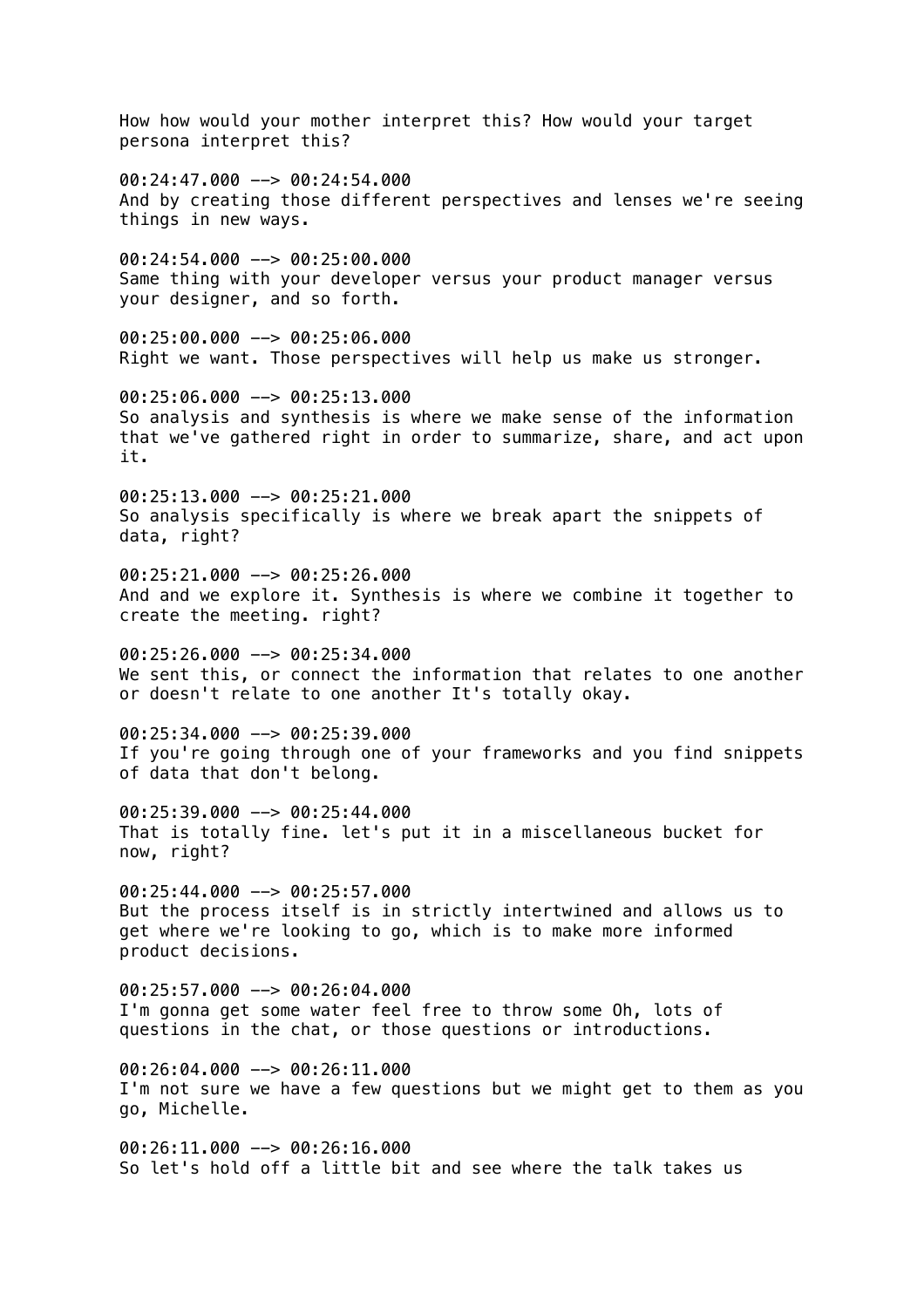How how would your mother interpret this? How would your target persona interpret this?

00:24:47.000 --> 00:24:54.000
And by creating those different perspectives and lenses we're seeing things in new ways.

00:24:54.000 --> 00:25:00.000
Same thing with your developer versus your product manager versus your designer, and so forth.

00:25:00.000 --> 00:25:06.000
Right we want. Those perspectives will help us make us stronger.

00:25:06.000 --> 00:25:13.000
So analysis and synthesis is where we make sense of the information that we've gathered right in order to summarize, share, and act upon it.

00:25:13.000 --> 00:25:21.000
So analysis specifically is where we break apart the snippets of data, right?

00:25:21.000 --> 00:25:26.000
And and we explore it. Synthesis is where we combine it together to create the meeting. right?

00:25:26.000 --> 00:25:34.000
We sent this, or connect the information that relates to one another or doesn't relate to one another It's totally okay.

00:25:34.000 --> 00:25:39.000
If you're going through one of your frameworks and you find snippets of data that don't belong.

00:25:39.000 --> 00:25:44.000
That is totally fine. let's put it in a miscellaneous bucket for now, right?

00:25:44.000 --> 00:25:57.000
But the process itself is in strictly intertwined and allows us to get where we're looking to go, which is to make more informed product decisions.

00:25:57.000 --> 00:26:04.000
I'm gonna get some water feel free to throw some Oh, lots of questions in the chat, or those questions or introductions.

00:26:04.000 --> 00:26:11.000
I'm not sure we have a few questions but we might get to them as you go, Michelle.

00:26:11.000 --> 00:26:16.000
So let's hold off a little bit and see where the talk takes us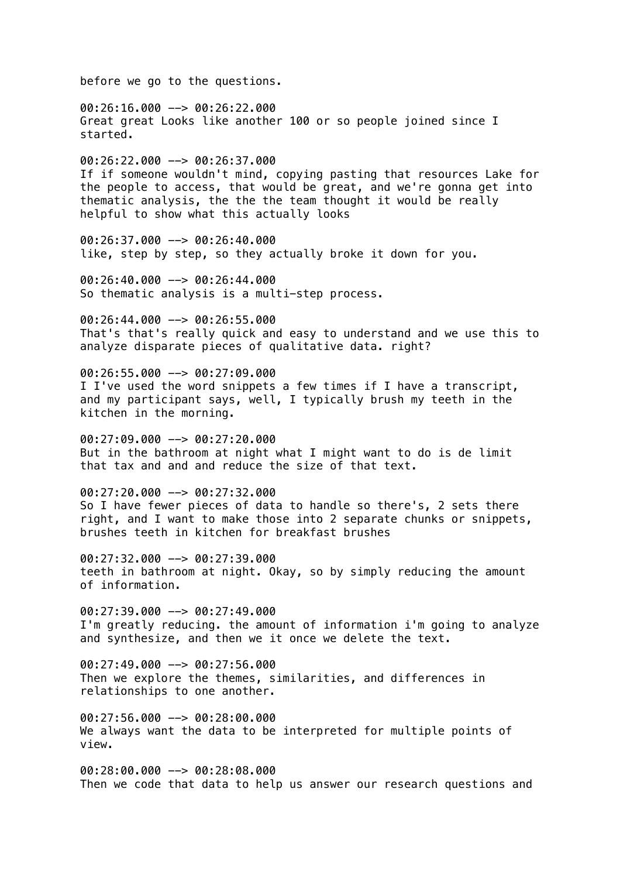before we go to the questions.

00:26:16.000 --> 00:26:22.000
Great great Looks like another 100 or so people joined since I started.

00:26:22.000 --> 00:26:37.000
If if someone wouldn't mind, copying pasting that resources Lake for the people to access, that would be great, and we're gonna get into thematic analysis, the the the team thought it would be really helpful to show what this actually looks

00:26:37.000 --> 00:26:40.000
like, step by step, so they actually broke it down for you.

00:26:40.000 --> 00:26:44.000
So thematic analysis is a multi-step process.

00:26:44.000 --> 00:26:55.000
That's that's really quick and easy to understand and we use this to analyze disparate pieces of qualitative data. right?

00:26:55.000 --> 00:27:09.000
I I've used the word snippets a few times if I have a transcript, and my participant says, well, I typically brush my teeth in the kitchen in the morning.

00:27:09.000 --> 00:27:20.000
But in the bathroom at night what I might want to do is de limit that tax and and and reduce the size of that text.

00:27:20.000 --> 00:27:32.000
So I have fewer pieces of data to handle so there's, 2 sets there right, and I want to make those into 2 separate chunks or snippets, brushes teeth in kitchen for breakfast brushes

00:27:32.000 --> 00:27:39.000
teeth in bathroom at night. Okay, so by simply reducing the amount of information.

00:27:39.000 --> 00:27:49.000
I'm greatly reducing. the amount of information i'm going to analyze and synthesize, and then we it once we delete the text.

00:27:49.000 --> 00:27:56.000
Then we explore the themes, similarities, and differences in relationships to one another.

00:27:56.000 --> 00:28:00.000
We always want the data to be interpreted for multiple points of view.

00:28:00.000 --> 00:28:08.000
Then we code that data to help us answer our research questions and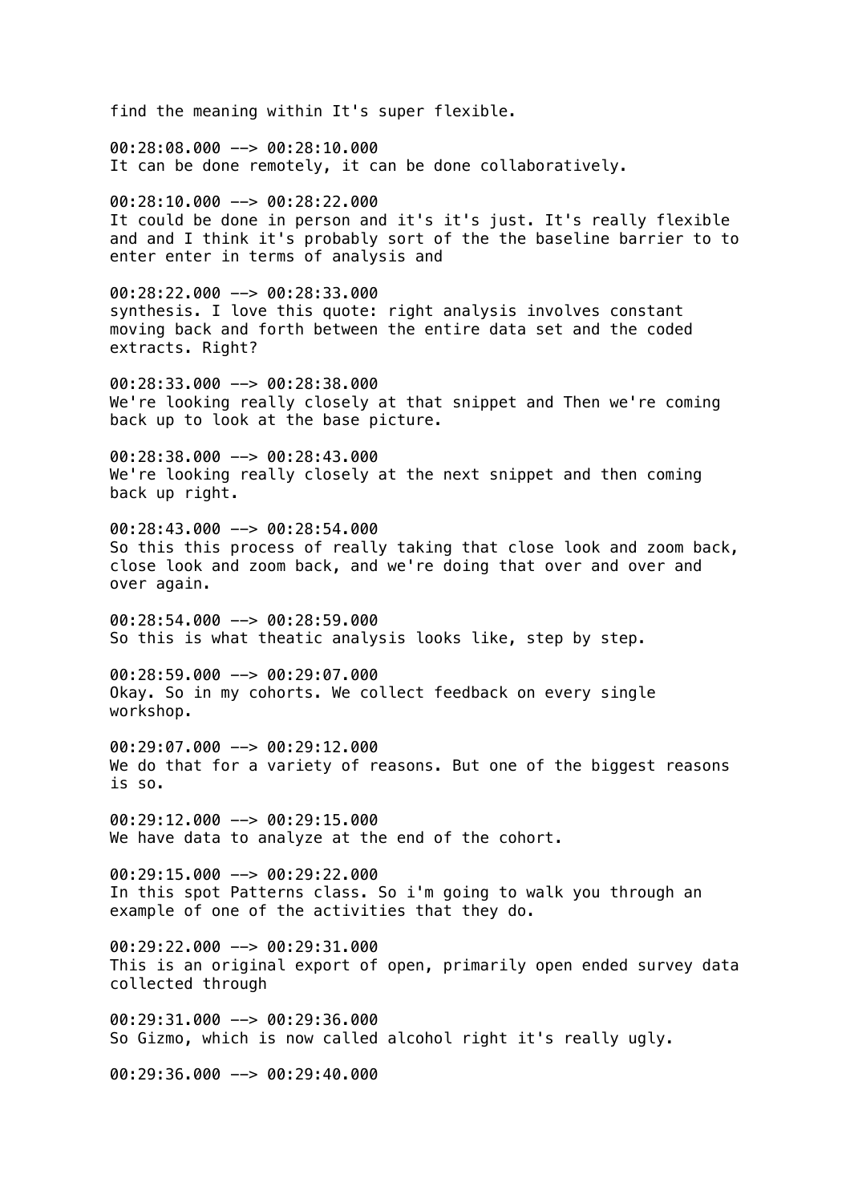find the meaning within It's super flexible.

00:28:08.000 --> 00:28:10.000
It can be done remotely, it can be done collaboratively.

00:28:10.000 --> 00:28:22.000
It could be done in person and it's it's just. It's really flexible and and I think it's probably sort of the the baseline barrier to to enter enter in terms of analysis and

00:28:22.000 --> 00:28:33.000
synthesis. I love this quote: right analysis involves constant moving back and forth between the entire data set and the coded extracts. Right?

00:28:33.000 --> 00:28:38.000
We're looking really closely at that snippet and Then we're coming back up to look at the base picture.

00:28:38.000 --> 00:28:43.000
We're looking really closely at the next snippet and then coming back up right.

00:28:43.000 --> 00:28:54.000
So this this process of really taking that close look and zoom back, close look and zoom back, and we're doing that over and over and over again.

00:28:54.000 --> 00:28:59.000
So this is what theatic analysis looks like, step by step.

00:28:59.000 --> 00:29:07.000
Okay. So in my cohorts. We collect feedback on every single workshop.

00:29:07.000 --> 00:29:12.000
We do that for a variety of reasons. But one of the biggest reasons is so.

00:29:12.000 --> 00:29:15.000
We have data to analyze at the end of the cohort.

00:29:15.000 --> 00:29:22.000
In this spot Patterns class. So i'm going to walk you through an example of one of the activities that they do.

00:29:22.000 --> 00:29:31.000
This is an original export of open, primarily open ended survey data collected through

00:29:31.000 --> 00:29:36.000
So Gizmo, which is now called alcohol right it's really ugly.

00:29:36.000 --> 00:29:40.000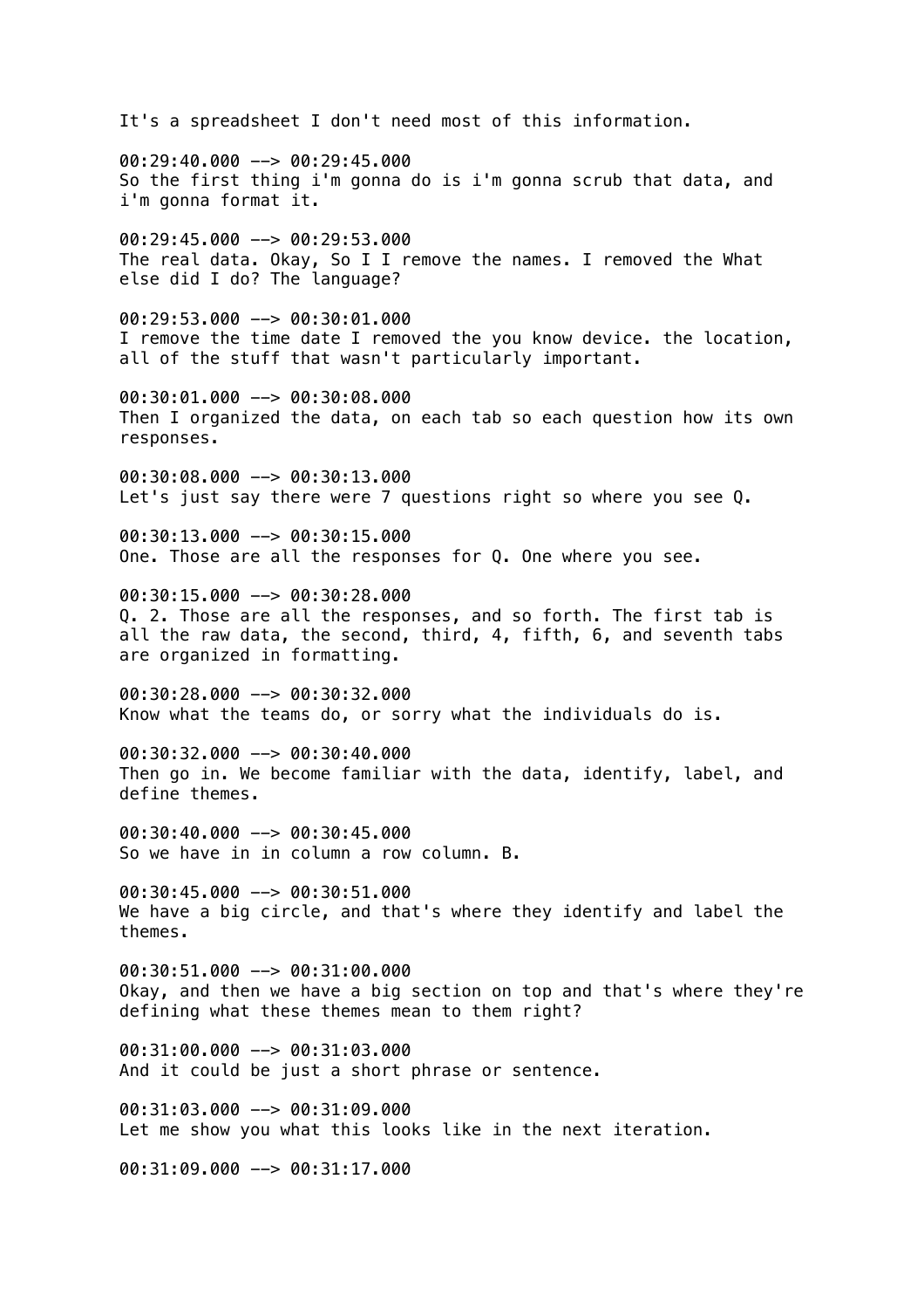It's a spreadsheet I don't need most of this information.

00:29:40.000 --> 00:29:45.000
So the first thing i'm gonna do is i'm gonna scrub that data, and i'm gonna format it.

00:29:45.000 --> 00:29:53.000
The real data. Okay, So I I remove the names. I removed the What else did I do? The language?

00:29:53.000 --> 00:30:01.000
I remove the time date I removed the you know device. the location, all of the stuff that wasn't particularly important.

00:30:01.000 --> 00:30:08.000
Then I organized the data, on each tab so each question how its own responses.

00:30:08.000 --> 00:30:13.000
Let's just say there were 7 questions right so where you see Q.

00:30:13.000 --> 00:30:15.000
One. Those are all the responses for Q. One where you see.

00:30:15.000 --> 00:30:28.000
Q. 2. Those are all the responses, and so forth. The first tab is all the raw data, the second, third, 4, fifth, 6, and seventh tabs are organized in formatting.

00:30:28.000 --> 00:30:32.000
Know what the teams do, or sorry what the individuals do is.

00:30:32.000 --> 00:30:40.000
Then go in. We become familiar with the data, identify, label, and define themes.

00:30:40.000 --> 00:30:45.000
So we have in in column a row column. B.

00:30:45.000 --> 00:30:51.000
We have a big circle, and that's where they identify and label the themes.

00:30:51.000 --> 00:31:00.000
Okay, and then we have a big section on top and that's where they're defining what these themes mean to them right?

00:31:00.000 --> 00:31:03.000
And it could be just a short phrase or sentence.

00:31:03.000 --> 00:31:09.000
Let me show you what this looks like in the next iteration.

00:31:09.000 --> 00:31:17.000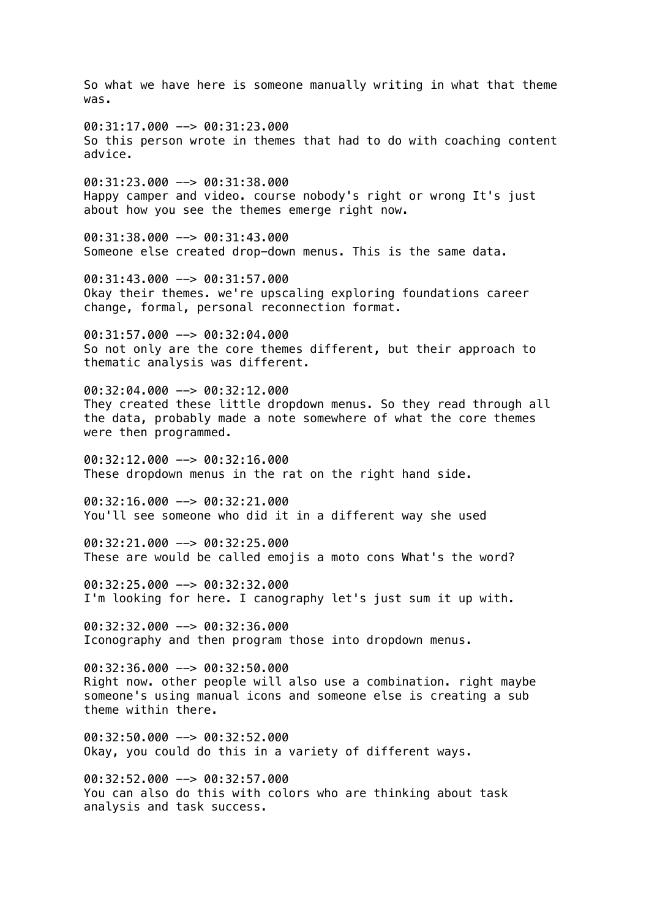So what we have here is someone manually writing in what that theme was.

00:31:17.000 --> 00:31:23.000
So this person wrote in themes that had to do with coaching content advice.

00:31:23.000 --> 00:31:38.000
Happy camper and video. course nobody's right or wrong It's just about how you see the themes emerge right now.

00:31:38.000 --> 00:31:43.000
Someone else created drop-down menus. This is the same data.

00:31:43.000 --> 00:31:57.000
Okay their themes. we're upscaling exploring foundations career change, formal, personal reconnection format.

00:31:57.000 --> 00:32:04.000
So not only are the core themes different, but their approach to thematic analysis was different.

00:32:04.000 --> 00:32:12.000
They created these little dropdown menus. So they read through all the data, probably made a note somewhere of what the core themes were then programmed.

00:32:12.000 --> 00:32:16.000
These dropdown menus in the rat on the right hand side.

00:32:16.000 --> 00:32:21.000
You'll see someone who did it in a different way she used

00:32:21.000 --> 00:32:25.000
These are would be called emojis a moto cons What's the word?

00:32:25.000 --> 00:32:32.000
I'm looking for here. I canography let's just sum it up with.

00:32:32.000 --> 00:32:36.000
Iconography and then program those into dropdown menus.

00:32:36.000 --> 00:32:50.000
Right now. other people will also use a combination. right maybe someone's using manual icons and someone else is creating a sub theme within there.

00:32:50.000 --> 00:32:52.000
Okay, you could do this in a variety of different ways.

00:32:52.000 --> 00:32:57.000
You can also do this with colors who are thinking about task analysis and task success.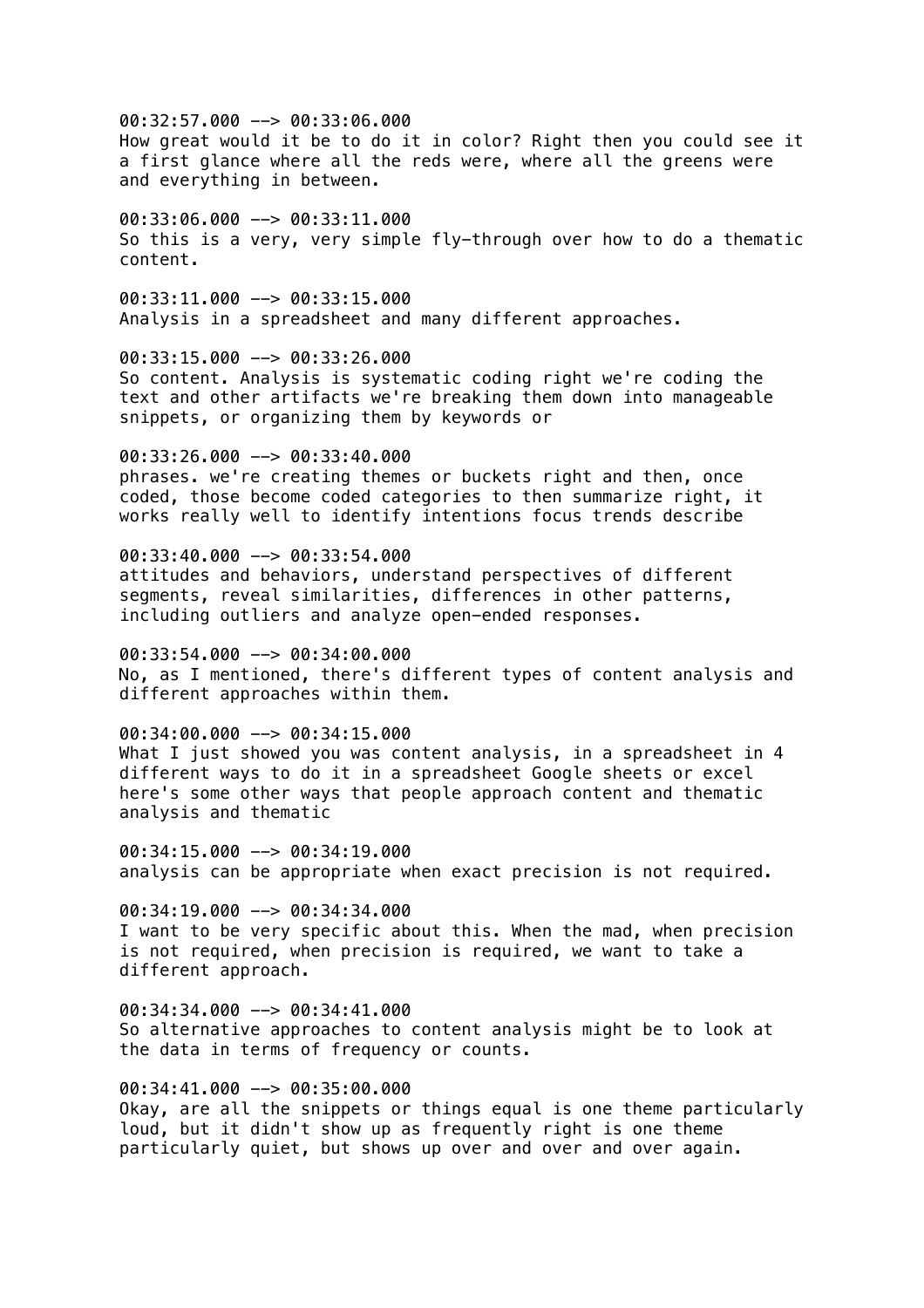00:32:57.000 --> 00:33:06.000
How great would it be to do it in color? Right then you could see it a first glance where all the reds were, where all the greens were and everything in between.

00:33:06.000 --> 00:33:11.000
So this is a very, very simple fly-through over how to do a thematic content.

00:33:11.000 --> 00:33:15.000
Analysis in a spreadsheet and many different approaches.

00:33:15.000 --> 00:33:26.000
So content. Analysis is systematic coding right we're coding the text and other artifacts we're breaking them down into manageable snippets, or organizing them by keywords or

00:33:26.000 --> 00:33:40.000
phrases. we're creating themes or buckets right and then, once coded, those become coded categories to then summarize right, it works really well to identify intentions focus trends describe

00:33:40.000 --> 00:33:54.000
attitudes and behaviors, understand perspectives of different segments, reveal similarities, differences in other patterns, including outliers and analyze open-ended responses.

00:33:54.000 --> 00:34:00.000
No, as I mentioned, there's different types of content analysis and different approaches within them.

00:34:00.000 --> 00:34:15.000
What I just showed you was content analysis, in a spreadsheet in 4 different ways to do it in a spreadsheet Google sheets or excel here's some other ways that people approach content and thematic analysis and thematic

00:34:15.000 --> 00:34:19.000
analysis can be appropriate when exact precision is not required.

00:34:19.000 --> 00:34:34.000
I want to be very specific about this. When the mad, when precision is not required, when precision is required, we want to take a different approach.

00:34:34.000 --> 00:34:41.000
So alternative approaches to content analysis might be to look at the data in terms of frequency or counts.

00:34:41.000 --> 00:35:00.000
Okay, are all the snippets or things equal is one theme particularly loud, but it didn't show up as frequently right is one theme particularly quiet, but shows up over and over and over again.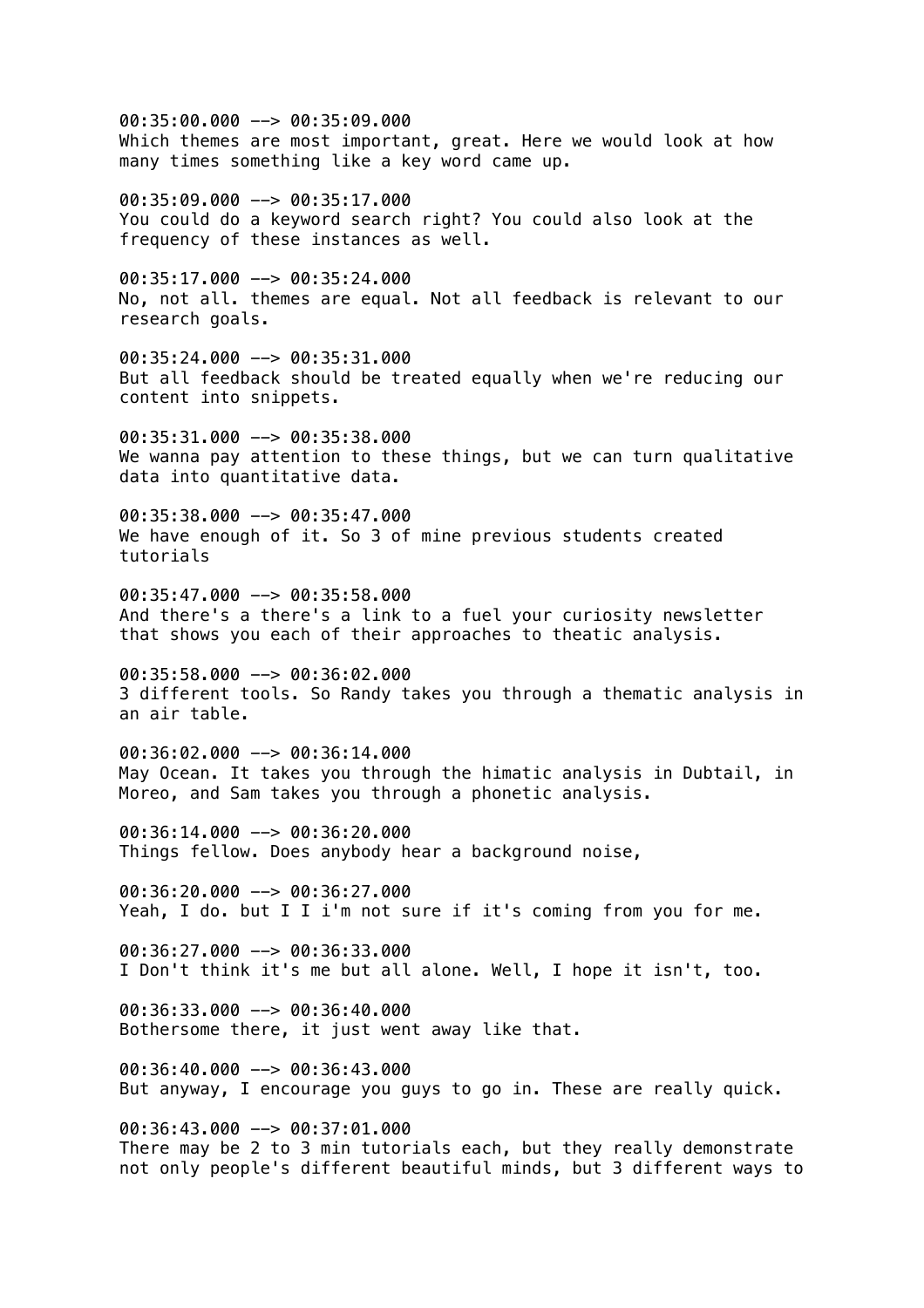00:35:00.000 --> 00:35:09.000
Which themes are most important, great. Here we would look at how many times something like a key word came up.

00:35:09.000 --> 00:35:17.000
You could do a keyword search right? You could also look at the frequency of these instances as well.

00:35:17.000 --> 00:35:24.000
No, not all. themes are equal. Not all feedback is relevant to our research goals.

00:35:24.000 --> 00:35:31.000
But all feedback should be treated equally when we're reducing our content into snippets.

00:35:31.000 --> 00:35:38.000
We wanna pay attention to these things, but we can turn qualitative data into quantitative data.

00:35:38.000 --> 00:35:47.000
We have enough of it. So 3 of mine previous students created tutorials

00:35:47.000 --> 00:35:58.000
And there's a there's a link to a fuel your curiosity newsletter that shows you each of their approaches to theatic analysis.

00:35:58.000 --> 00:36:02.000
3 different tools. So Randy takes you through a thematic analysis in an air table.

00:36:02.000 --> 00:36:14.000
May Ocean. It takes you through the himatic analysis in Dubtail, in Moreo, and Sam takes you through a phonetic analysis.

00:36:14.000 --> 00:36:20.000
Things fellow. Does anybody hear a background noise,

00:36:20.000 --> 00:36:27.000
Yeah, I do. but I I i'm not sure if it's coming from you for me.

00:36:27.000 --> 00:36:33.000
I Don't think it's me but all alone. Well, I hope it isn't, too.

00:36:33.000 --> 00:36:40.000
Bothersome there, it just went away like that.

00:36:40.000 --> 00:36:43.000
But anyway, I encourage you guys to go in. These are really quick.

00:36:43.000 --> 00:37:01.000
There may be 2 to 3 min tutorials each, but they really demonstrate not only people's different beautiful minds, but 3 different ways to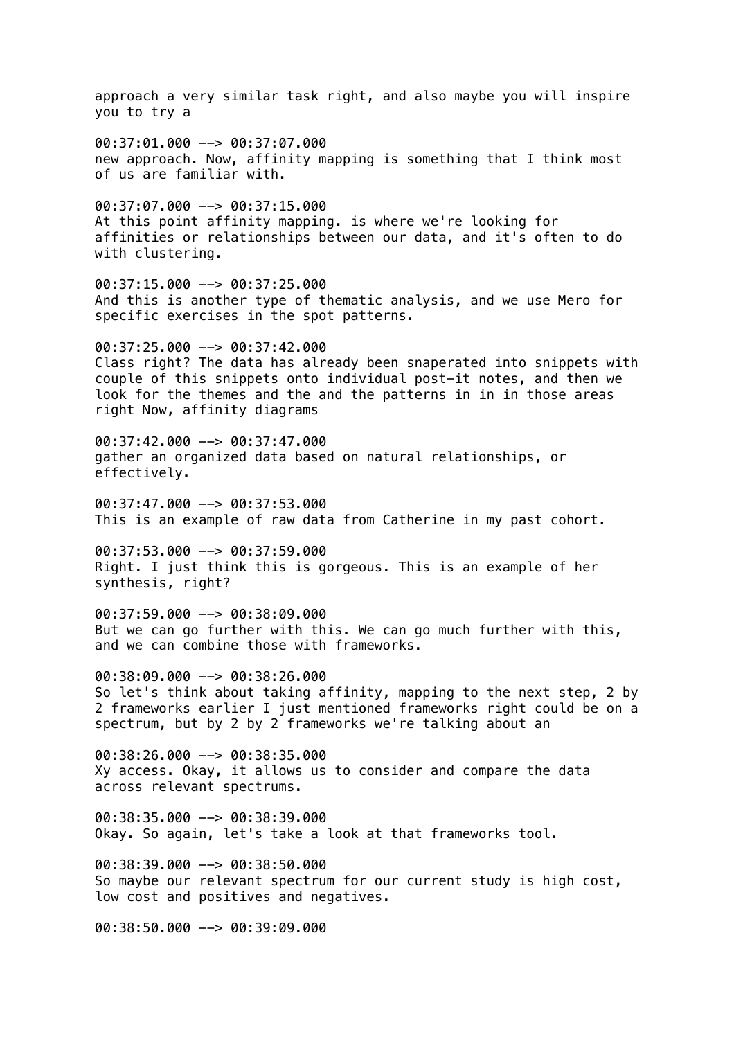approach a very similar task right, and also maybe you will inspire you to try a

00:37:01.000 --> 00:37:07.000
new approach. Now, affinity mapping is something that I think most of us are familiar with.

00:37:07.000 --> 00:37:15.000
At this point affinity mapping. is where we're looking for affinities or relationships between our data, and it's often to do with clustering.

00:37:15.000 --> 00:37:25.000
And this is another type of thematic analysis, and we use Mero for specific exercises in the spot patterns.

00:37:25.000 --> 00:37:42.000
Class right? The data has already been snaperated into snippets with couple of this snippets onto individual post-it notes, and then we look for the themes and the and the patterns in in in those areas right Now, affinity diagrams

00:37:42.000 --> 00:37:47.000
gather an organized data based on natural relationships, or effectively.

00:37:47.000 --> 00:37:53.000
This is an example of raw data from Catherine in my past cohort.

00:37:53.000 --> 00:37:59.000
Right. I just think this is gorgeous. This is an example of her synthesis, right?

00:37:59.000 --> 00:38:09.000
But we can go further with this. We can go much further with this, and we can combine those with frameworks.

00:38:09.000 --> 00:38:26.000
So let's think about taking affinity, mapping to the next step, 2 by 2 frameworks earlier I just mentioned frameworks right could be on a spectrum, but by 2 by 2 frameworks we're talking about an

00:38:26.000 --> 00:38:35.000
Xy access. Okay, it allows us to consider and compare the data across relevant spectrums.

00:38:35.000 --> 00:38:39.000
Okay. So again, let's take a look at that frameworks tool.

00:38:39.000 --> 00:38:50.000
So maybe our relevant spectrum for our current study is high cost, low cost and positives and negatives.

00:38:50.000 --> 00:39:09.000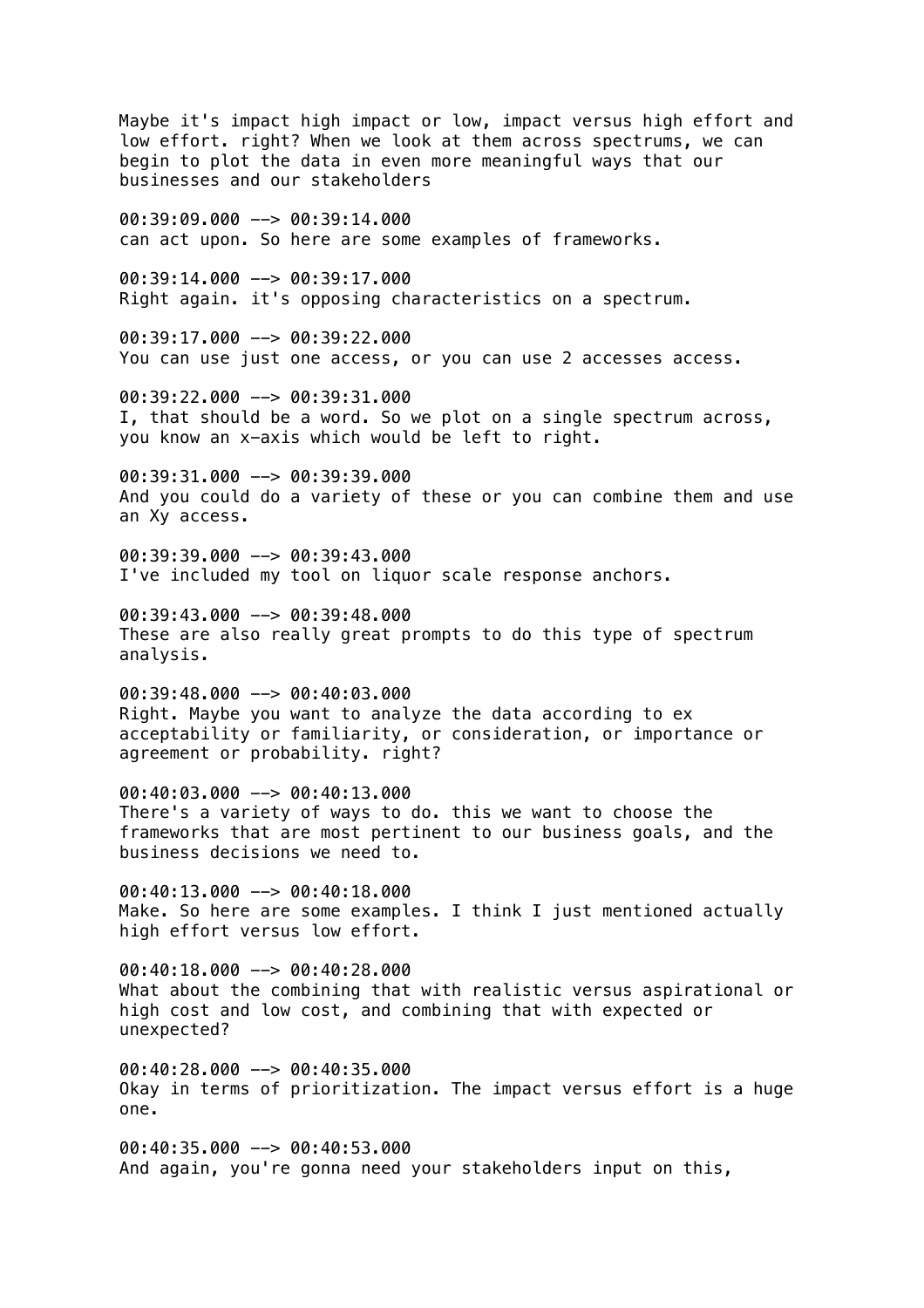Maybe it's impact high impact or low, impact versus high effort and low effort. right? When we look at them across spectrums, we can begin to plot the data in even more meaningful ways that our businesses and our stakeholders

00:39:09.000 --> 00:39:14.000
can act upon. So here are some examples of frameworks.

00:39:14.000 --> 00:39:17.000
Right again. it's opposing characteristics on a spectrum.

00:39:17.000 --> 00:39:22.000
You can use just one access, or you can use 2 accesses access.

00:39:22.000 --> 00:39:31.000
I, that should be a word. So we plot on a single spectrum across, you know an x-axis which would be left to right.

00:39:31.000 --> 00:39:39.000
And you could do a variety of these or you can combine them and use an Xy access.

00:39:39.000 --> 00:39:43.000
I've included my tool on liquor scale response anchors.

00:39:43.000 --> 00:39:48.000
These are also really great prompts to do this type of spectrum analysis.

00:39:48.000 --> 00:40:03.000
Right. Maybe you want to analyze the data according to ex acceptability or familiarity, or consideration, or importance or agreement or probability. right?

00:40:03.000 --> 00:40:13.000
There's a variety of ways to do. this we want to choose the frameworks that are most pertinent to our business goals, and the business decisions we need to.

00:40:13.000 --> 00:40:18.000
Make. So here are some examples. I think I just mentioned actually high effort versus low effort.

00:40:18.000 --> 00:40:28.000
What about the combining that with realistic versus aspirational or high cost and low cost, and combining that with expected or unexpected?

00:40:28.000 --> 00:40:35.000
Okay in terms of prioritization. The impact versus effort is a huge one.

00:40:35.000 --> 00:40:53.000
And again, you're gonna need your stakeholders input on this,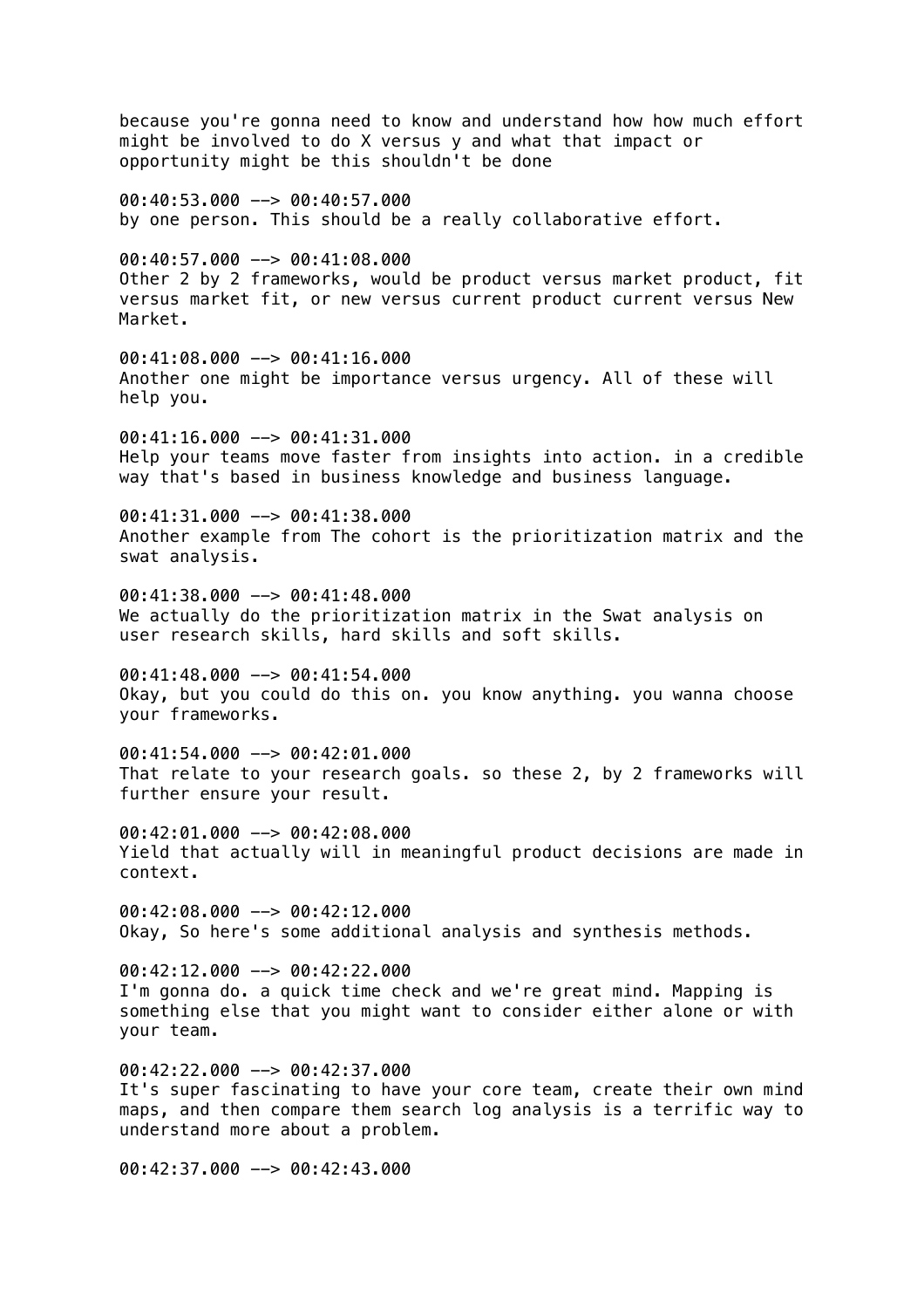because you're gonna need to know and understand how how much effort might be involved to do X versus y and what that impact or opportunity might be this shouldn't be done

00:40:53.000 --> 00:40:57.000
by one person. This should be a really collaborative effort.

00:40:57.000 --> 00:41:08.000
Other 2 by 2 frameworks, would be product versus market product, fit versus market fit, or new versus current product current versus New Market.

00:41:08.000 --> 00:41:16.000
Another one might be importance versus urgency. All of these will help you.

00:41:16.000 --> 00:41:31.000
Help your teams move faster from insights into action. in a credible way that's based in business knowledge and business language.

00:41:31.000 --> 00:41:38.000
Another example from The cohort is the prioritization matrix and the swat analysis.

00:41:38.000 --> 00:41:48.000
We actually do the prioritization matrix in the Swat analysis on user research skills, hard skills and soft skills.

00:41:48.000 --> 00:41:54.000
Okay, but you could do this on. you know anything. you wanna choose your frameworks.

00:41:54.000 --> 00:42:01.000
That relate to your research goals. so these 2, by 2 frameworks will further ensure your result.

00:42:01.000 --> 00:42:08.000
Yield that actually will in meaningful product decisions are made in context.

00:42:08.000 --> 00:42:12.000
Okay, So here's some additional analysis and synthesis methods.

00:42:12.000 --> 00:42:22.000
I'm gonna do. a quick time check and we're great mind. Mapping is something else that you might want to consider either alone or with your team.

00:42:22.000 --> 00:42:37.000
It's super fascinating to have your core team, create their own mind maps, and then compare them search log analysis is a terrific way to understand more about a problem.

00:42:37.000 --> 00:42:43.000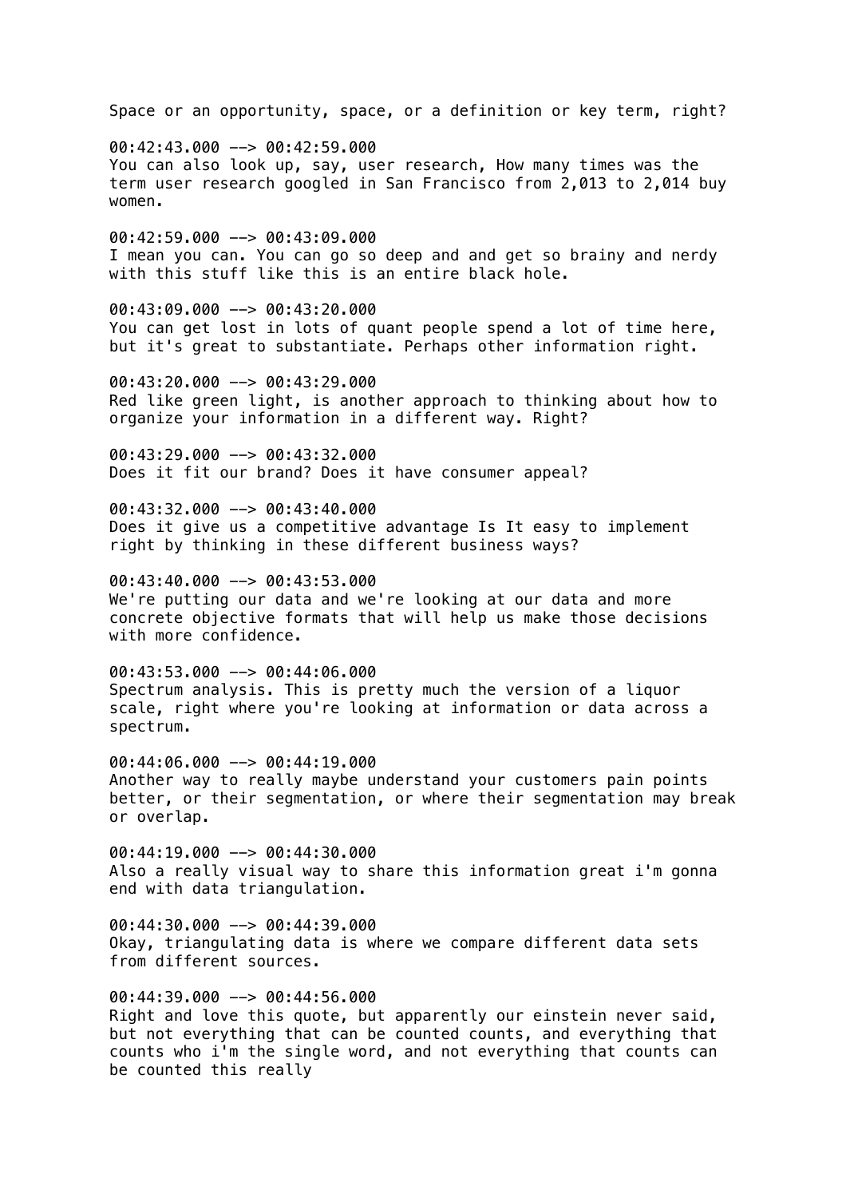Space or an opportunity, space, or a definition or key term, right?

00:42:43.000 --> 00:42:59.000
You can also look up, say, user research, How many times was the term user research googled in San Francisco from 2,013 to 2,014 buy women.

00:42:59.000 --> 00:43:09.000
I mean you can. You can go so deep and and get so brainy and nerdy with this stuff like this is an entire black hole.

00:43:09.000 --> 00:43:20.000
You can get lost in lots of quant people spend a lot of time here, but it's great to substantiate. Perhaps other information right.

00:43:20.000 --> 00:43:29.000
Red like green light, is another approach to thinking about how to organize your information in a different way. Right?

00:43:29.000 --> 00:43:32.000
Does it fit our brand? Does it have consumer appeal?

00:43:32.000 --> 00:43:40.000
Does it give us a competitive advantage Is It easy to implement right by thinking in these different business ways?

00:43:40.000 --> 00:43:53.000
We're putting our data and we're looking at our data and more concrete objective formats that will help us make those decisions with more confidence.

00:43:53.000 --> 00:44:06.000
Spectrum analysis. This is pretty much the version of a liquor scale, right where you're looking at information or data across a spectrum.

00:44:06.000 --> 00:44:19.000
Another way to really maybe understand your customers pain points better, or their segmentation, or where their segmentation may break or overlap.

00:44:19.000 --> 00:44:30.000
Also a really visual way to share this information great i'm gonna end with data triangulation.

00:44:30.000 --> 00:44:39.000
Okay, triangulating data is where we compare different data sets from different sources.

00:44:39.000 --> 00:44:56.000
Right and love this quote, but apparently our einstein never said, but not everything that can be counted counts, and everything that counts who i'm the single word, and not everything that counts can be counted this really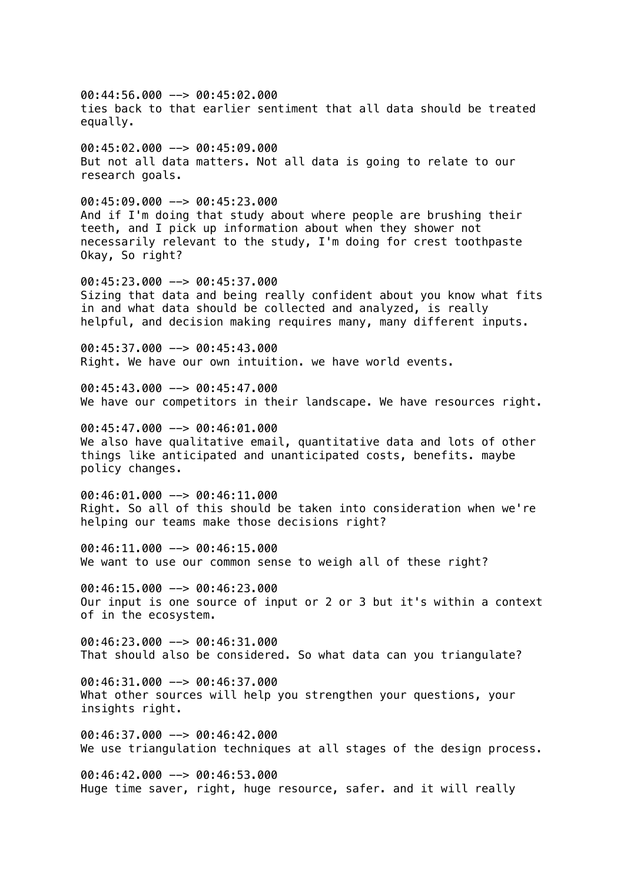00:44:56.000 --> 00:45:02.000
ties back to that earlier sentiment that all data should be treated equally.

00:45:02.000 --> 00:45:09.000
But not all data matters. Not all data is going to relate to our research goals.

00:45:09.000 --> 00:45:23.000
And if I'm doing that study about where people are brushing their teeth, and I pick up information about when they shower not necessarily relevant to the study, I'm doing for crest toothpaste Okay, So right?

00:45:23.000 --> 00:45:37.000
Sizing that data and being really confident about you know what fits in and what data should be collected and analyzed, is really helpful, and decision making requires many, many different inputs.

00:45:37.000 --> 00:45:43.000
Right. We have our own intuition. we have world events.

00:45:43.000 --> 00:45:47.000
We have our competitors in their landscape. We have resources right.

00:45:47.000 --> 00:46:01.000
We also have qualitative email, quantitative data and lots of other things like anticipated and unanticipated costs, benefits. maybe policy changes.

00:46:01.000 --> 00:46:11.000
Right. So all of this should be taken into consideration when we're helping our teams make those decisions right?

00:46:11.000 --> 00:46:15.000
We want to use our common sense to weigh all of these right?

00:46:15.000 --> 00:46:23.000
Our input is one source of input or 2 or 3 but it's within a context of in the ecosystem.

00:46:23.000 --> 00:46:31.000
That should also be considered. So what data can you triangulate?

00:46:31.000 --> 00:46:37.000
What other sources will help you strengthen your questions, your insights right.

00:46:37.000 --> 00:46:42.000
We use triangulation techniques at all stages of the design process.

00:46:42.000 --> 00:46:53.000
Huge time saver, right, huge resource, safer. and it will really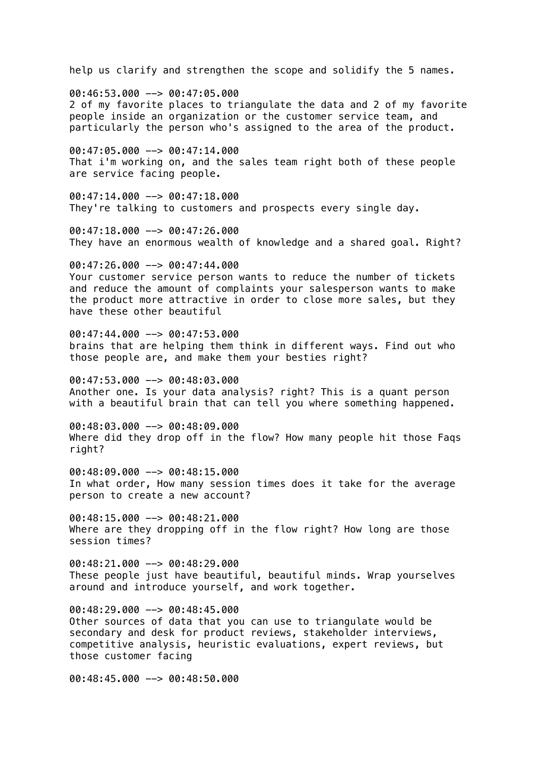help us clarify and strengthen the scope and solidify the 5 names.

00:46:53.000 --> 00:47:05.000
2 of my favorite places to triangulate the data and 2 of my favorite people inside an organization or the customer service team, and particularly the person who's assigned to the area of the product.

00:47:05.000 --> 00:47:14.000
That i'm working on, and the sales team right both of these people are service facing people.

00:47:14.000 --> 00:47:18.000
They're talking to customers and prospects every single day.

00:47:18.000 --> 00:47:26.000
They have an enormous wealth of knowledge and a shared goal. Right?

00:47:26.000 --> 00:47:44.000
Your customer service person wants to reduce the number of tickets and reduce the amount of complaints your salesperson wants to make the product more attractive in order to close more sales, but they have these other beautiful

00:47:44.000 --> 00:47:53.000
brains that are helping them think in different ways. Find out who those people are, and make them your besties right?

00:47:53.000 --> 00:48:03.000
Another one. Is your data analysis? right? This is a quant person with a beautiful brain that can tell you where something happened.

00:48:03.000 --> 00:48:09.000
Where did they drop off in the flow? How many people hit those Faqs right?

00:48:09.000 --> 00:48:15.000
In what order, How many session times does it take for the average person to create a new account?

00:48:15.000 --> 00:48:21.000
Where are they dropping off in the flow right? How long are those session times?

00:48:21.000 --> 00:48:29.000
These people just have beautiful, beautiful minds. Wrap yourselves around and introduce yourself, and work together.

00:48:29.000 --> 00:48:45.000
Other sources of data that you can use to triangulate would be secondary and desk for product reviews, stakeholder interviews, competitive analysis, heuristic evaluations, expert reviews, but those customer facing

00:48:45.000 --> 00:48:50.000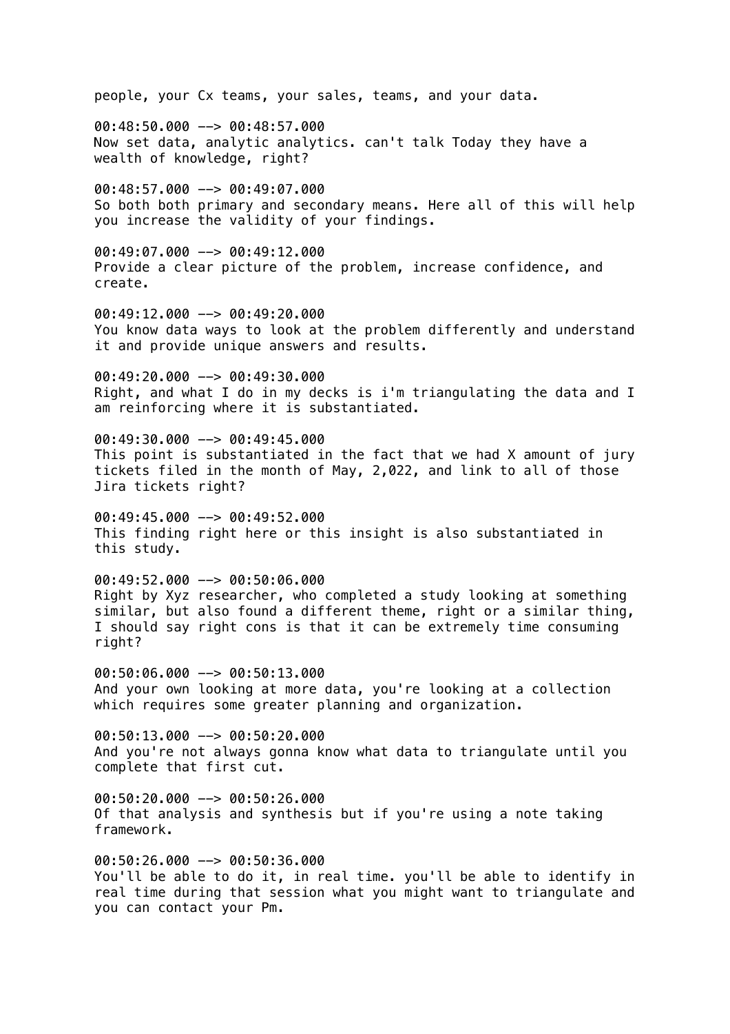people, your Cx teams, your sales, teams, and your data.

00:48:50.000 --> 00:48:57.000
Now set data, analytic analytics. can't talk Today they have a wealth of knowledge, right?

00:48:57.000 --> 00:49:07.000
So both both primary and secondary means. Here all of this will help you increase the validity of your findings.

00:49:07.000 --> 00:49:12.000
Provide a clear picture of the problem, increase confidence, and create.

00:49:12.000 --> 00:49:20.000
You know data ways to look at the problem differently and understand it and provide unique answers and results.

00:49:20.000 --> 00:49:30.000
Right, and what I do in my decks is i'm triangulating the data and I am reinforcing where it is substantiated.

00:49:30.000 --> 00:49:45.000
This point is substantiated in the fact that we had X amount of jury tickets filed in the month of May, 2,022, and link to all of those Jira tickets right?

00:49:45.000 --> 00:49:52.000
This finding right here or this insight is also substantiated in this study.

00:49:52.000 --> 00:50:06.000
Right by Xyz researcher, who completed a study looking at something similar, but also found a different theme, right or a similar thing, I should say right cons is that it can be extremely time consuming right?

00:50:06.000 --> 00:50:13.000
And your own looking at more data, you're looking at a collection which requires some greater planning and organization.

00:50:13.000 --> 00:50:20.000
And you're not always gonna know what data to triangulate until you complete that first cut.

00:50:20.000 --> 00:50:26.000
Of that analysis and synthesis but if you're using a note taking framework.

00:50:26.000 --> 00:50:36.000
You'll be able to do it, in real time. you'll be able to identify in real time during that session what you might want to triangulate and you can contact your Pm.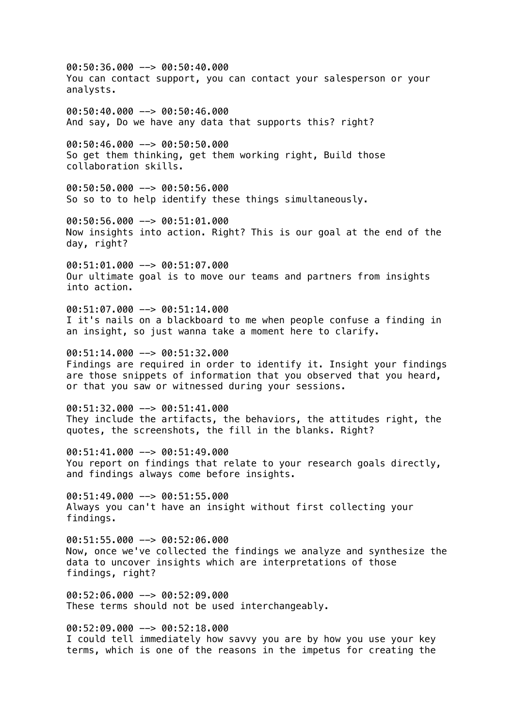00:50:36.000 --> 00:50:40.000
You can contact support, you can contact your salesperson or your analysts.

00:50:40.000 --> 00:50:46.000
And say, Do we have any data that supports this? right?

00:50:46.000 --> 00:50:50.000
So get them thinking, get them working right, Build those collaboration skills.

00:50:50.000 --> 00:50:56.000
So so to to help identify these things simultaneously.

00:50:56.000 --> 00:51:01.000
Now insights into action. Right? This is our goal at the end of the day, right?

00:51:01.000 --> 00:51:07.000
Our ultimate goal is to move our teams and partners from insights into action.

00:51:07.000 --> 00:51:14.000
I it's nails on a blackboard to me when people confuse a finding in an insight, so just wanna take a moment here to clarify.

00:51:14.000 --> 00:51:32.000
Findings are required in order to identify it. Insight your findings are those snippets of information that you observed that you heard, or that you saw or witnessed during your sessions.

00:51:32.000 --> 00:51:41.000
They include the artifacts, the behaviors, the attitudes right, the quotes, the screenshots, the fill in the blanks. Right?

00:51:41.000 --> 00:51:49.000
You report on findings that relate to your research goals directly, and findings always come before insights.

00:51:49.000 --> 00:51:55.000
Always you can't have an insight without first collecting your findings.

00:51:55.000 --> 00:52:06.000
Now, once we've collected the findings we analyze and synthesize the data to uncover insights which are interpretations of those findings, right?

00:52:06.000 --> 00:52:09.000
These terms should not be used interchangeably.

00:52:09.000 --> 00:52:18.000
I could tell immediately how savvy you are by how you use your key terms, which is one of the reasons in the impetus for creating the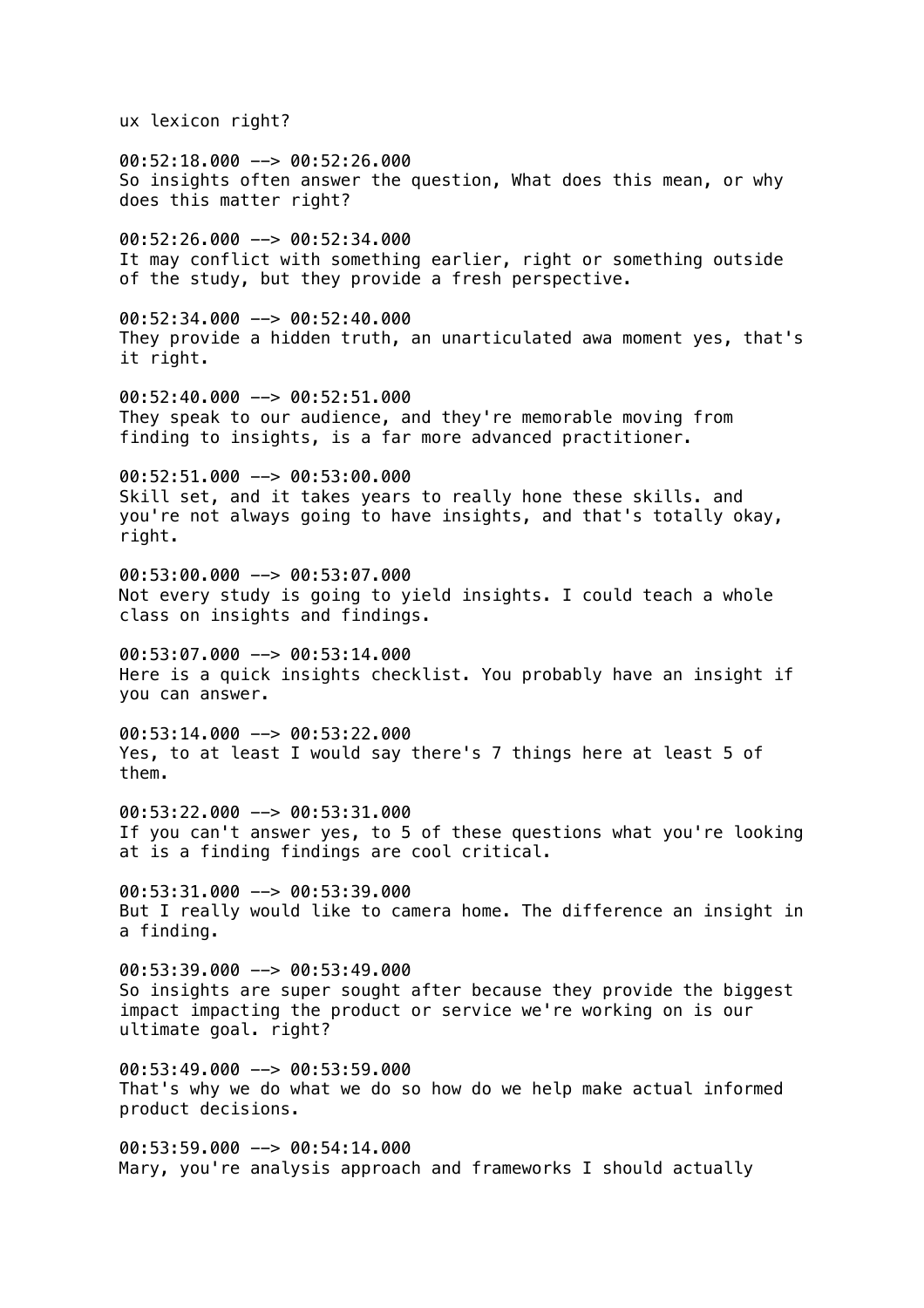ux lexicon right?

00:52:18.000 --> 00:52:26.000
So insights often answer the question, What does this mean, or why does this matter right?

00:52:26.000 --> 00:52:34.000
It may conflict with something earlier, right or something outside of the study, but they provide a fresh perspective.

00:52:34.000 --> 00:52:40.000
They provide a hidden truth, an unarticulated awa moment yes, that's it right.

00:52:40.000 --> 00:52:51.000
They speak to our audience, and they're memorable moving from finding to insights, is a far more advanced practitioner.

00:52:51.000 --> 00:53:00.000
Skill set, and it takes years to really hone these skills. and you're not always going to have insights, and that's totally okay, right.

00:53:00.000 --> 00:53:07.000
Not every study is going to yield insights. I could teach a whole class on insights and findings.

00:53:07.000 --> 00:53:14.000
Here is a quick insights checklist. You probably have an insight if you can answer.

00:53:14.000 --> 00:53:22.000
Yes, to at least I would say there's 7 things here at least 5 of them.

00:53:22.000 --> 00:53:31.000
If you can't answer yes, to 5 of these questions what you're looking at is a finding findings are cool critical.

00:53:31.000 --> 00:53:39.000
But I really would like to camera home. The difference an insight in a finding.

00:53:39.000 --> 00:53:49.000
So insights are super sought after because they provide the biggest impact impacting the product or service we're working on is our ultimate goal. right?

00:53:49.000 --> 00:53:59.000
That's why we do what we do so how do we help make actual informed product decisions.

00:53:59.000 --> 00:54:14.000
Mary, you're analysis approach and frameworks I should actually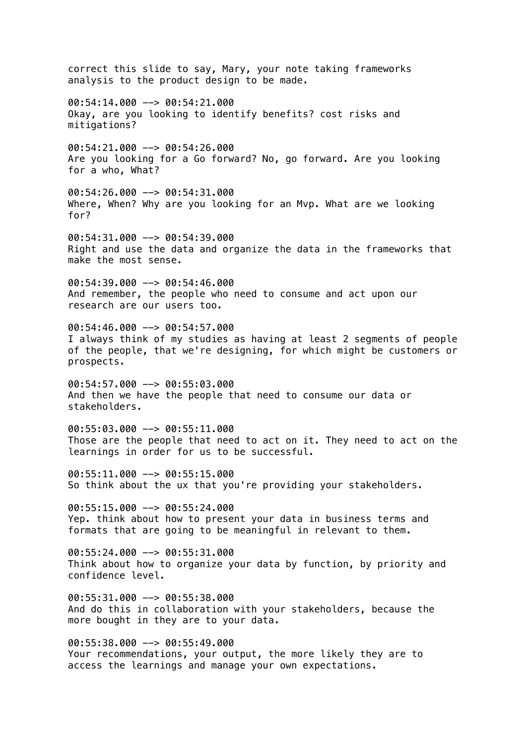correct this slide to say, Mary, your note taking frameworks analysis to the product design to be made.

00:54:14.000 --> 00:54:21.000
Okay, are you looking to identify benefits? cost risks and mitigations?

00:54:21.000 --> 00:54:26.000
Are you looking for a Go forward? No, go forward. Are you looking for a who, What?

00:54:26.000 --> 00:54:31.000
Where, When? Why are you looking for an Mvp. What are we looking for?

00:54:31.000 --> 00:54:39.000
Right and use the data and organize the data in the frameworks that make the most sense.

00:54:39.000 --> 00:54:46.000
And remember, the people who need to consume and act upon our research are our users too.

00:54:46.000 --> 00:54:57.000
I always think of my studies as having at least 2 segments of people of the people, that we're designing, for which might be customers or prospects.

00:54:57.000 --> 00:55:03.000
And then we have the people that need to consume our data or stakeholders.

00:55:03.000 --> 00:55:11.000
Those are the people that need to act on it. They need to act on the learnings in order for us to be successful.

00:55:11.000 --> 00:55:15.000
So think about the ux that you're providing your stakeholders.

00:55:15.000 --> 00:55:24.000
Yep. think about how to present your data in business terms and formats that are going to be meaningful in relevant to them.

00:55:24.000 --> 00:55:31.000
Think about how to organize your data by function, by priority and confidence level.

00:55:31.000 --> 00:55:38.000
And do this in collaboration with your stakeholders, because the more bought in they are to your data.

00:55:38.000 --> 00:55:49.000
Your recommendations, your output, the more likely they are to access the learnings and manage your own expectations.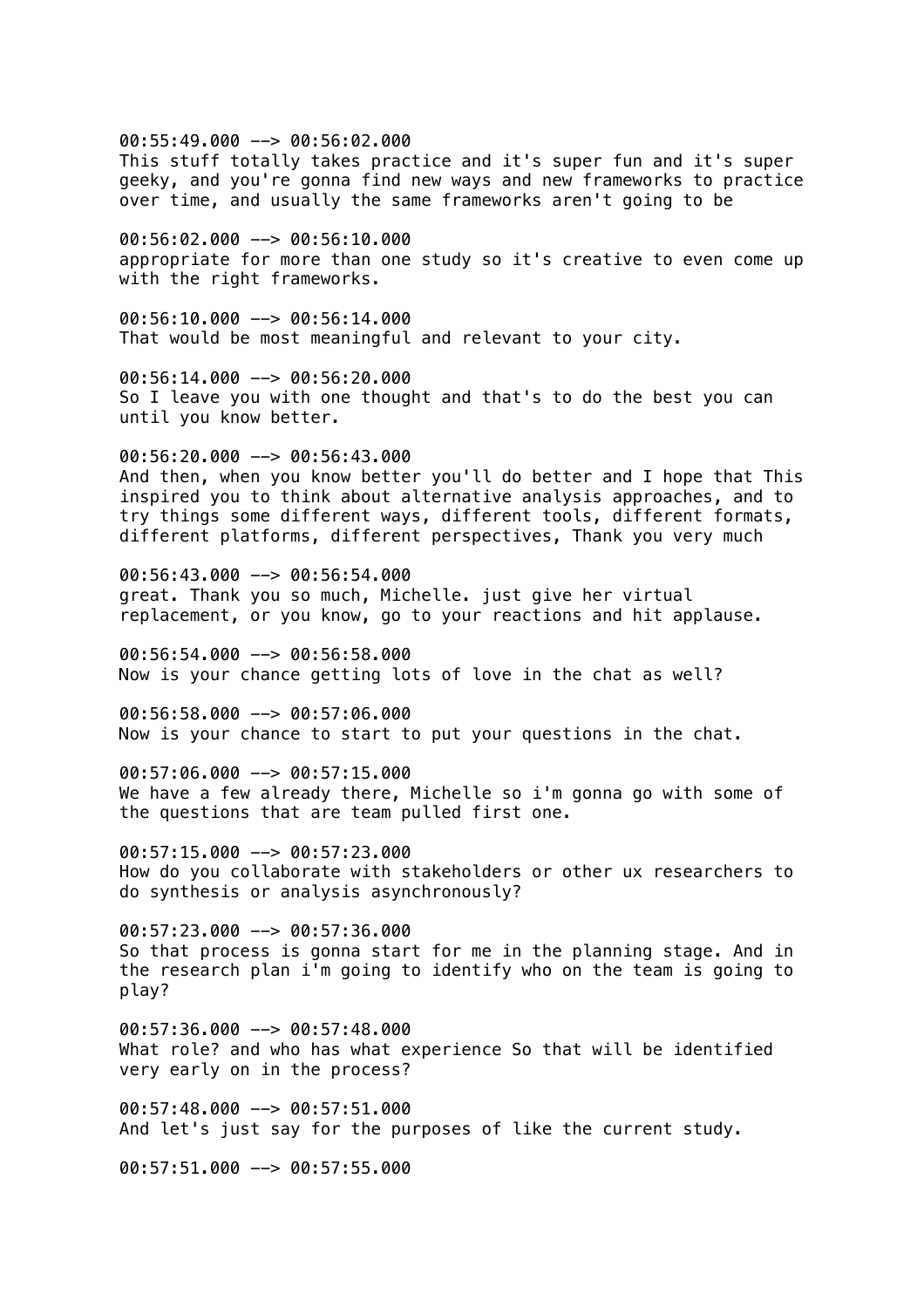00:55:49.000 --> 00:56:02.000
This stuff totally takes practice and it's super fun and it's super geeky, and you're gonna find new ways and new frameworks to practice over time, and usually the same frameworks aren't going to be

00:56:02.000 --> 00:56:10.000
appropriate for more than one study so it's creative to even come up with the right frameworks.

00:56:10.000 --> 00:56:14.000
That would be most meaningful and relevant to your city.

00:56:14.000 --> 00:56:20.000
So I leave you with one thought and that's to do the best you can until you know better.

00:56:20.000 --> 00:56:43.000
And then, when you know better you'll do better and I hope that This inspired you to think about alternative analysis approaches, and to try things some different ways, different tools, different formats, different platforms, different perspectives, Thank you very much

00:56:43.000 --> 00:56:54.000
great. Thank you so much, Michelle. just give her virtual replacement, or you know, go to your reactions and hit applause.

00:56:54.000 --> 00:56:58.000
Now is your chance getting lots of love in the chat as well?

00:56:58.000 --> 00:57:06.000
Now is your chance to start to put your questions in the chat.

00:57:06.000 --> 00:57:15.000
We have a few already there, Michelle so i'm gonna go with some of the questions that are team pulled first one.

00:57:15.000 --> 00:57:23.000
How do you collaborate with stakeholders or other ux researchers to do synthesis or analysis asynchronously?

00:57:23.000 --> 00:57:36.000
So that process is gonna start for me in the planning stage. And in the research plan i'm going to identify who on the team is going to play?

00:57:36.000 --> 00:57:48.000
What role? and who has what experience So that will be identified very early on in the process?

00:57:48.000 --> 00:57:51.000
And let's just say for the purposes of like the current study.

00:57:51.000 --> 00:57:55.000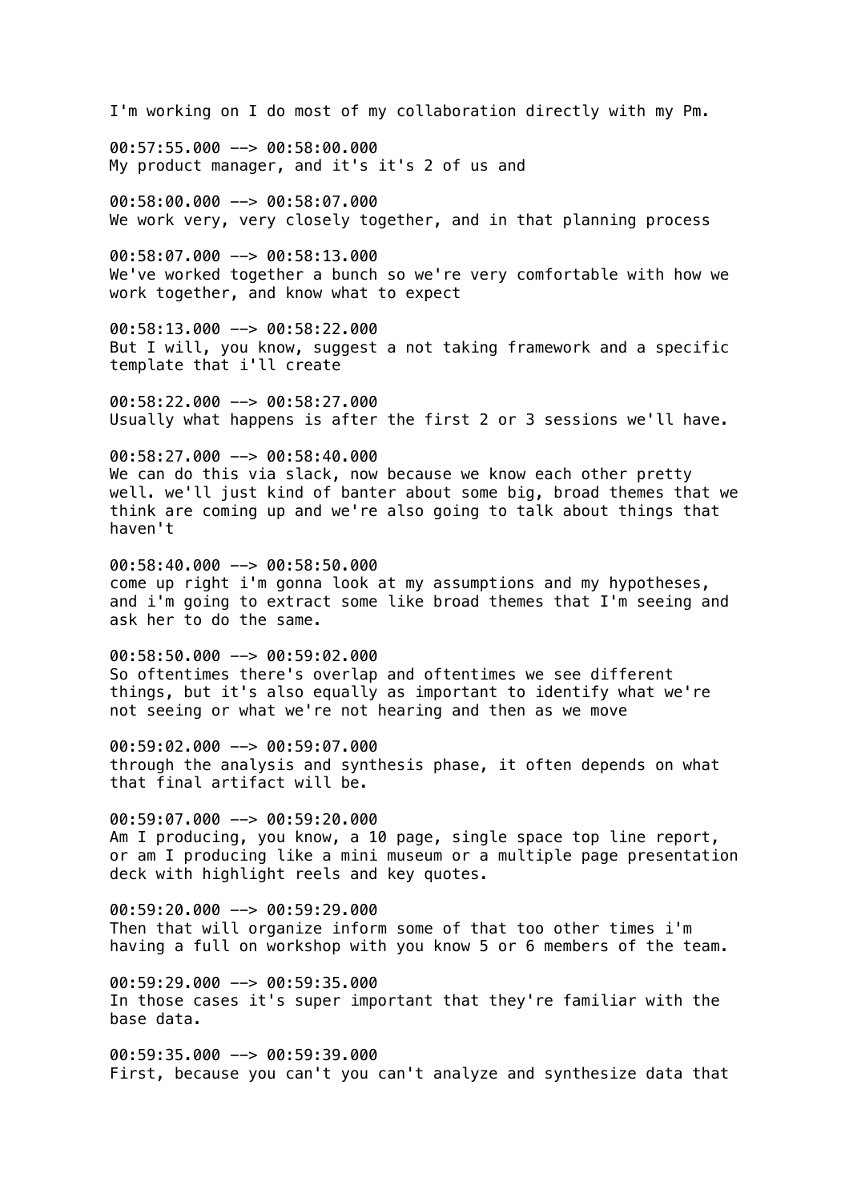I'm working on I do most of my collaboration directly with my Pm.

00:57:55.000 --> 00:58:00.000
My product manager, and it's it's 2 of us and

00:58:00.000 --> 00:58:07.000
We work very, very closely together, and in that planning process

00:58:07.000 --> 00:58:13.000
We've worked together a bunch so we're very comfortable with how we work together, and know what to expect

00:58:13.000 --> 00:58:22.000
But I will, you know, suggest a not taking framework and a specific template that i'll create

00:58:22.000 --> 00:58:27.000
Usually what happens is after the first 2 or 3 sessions we'll have.

00:58:27.000 --> 00:58:40.000
We can do this via slack, now because we know each other pretty well. we'll just kind of banter about some big, broad themes that we think are coming up and we're also going to talk about things that haven't

00:58:40.000 --> 00:58:50.000
come up right i'm gonna look at my assumptions and my hypotheses, and i'm going to extract some like broad themes that I'm seeing and ask her to do the same.

00:58:50.000 --> 00:59:02.000
So oftentimes there's overlap and oftentimes we see different things, but it's also equally as important to identify what we're not seeing or what we're not hearing and then as we move

00:59:02.000 --> 00:59:07.000
through the analysis and synthesis phase, it often depends on what that final artifact will be.

00:59:07.000 --> 00:59:20.000
Am I producing, you know, a 10 page, single space top line report, or am I producing like a mini museum or a multiple page presentation deck with highlight reels and key quotes.

00:59:20.000 --> 00:59:29.000
Then that will organize inform some of that too other times i'm having a full on workshop with you know 5 or 6 members of the team.

00:59:29.000 --> 00:59:35.000
In those cases it's super important that they're familiar with the base data.

00:59:35.000 --> 00:59:39.000
First, because you can't you can't analyze and synthesize data that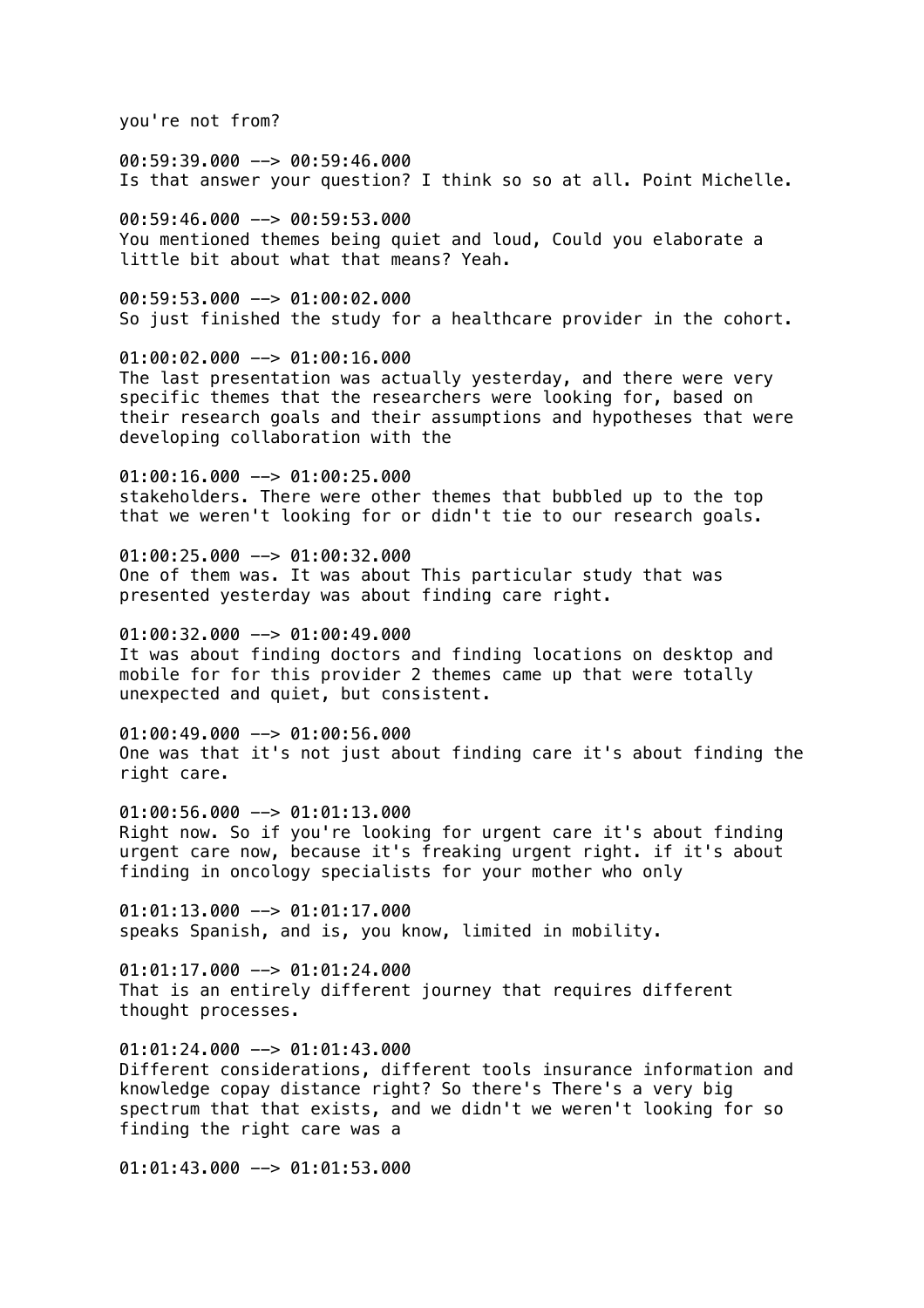you're not from?

00:59:39.000 --> 00:59:46.000
Is that answer your question? I think so so at all. Point Michelle.

00:59:46.000 --> 00:59:53.000
You mentioned themes being quiet and loud, Could you elaborate a little bit about what that means? Yeah.

00:59:53.000 --> 01:00:02.000
So just finished the study for a healthcare provider in the cohort.

01:00:02.000 --> 01:00:16.000
The last presentation was actually yesterday, and there were very specific themes that the researchers were looking for, based on their research goals and their assumptions and hypotheses that were developing collaboration with the

01:00:16.000 --> 01:00:25.000
stakeholders. There were other themes that bubbled up to the top that we weren't looking for or didn't tie to our research goals.

01:00:25.000 --> 01:00:32.000
One of them was. It was about This particular study that was presented yesterday was about finding care right.

01:00:32.000 --> 01:00:49.000
It was about finding doctors and finding locations on desktop and mobile for for this provider 2 themes came up that were totally unexpected and quiet, but consistent.

01:00:49.000 --> 01:00:56.000
One was that it's not just about finding care it's about finding the right care.

01:00:56.000 --> 01:01:13.000
Right now. So if you're looking for urgent care it's about finding urgent care now, because it's freaking urgent right. if it's about finding in oncology specialists for your mother who only

01:01:13.000 --> 01:01:17.000
speaks Spanish, and is, you know, limited in mobility.

01:01:17.000 --> 01:01:24.000
That is an entirely different journey that requires different thought processes.

01:01:24.000 --> 01:01:43.000
Different considerations, different tools insurance information and knowledge copay distance right? So there's There's a very big spectrum that that exists, and we didn't we weren't looking for so finding the right care was a

01:01:43.000 --> 01:01:53.000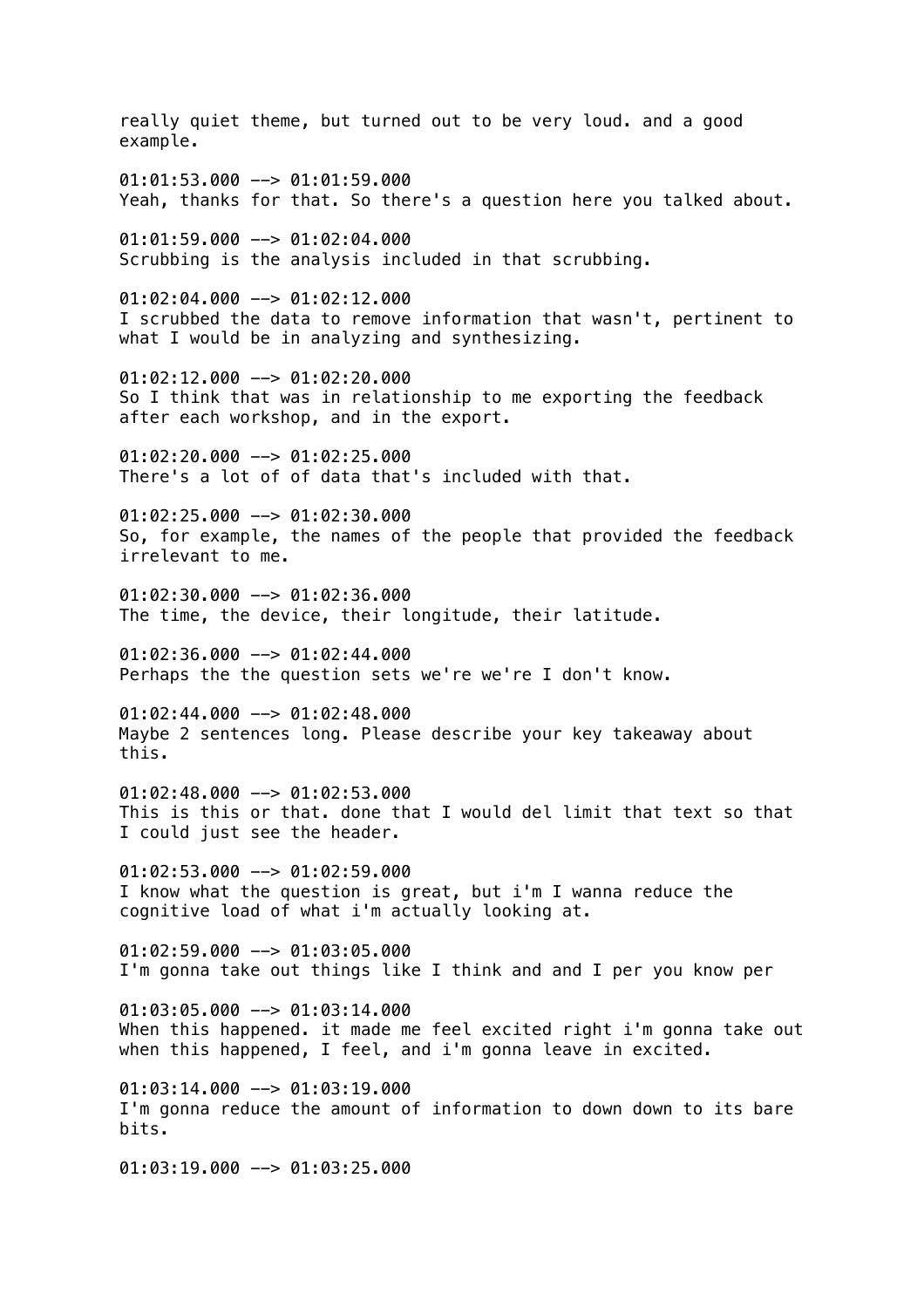really quiet theme, but turned out to be very loud. and a good example.

01:01:53.000 --> 01:01:59.000
Yeah, thanks for that. So there's a question here you talked about.

01:01:59.000 --> 01:02:04.000
Scrubbing is the analysis included in that scrubbing.

01:02:04.000 --> 01:02:12.000
I scrubbed the data to remove information that wasn't, pertinent to what I would be in analyzing and synthesizing.

01:02:12.000 --> 01:02:20.000
So I think that was in relationship to me exporting the feedback after each workshop, and in the export.

01:02:20.000 --> 01:02:25.000
There's a lot of of data that's included with that.

01:02:25.000 --> 01:02:30.000
So, for example, the names of the people that provided the feedback irrelevant to me.

01:02:30.000 --> 01:02:36.000
The time, the device, their longitude, their latitude.

01:02:36.000 --> 01:02:44.000
Perhaps the the question sets we're we're I don't know.

01:02:44.000 --> 01:02:48.000
Maybe 2 sentences long. Please describe your key takeaway about this.

01:02:48.000 --> 01:02:53.000
This is this or that. done that I would del limit that text so that I could just see the header.

01:02:53.000 --> 01:02:59.000
I know what the question is great, but i'm I wanna reduce the cognitive load of what i'm actually looking at.

01:02:59.000 --> 01:03:05.000
I'm gonna take out things like I think and and I per you know per

01:03:05.000 --> 01:03:14.000
When this happened. it made me feel excited right i'm gonna take out when this happened, I feel, and i'm gonna leave in excited.

01:03:14.000 --> 01:03:19.000
I'm gonna reduce the amount of information to down down to its bare bits.

01:03:19.000 --> 01:03:25.000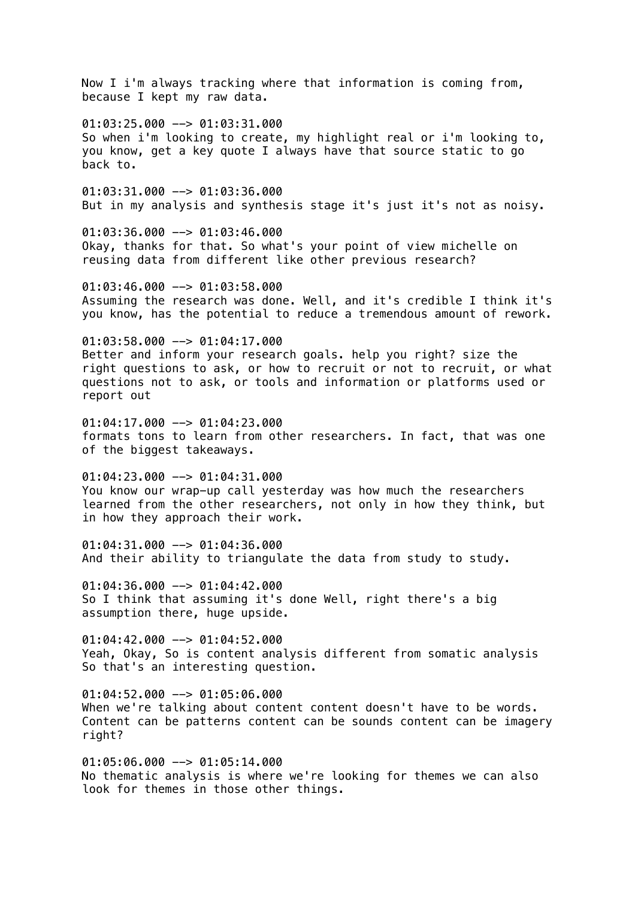Now I i'm always tracking where that information is coming from, because I kept my raw data.

01:03:25.000 --> 01:03:31.000
So when i'm looking to create, my highlight real or i'm looking to, you know, get a key quote I always have that source static to go back to.

01:03:31.000 --> 01:03:36.000
But in my analysis and synthesis stage it's just it's not as noisy.

01:03:36.000 --> 01:03:46.000
Okay, thanks for that. So what's your point of view michelle on reusing data from different like other previous research?

01:03:46.000 --> 01:03:58.000
Assuming the research was done. Well, and it's credible I think it's you know, has the potential to reduce a tremendous amount of rework.

01:03:58.000 --> 01:04:17.000
Better and inform your research goals. help you right? size the right questions to ask, or how to recruit or not to recruit, or what questions not to ask, or tools and information or platforms used or report out

01:04:17.000 --> 01:04:23.000
formats tons to learn from other researchers. In fact, that was one of the biggest takeaways.

01:04:23.000 --> 01:04:31.000
You know our wrap-up call yesterday was how much the researchers learned from the other researchers, not only in how they think, but in how they approach their work.

01:04:31.000 --> 01:04:36.000
And their ability to triangulate the data from study to study.

01:04:36.000 --> 01:04:42.000
So I think that assuming it's done Well, right there's a big assumption there, huge upside.

01:04:42.000 --> 01:04:52.000
Yeah, Okay, So is content analysis different from somatic analysis So that's an interesting question.

01:04:52.000 --> 01:05:06.000
When we're talking about content content doesn't have to be words. Content can be patterns content can be sounds content can be imagery right?

01:05:06.000 --> 01:05:14.000
No thematic analysis is where we're looking for themes we can also look for themes in those other things.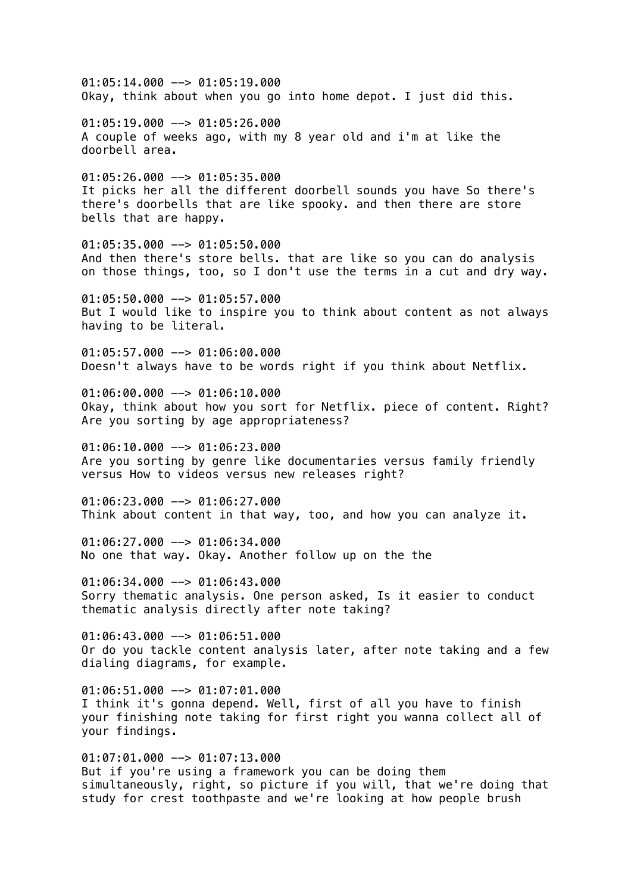01:05:14.000 --> 01:05:19.000
Okay, think about when you go into home depot. I just did this.

01:05:19.000 --> 01:05:26.000
A couple of weeks ago, with my 8 year old and i'm at like the doorbell area.

01:05:26.000 --> 01:05:35.000
It picks her all the different doorbell sounds you have So there's there's doorbells that are like spooky. and then there are store bells that are happy.

01:05:35.000 --> 01:05:50.000
And then there's store bells. that are like so you can do analysis on those things, too, so I don't use the terms in a cut and dry way.

01:05:50.000 --> 01:05:57.000
But I would like to inspire you to think about content as not always having to be literal.

01:05:57.000 --> 01:06:00.000
Doesn't always have to be words right if you think about Netflix.

01:06:00.000 --> 01:06:10.000
Okay, think about how you sort for Netflix. piece of content. Right? Are you sorting by age appropriateness?

01:06:10.000 --> 01:06:23.000
Are you sorting by genre like documentaries versus family friendly versus How to videos versus new releases right?

01:06:23.000 --> 01:06:27.000
Think about content in that way, too, and how you can analyze it.

01:06:27.000 --> 01:06:34.000
No one that way. Okay. Another follow up on the the

01:06:34.000 --> 01:06:43.000
Sorry thematic analysis. One person asked, Is it easier to conduct thematic analysis directly after note taking?

01:06:43.000 --> 01:06:51.000
Or do you tackle content analysis later, after note taking and a few dialing diagrams, for example.

01:06:51.000 --> 01:07:01.000
I think it's gonna depend. Well, first of all you have to finish your finishing note taking for first right you wanna collect all of your findings.

01:07:01.000 --> 01:07:13.000
But if you're using a framework you can be doing them simultaneously, right, so picture if you will, that we're doing that study for crest toothpaste and we're looking at how people brush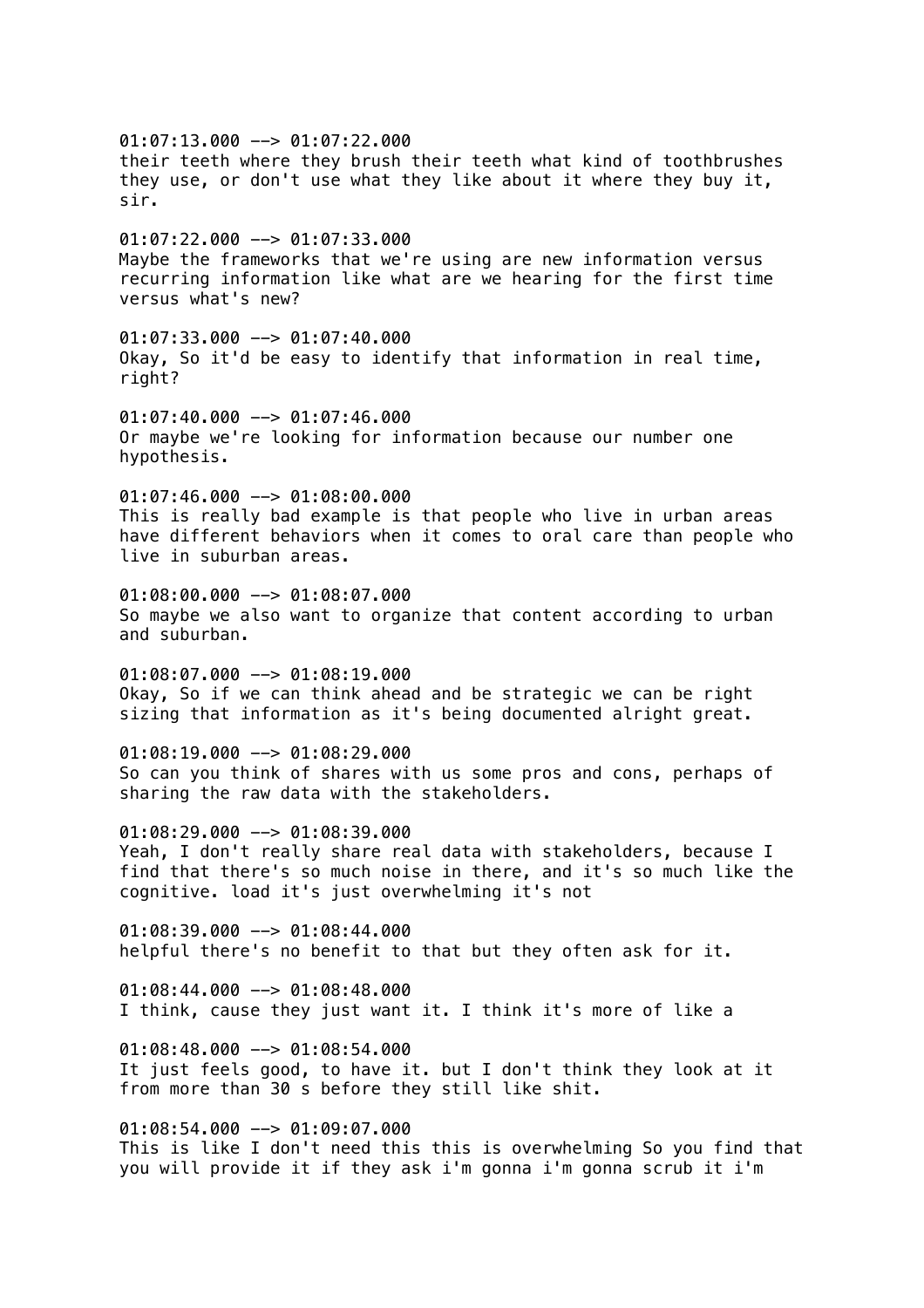01:07:13.000 --> 01:07:22.000
their teeth where they brush their teeth what kind of toothbrushes they use, or don't use what they like about it where they buy it, sir.

01:07:22.000 --> 01:07:33.000
Maybe the frameworks that we're using are new information versus recurring information like what are we hearing for the first time versus what's new?

01:07:33.000 --> 01:07:40.000
Okay, So it'd be easy to identify that information in real time, right?

01:07:40.000 --> 01:07:46.000
Or maybe we're looking for information because our number one hypothesis.

01:07:46.000 --> 01:08:00.000
This is really bad example is that people who live in urban areas have different behaviors when it comes to oral care than people who live in suburban areas.

01:08:00.000 --> 01:08:07.000
So maybe we also want to organize that content according to urban and suburban.

01:08:07.000 --> 01:08:19.000
Okay, So if we can think ahead and be strategic we can be right sizing that information as it's being documented alright great.

01:08:19.000 --> 01:08:29.000
So can you think of shares with us some pros and cons, perhaps of sharing the raw data with the stakeholders.

01:08:29.000 --> 01:08:39.000
Yeah, I don't really share real data with stakeholders, because I find that there's so much noise in there, and it's so much like the cognitive. load it's just overwhelming it's not

01:08:39.000 --> 01:08:44.000
helpful there's no benefit to that but they often ask for it.

01:08:44.000 --> 01:08:48.000
I think, cause they just want it. I think it's more of like a

01:08:48.000 --> 01:08:54.000
It just feels good, to have it. but I don't think they look at it from more than 30 s before they still like shit.

01:08:54.000 --> 01:09:07.000
This is like I don't need this this is overwhelming So you find that you will provide it if they ask i'm gonna i'm gonna scrub it i'm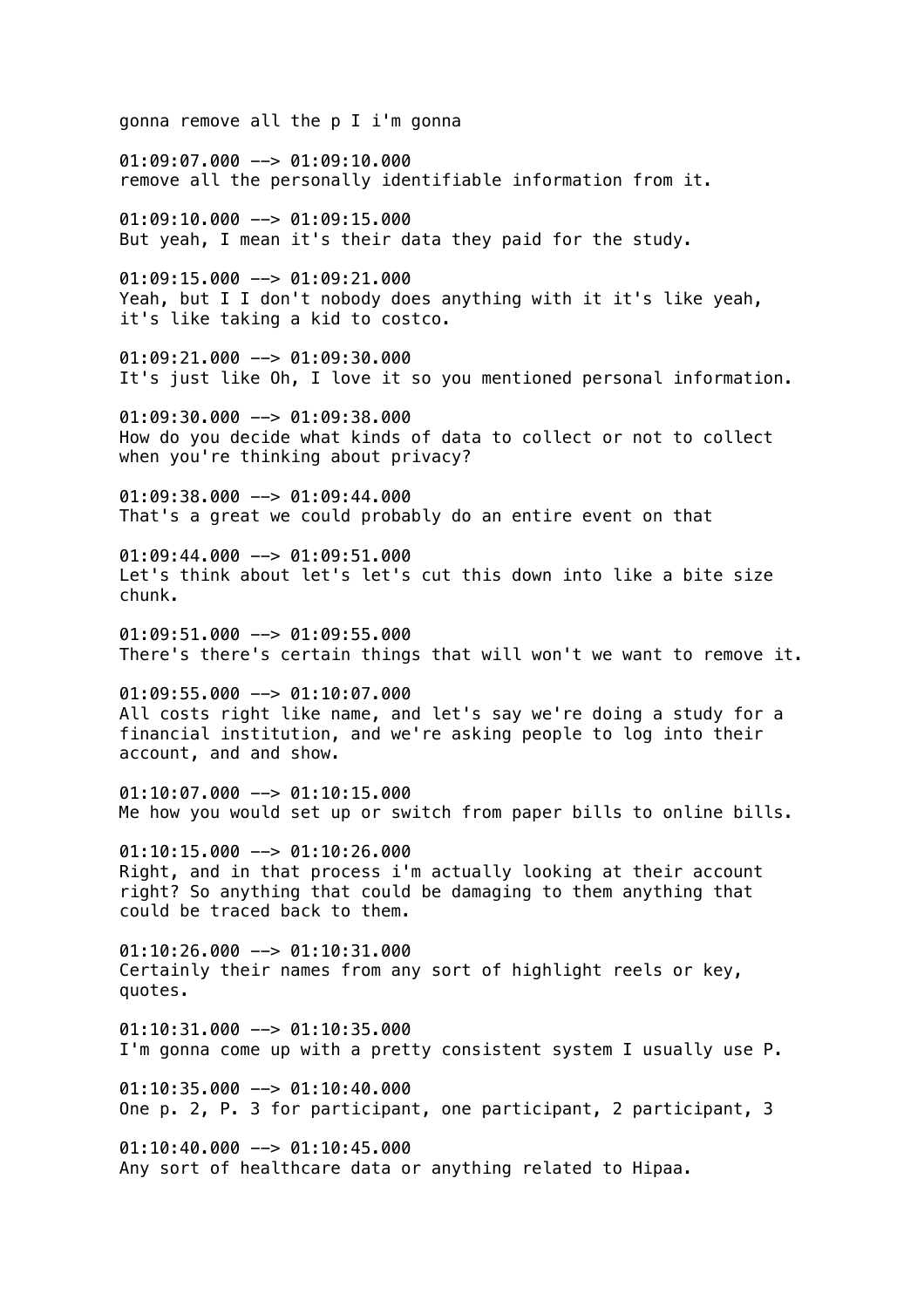gonna remove all the p I i'm gonna

01:09:07.000 --> 01:09:10.000
remove all the personally identifiable information from it.

01:09:10.000 --> 01:09:15.000
But yeah, I mean it's their data they paid for the study.

01:09:15.000 --> 01:09:21.000
Yeah, but I I don't nobody does anything with it it's like yeah, it's like taking a kid to costco.

01:09:21.000 --> 01:09:30.000
It's just like Oh, I love it so you mentioned personal information.

01:09:30.000 --> 01:09:38.000
How do you decide what kinds of data to collect or not to collect when you're thinking about privacy?

01:09:38.000 --> 01:09:44.000
That's a great we could probably do an entire event on that

01:09:44.000 --> 01:09:51.000
Let's think about let's let's cut this down into like a bite size chunk.

01:09:51.000 --> 01:09:55.000
There's there's certain things that will won't we want to remove it.

01:09:55.000 --> 01:10:07.000
All costs right like name, and let's say we're doing a study for a financial institution, and we're asking people to log into their account, and and show.

01:10:07.000 --> 01:10:15.000
Me how you would set up or switch from paper bills to online bills.

01:10:15.000 --> 01:10:26.000
Right, and in that process i'm actually looking at their account right? So anything that could be damaging to them anything that could be traced back to them.

01:10:26.000 --> 01:10:31.000
Certainly their names from any sort of highlight reels or key, quotes.

01:10:31.000 --> 01:10:35.000
I'm gonna come up with a pretty consistent system I usually use P.

01:10:35.000 --> 01:10:40.000
One p. 2, P. 3 for participant, one participant, 2 participant, 3

01:10:40.000 --> 01:10:45.000
Any sort of healthcare data or anything related to Hipaa.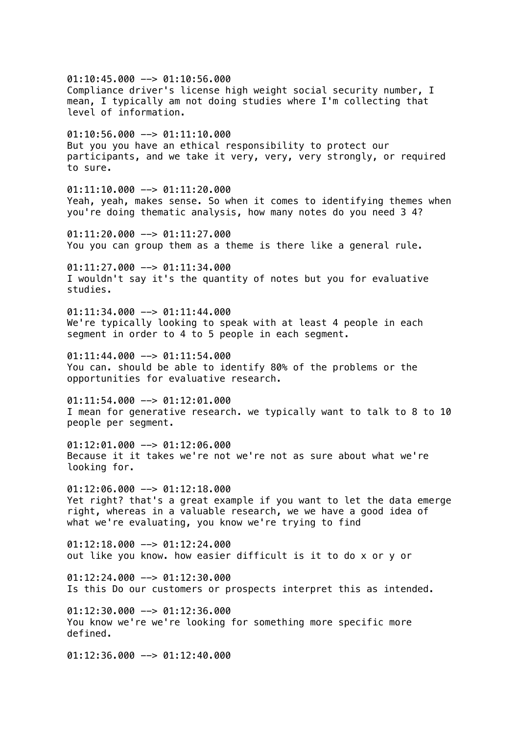01:10:45.000 --> 01:10:56.000
Compliance driver's license high weight social security number, I mean, I typically am not doing studies where I'm collecting that level of information.

01:10:56.000 --> 01:11:10.000
But you you have an ethical responsibility to protect our participants, and we take it very, very, very strongly, or required to sure.

01:11:10.000 --> 01:11:20.000
Yeah, yeah, makes sense. So when it comes to identifying themes when you're doing thematic analysis, how many notes do you need 3 4?

01:11:20.000 --> 01:11:27.000
You you can group them as a theme is there like a general rule.

01:11:27.000 --> 01:11:34.000
I wouldn't say it's the quantity of notes but you for evaluative studies.

01:11:34.000 --> 01:11:44.000
We're typically looking to speak with at least 4 people in each segment in order to 4 to 5 people in each segment.

01:11:44.000 --> 01:11:54.000
You can. should be able to identify 80% of the problems or the opportunities for evaluative research.

01:11:54.000 --> 01:12:01.000
I mean for generative research. we typically want to talk to 8 to 10 people per segment.

01:12:01.000 --> 01:12:06.000
Because it it takes we're not we're not as sure about what we're looking for.

01:12:06.000 --> 01:12:18.000
Yet right? that's a great example if you want to let the data emerge right, whereas in a valuable research, we we have a good idea of what we're evaluating, you know we're trying to find

01:12:18.000 --> 01:12:24.000
out like you know. how easier difficult is it to do x or y or

01:12:24.000 --> 01:12:30.000
Is this Do our customers or prospects interpret this as intended.

01:12:30.000 --> 01:12:36.000
You know we're we're looking for something more specific more defined.

01:12:36.000 --> 01:12:40.000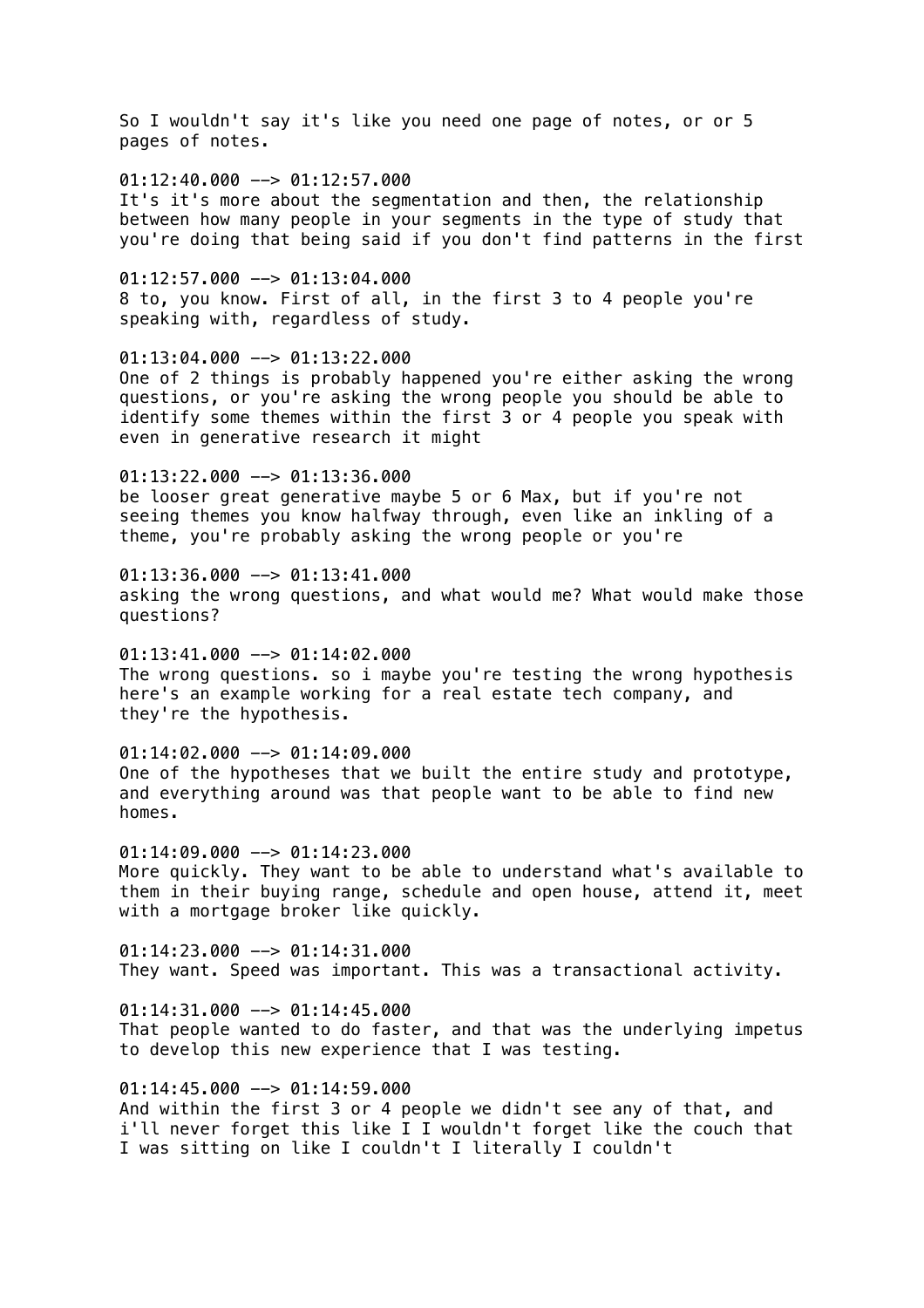So I wouldn't say it's like you need one page of notes, or or 5 pages of notes.

01:12:40.000 --> 01:12:57.000
It's it's more about the segmentation and then, the relationship between how many people in your segments in the type of study that you're doing that being said if you don't find patterns in the first

01:12:57.000 --> 01:13:04.000
8 to, you know. First of all, in the first 3 to 4 people you're speaking with, regardless of study.

01:13:04.000 --> 01:13:22.000
One of 2 things is probably happened you're either asking the wrong questions, or you're asking the wrong people you should be able to identify some themes within the first 3 or 4 people you speak with even in generative research it might

01:13:22.000 --> 01:13:36.000
be looser great generative maybe 5 or 6 Max, but if you're not seeing themes you know halfway through, even like an inkling of a theme, you're probably asking the wrong people or you're

01:13:36.000 --> 01:13:41.000
asking the wrong questions, and what would me? What would make those questions?

01:13:41.000 --> 01:14:02.000
The wrong questions. so i maybe you're testing the wrong hypothesis here's an example working for a real estate tech company, and they're the hypothesis.

01:14:02.000 --> 01:14:09.000
One of the hypotheses that we built the entire study and prototype, and everything around was that people want to be able to find new homes.

01:14:09.000 --> 01:14:23.000
More quickly. They want to be able to understand what's available to them in their buying range, schedule and open house, attend it, meet with a mortgage broker like quickly.

01:14:23.000 --> 01:14:31.000
They want. Speed was important. This was a transactional activity.

01:14:31.000 --> 01:14:45.000
That people wanted to do faster, and that was the underlying impetus to develop this new experience that I was testing.

01:14:45.000 --> 01:14:59.000
And within the first 3 or 4 people we didn't see any of that, and i'll never forget this like I I wouldn't forget like the couch that I was sitting on like I couldn't I literally I couldn't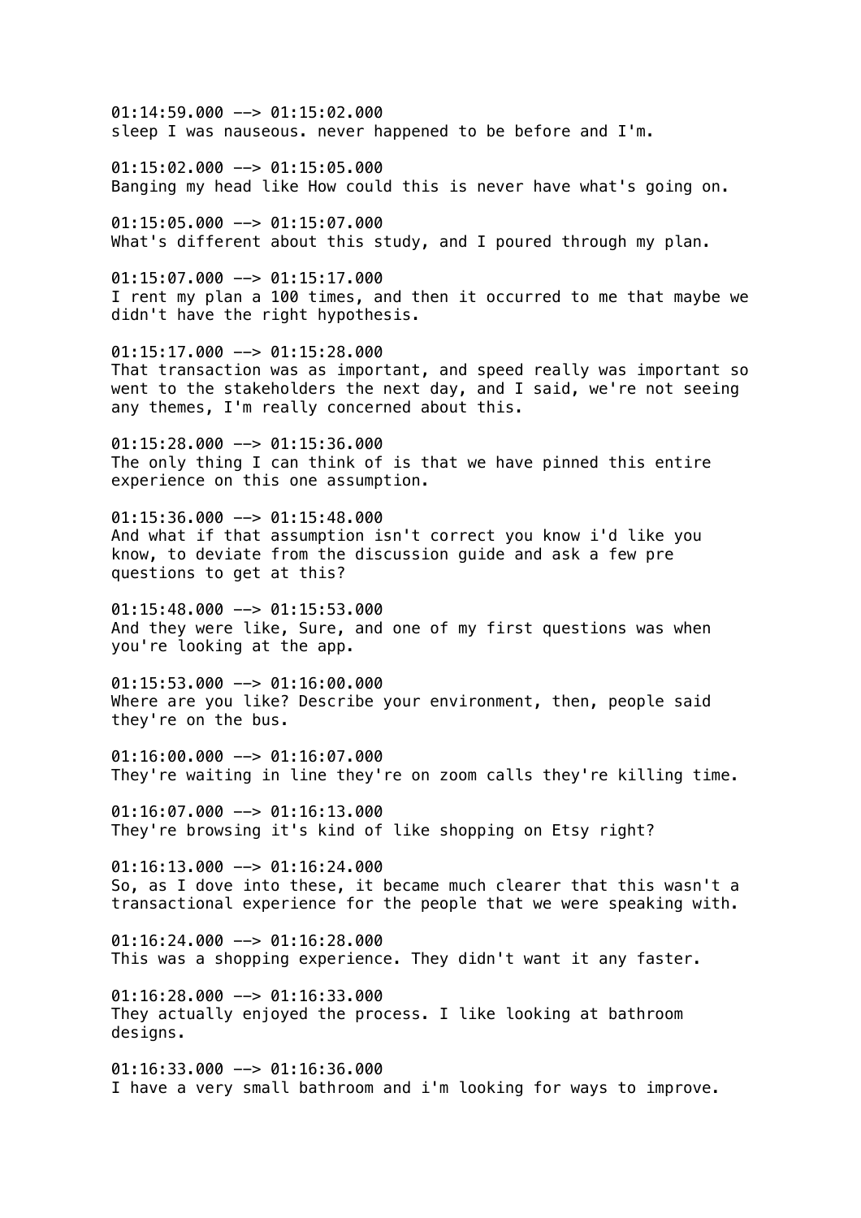01:14:59.000 --> 01:15:02.000
sleep I was nauseous. never happened to be before and I'm.

01:15:02.000 --> 01:15:05.000
Banging my head like How could this is never have what's going on.

01:15:05.000 --> 01:15:07.000
What's different about this study, and I poured through my plan.

01:15:07.000 --> 01:15:17.000
I rent my plan a 100 times, and then it occurred to me that maybe we didn't have the right hypothesis.

01:15:17.000 --> 01:15:28.000
That transaction was as important, and speed really was important so went to the stakeholders the next day, and I said, we're not seeing any themes, I'm really concerned about this.

01:15:28.000 --> 01:15:36.000
The only thing I can think of is that we have pinned this entire experience on this one assumption.

01:15:36.000 --> 01:15:48.000
And what if that assumption isn't correct you know i'd like you know, to deviate from the discussion guide and ask a few pre questions to get at this?

01:15:48.000 --> 01:15:53.000
And they were like, Sure, and one of my first questions was when you're looking at the app.

01:15:53.000 --> 01:16:00.000
Where are you like? Describe your environment, then, people said they're on the bus.

01:16:00.000 --> 01:16:07.000
They're waiting in line they're on zoom calls they're killing time.

01:16:07.000 --> 01:16:13.000
They're browsing it's kind of like shopping on Etsy right?

01:16:13.000 --> 01:16:24.000
So, as I dove into these, it became much clearer that this wasn't a transactional experience for the people that we were speaking with.

01:16:24.000 --> 01:16:28.000
This was a shopping experience. They didn't want it any faster.

01:16:28.000 --> 01:16:33.000
They actually enjoyed the process. I like looking at bathroom designs.

01:16:33.000 --> 01:16:36.000
I have a very small bathroom and i'm looking for ways to improve.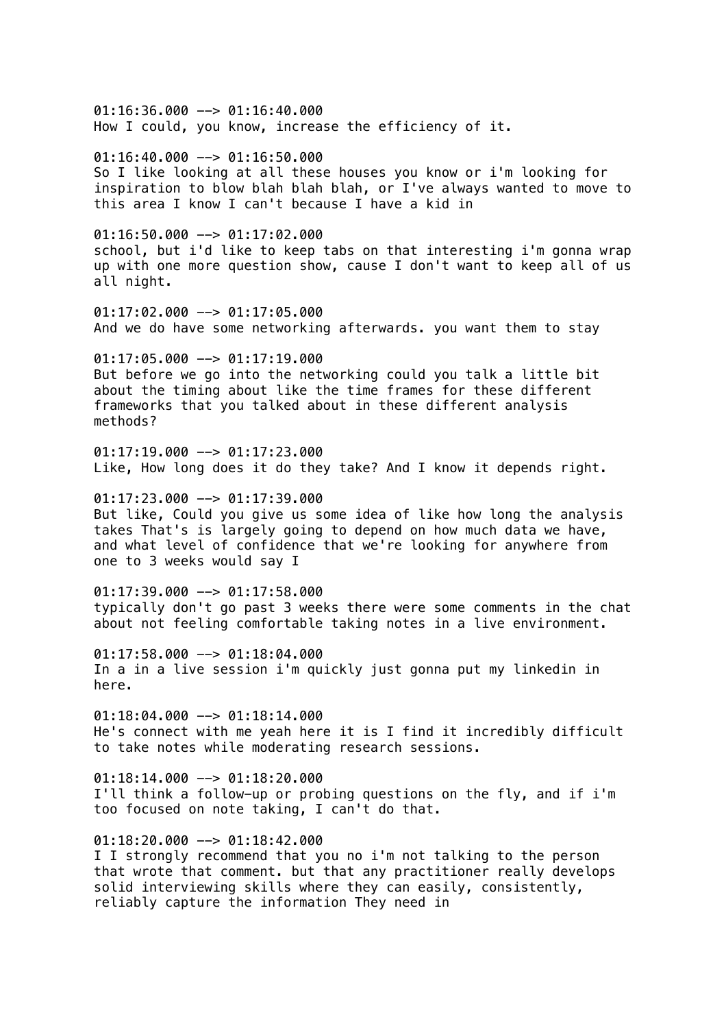01:16:36.000 --> 01:16:40.000
How I could, you know, increase the efficiency of it.

01:16:40.000 --> 01:16:50.000
So I like looking at all these houses you know or i'm looking for inspiration to blow blah blah blah, or I've always wanted to move to this area I know I can't because I have a kid in

01:16:50.000 --> 01:17:02.000
school, but i'd like to keep tabs on that interesting i'm gonna wrap up with one more question show, cause I don't want to keep all of us all night.

01:17:02.000 --> 01:17:05.000
And we do have some networking afterwards. you want them to stay

01:17:05.000 --> 01:17:19.000
But before we go into the networking could you talk a little bit about the timing about like the time frames for these different frameworks that you talked about in these different analysis methods?

01:17:19.000 --> 01:17:23.000
Like, How long does it do they take? And I know it depends right.

01:17:23.000 --> 01:17:39.000
But like, Could you give us some idea of like how long the analysis takes That's is largely going to depend on how much data we have, and what level of confidence that we're looking for anywhere from one to 3 weeks would say I

01:17:39.000 --> 01:17:58.000
typically don't go past 3 weeks there were some comments in the chat about not feeling comfortable taking notes in a live environment.

01:17:58.000 --> 01:18:04.000
In a in a live session i'm quickly just gonna put my linkedin in here.

01:18:04.000 --> 01:18:14.000
He's connect with me yeah here it is I find it incredibly difficult to take notes while moderating research sessions.

01:18:14.000 --> 01:18:20.000
I'll think a follow-up or probing questions on the fly, and if i'm too focused on note taking, I can't do that.

01:18:20.000 --> 01:18:42.000
I I strongly recommend that you no i'm not talking to the person that wrote that comment. but that any practitioner really develops solid interviewing skills where they can easily, consistently, reliably capture the information They need in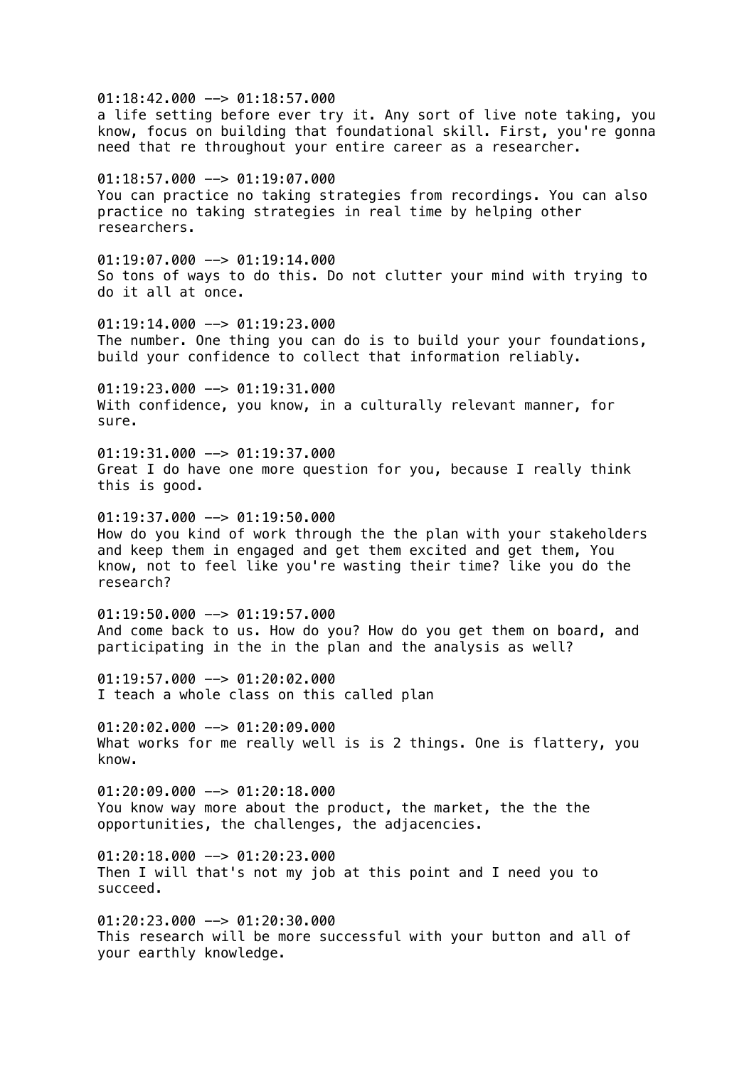01:18:42.000 --> 01:18:57.000
a life setting before ever try it. Any sort of live note taking, you know, focus on building that foundational skill. First, you're gonna need that re throughout your entire career as a researcher.

01:18:57.000 --> 01:19:07.000
You can practice no taking strategies from recordings. You can also practice no taking strategies in real time by helping other researchers.

01:19:07.000 --> 01:19:14.000
So tons of ways to do this. Do not clutter your mind with trying to do it all at once.

01:19:14.000 --> 01:19:23.000
The number. One thing you can do is to build your your foundations, build your confidence to collect that information reliably.

01:19:23.000 --> 01:19:31.000
With confidence, you know, in a culturally relevant manner, for sure.

01:19:31.000 --> 01:19:37.000
Great I do have one more question for you, because I really think this is good.

01:19:37.000 --> 01:19:50.000
How do you kind of work through the the plan with your stakeholders and keep them in engaged and get them excited and get them, You know, not to feel like you're wasting their time? like you do the research?

01:19:50.000 --> 01:19:57.000
And come back to us. How do you? How do you get them on board, and participating in the in the plan and the analysis as well?

01:19:57.000 --> 01:20:02.000
I teach a whole class on this called plan

01:20:02.000 --> 01:20:09.000
What works for me really well is is 2 things. One is flattery, you know.

01:20:09.000 --> 01:20:18.000
You know way more about the product, the market, the the the opportunities, the challenges, the adjacencies.

01:20:18.000 --> 01:20:23.000
Then I will that's not my job at this point and I need you to succeed.

01:20:23.000 --> 01:20:30.000
This research will be more successful with your button and all of your earthly knowledge.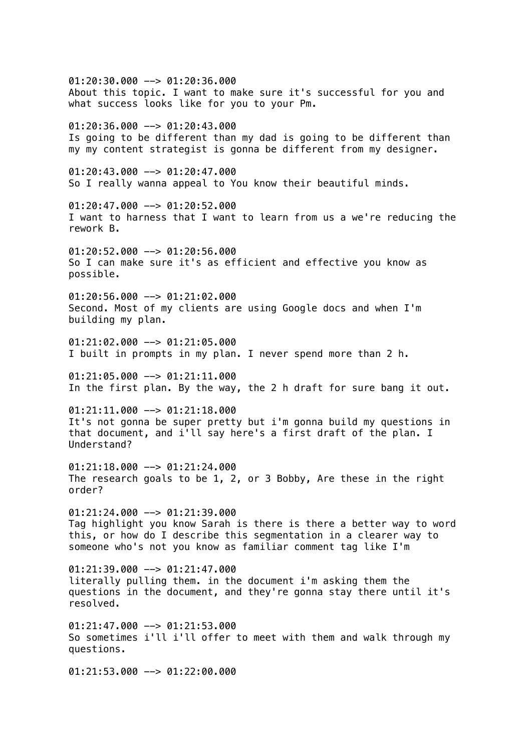01:20:30.000 --> 01:20:36.000
About this topic. I want to make sure it's successful for you and what success looks like for you to your Pm.

01:20:36.000 --> 01:20:43.000
Is going to be different than my dad is going to be different than my my content strategist is gonna be different from my designer.

01:20:43.000 --> 01:20:47.000
So I really wanna appeal to You know their beautiful minds.

01:20:47.000 --> 01:20:52.000
I want to harness that I want to learn from us a we're reducing the rework B.

01:20:52.000 --> 01:20:56.000
So I can make sure it's as efficient and effective you know as possible.

01:20:56.000 --> 01:21:02.000
Second. Most of my clients are using Google docs and when I'm building my plan.

01:21:02.000 --> 01:21:05.000
I built in prompts in my plan. I never spend more than 2 h.

01:21:05.000 --> 01:21:11.000
In the first plan. By the way, the 2 h draft for sure bang it out.

01:21:11.000 --> 01:21:18.000
It's not gonna be super pretty but i'm gonna build my questions in that document, and i'll say here's a first draft of the plan. I Understand?

01:21:18.000 --> 01:21:24.000
The research goals to be 1, 2, or 3 Bobby, Are these in the right order?

01:21:24.000 --> 01:21:39.000
Tag highlight you know Sarah is there is there a better way to word this, or how do I describe this segmentation in a clearer way to someone who's not you know as familiar comment tag like I'm

01:21:39.000 --> 01:21:47.000
literally pulling them. in the document i'm asking them the questions in the document, and they're gonna stay there until it's resolved.

01:21:47.000 --> 01:21:53.000
So sometimes i'll i'll offer to meet with them and walk through my questions.

01:21:53.000 --> 01:22:00.000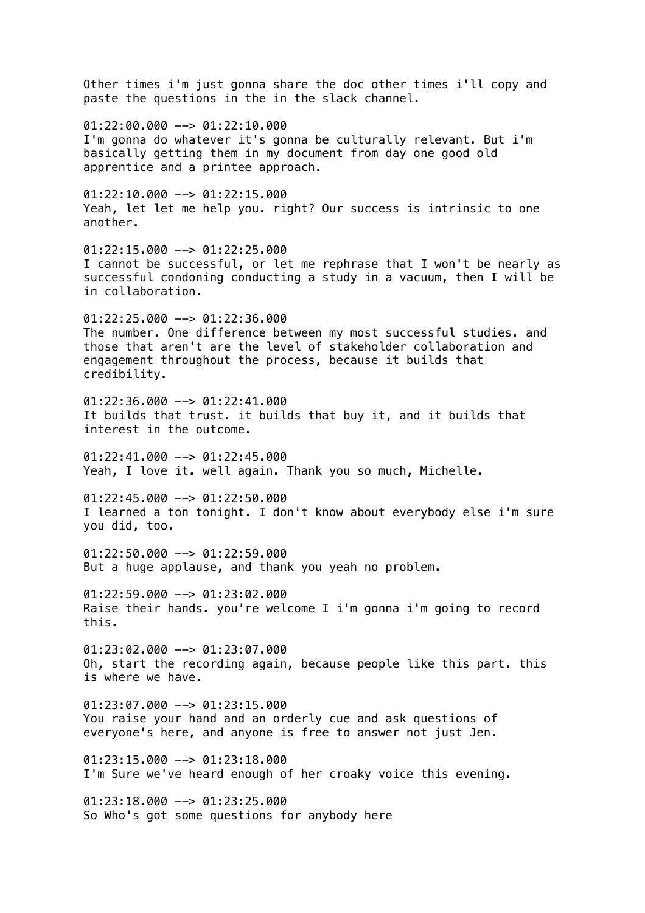Other times i'm just gonna share the doc other times i'll copy and paste the questions in the in the slack channel.

01:22:00.000 --> 01:22:10.000
I'm gonna do whatever it's gonna be culturally relevant. But i'm basically getting them in my document from day one good old apprentice and a printee approach.

01:22:10.000 --> 01:22:15.000
Yeah, let let me help you. right? Our success is intrinsic to one another.

01:22:15.000 --> 01:22:25.000
I cannot be successful, or let me rephrase that I won't be nearly as successful condoning conducting a study in a vacuum, then I will be in collaboration.

01:22:25.000 --> 01:22:36.000
The number. One difference between my most successful studies. and those that aren't are the level of stakeholder collaboration and engagement throughout the process, because it builds that credibility.

01:22:36.000 --> 01:22:41.000
It builds that trust. it builds that buy it, and it builds that interest in the outcome.

01:22:41.000 --> 01:22:45.000
Yeah, I love it. well again. Thank you so much, Michelle.

01:22:45.000 --> 01:22:50.000
I learned a ton tonight. I don't know about everybody else i'm sure you did, too.

01:22:50.000 --> 01:22:59.000
But a huge applause, and thank you yeah no problem.

01:22:59.000 --> 01:23:02.000
Raise their hands. you're welcome I i'm gonna i'm going to record this.

01:23:02.000 --> 01:23:07.000
Oh, start the recording again, because people like this part. this is where we have.

01:23:07.000 --> 01:23:15.000
You raise your hand and an orderly cue and ask questions of everyone's here, and anyone is free to answer not just Jen.

01:23:15.000 --> 01:23:18.000
I'm Sure we've heard enough of her croaky voice this evening.

01:23:18.000 --> 01:23:25.000
So Who's got some questions for anybody here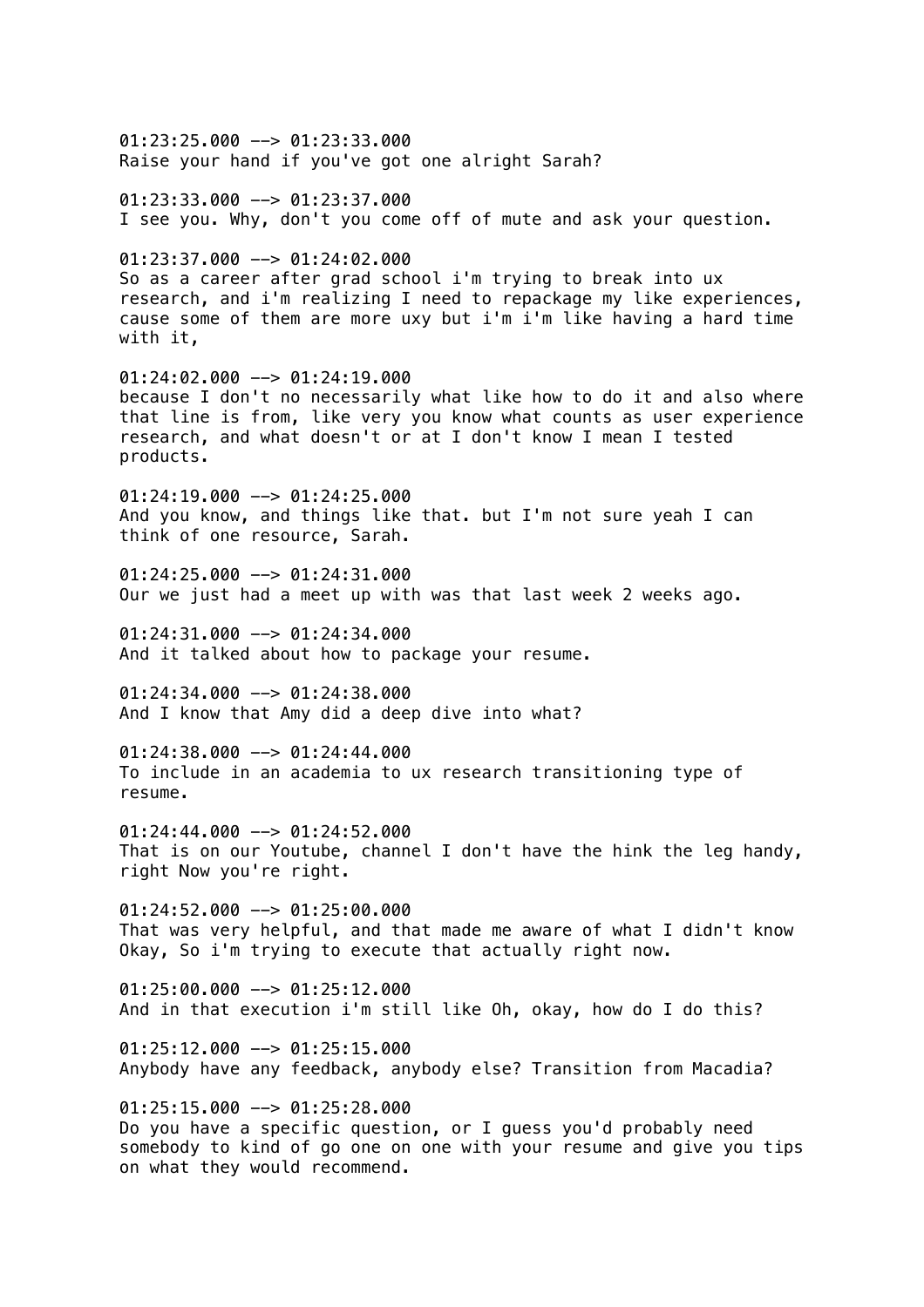01:23:25.000 --> 01:23:33.000
Raise your hand if you've got one alright Sarah?

01:23:33.000 --> 01:23:37.000
I see you. Why, don't you come off of mute and ask your question.

01:23:37.000 --> 01:24:02.000
So as a career after grad school i'm trying to break into ux research, and i'm realizing I need to repackage my like experiences, cause some of them are more uxy but i'm i'm like having a hard time with it,

01:24:02.000 --> 01:24:19.000
because I don't no necessarily what like how to do it and also where that line is from, like very you know what counts as user experience research, and what doesn't or at I don't know I mean I tested products.

01:24:19.000 --> 01:24:25.000
And you know, and things like that. but I'm not sure yeah I can think of one resource, Sarah.

01:24:25.000 --> 01:24:31.000
Our we just had a meet up with was that last week 2 weeks ago.

01:24:31.000 --> 01:24:34.000
And it talked about how to package your resume.

01:24:34.000 --> 01:24:38.000
And I know that Amy did a deep dive into what?

01:24:38.000 --> 01:24:44.000
To include in an academia to ux research transitioning type of resume.

01:24:44.000 --> 01:24:52.000
That is on our Youtube, channel I don't have the hink the leg handy, right Now you're right.

01:24:52.000 --> 01:25:00.000
That was very helpful, and that made me aware of what I didn't know Okay, So i'm trying to execute that actually right now.

01:25:00.000 --> 01:25:12.000
And in that execution i'm still like Oh, okay, how do I do this?

01:25:12.000 --> 01:25:15.000
Anybody have any feedback, anybody else? Transition from Macadia?

01:25:15.000 --> 01:25:28.000
Do you have a specific question, or I guess you'd probably need somebody to kind of go one on one with your resume and give you tips on what they would recommend.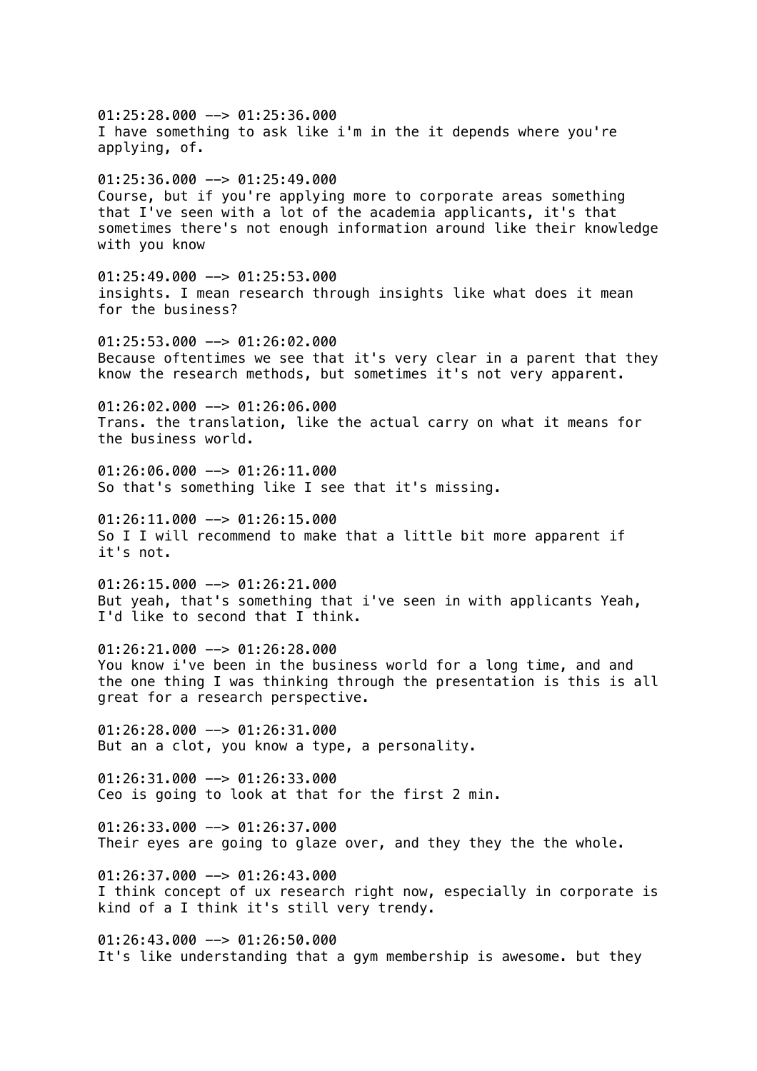01:25:28.000 --> 01:25:36.000
I have something to ask like i'm in the it depends where you're applying, of.

01:25:36.000 --> 01:25:49.000
Course, but if you're applying more to corporate areas something that I've seen with a lot of the academia applicants, it's that sometimes there's not enough information around like their knowledge with you know

01:25:49.000 --> 01:25:53.000
insights. I mean research through insights like what does it mean for the business?

01:25:53.000 --> 01:26:02.000
Because oftentimes we see that it's very clear in a parent that they know the research methods, but sometimes it's not very apparent.

01:26:02.000 --> 01:26:06.000
Trans. the translation, like the actual carry on what it means for the business world.

01:26:06.000 --> 01:26:11.000
So that's something like I see that it's missing.

01:26:11.000 --> 01:26:15.000
So I I will recommend to make that a little bit more apparent if it's not.

01:26:15.000 --> 01:26:21.000
But yeah, that's something that i've seen in with applicants Yeah, I'd like to second that I think.

01:26:21.000 --> 01:26:28.000
You know i've been in the business world for a long time, and and the one thing I was thinking through the presentation is this is all great for a research perspective.

01:26:28.000 --> 01:26:31.000
But an a clot, you know a type, a personality.

01:26:31.000 --> 01:26:33.000
Ceo is going to look at that for the first 2 min.

01:26:33.000 --> 01:26:37.000
Their eyes are going to glaze over, and they they the the whole.

01:26:37.000 --> 01:26:43.000
I think concept of ux research right now, especially in corporate is kind of a I think it's still very trendy.

01:26:43.000 --> 01:26:50.000
It's like understanding that a gym membership is awesome. but they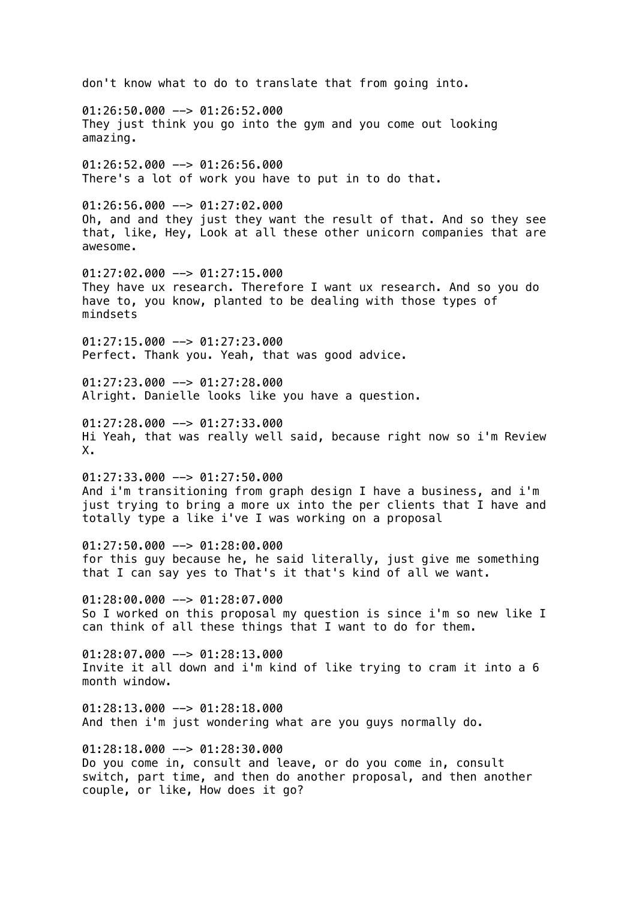don't know what to do to translate that from going into.

01:26:50.000 --> 01:26:52.000
They just think you go into the gym and you come out looking amazing.

01:26:52.000 --> 01:26:56.000
There's a lot of work you have to put in to do that.

01:26:56.000 --> 01:27:02.000
Oh, and and they just they want the result of that. And so they see that, like, Hey, Look at all these other unicorn companies that are awesome.

01:27:02.000 --> 01:27:15.000
They have ux research. Therefore I want ux research. And so you do have to, you know, planted to be dealing with those types of mindsets

01:27:15.000 --> 01:27:23.000
Perfect. Thank you. Yeah, that was good advice.

01:27:23.000 --> 01:27:28.000
Alright. Danielle looks like you have a question.

01:27:28.000 --> 01:27:33.000
Hi Yeah, that was really well said, because right now so i'm Review X.

01:27:33.000 --> 01:27:50.000
And i'm transitioning from graph design I have a business, and i'm just trying to bring a more ux into the per clients that I have and totally type a like i've I was working on a proposal

01:27:50.000 --> 01:28:00.000
for this guy because he, he said literally, just give me something that I can say yes to That's it that's kind of all we want.

01:28:00.000 --> 01:28:07.000
So I worked on this proposal my question is since i'm so new like I can think of all these things that I want to do for them.

01:28:07.000 --> 01:28:13.000
Invite it all down and i'm kind of like trying to cram it into a 6 month window.

01:28:13.000 --> 01:28:18.000
And then i'm just wondering what are you guys normally do.

01:28:18.000 --> 01:28:30.000
Do you come in, consult and leave, or do you come in, consult switch, part time, and then do another proposal, and then another couple, or like, How does it go?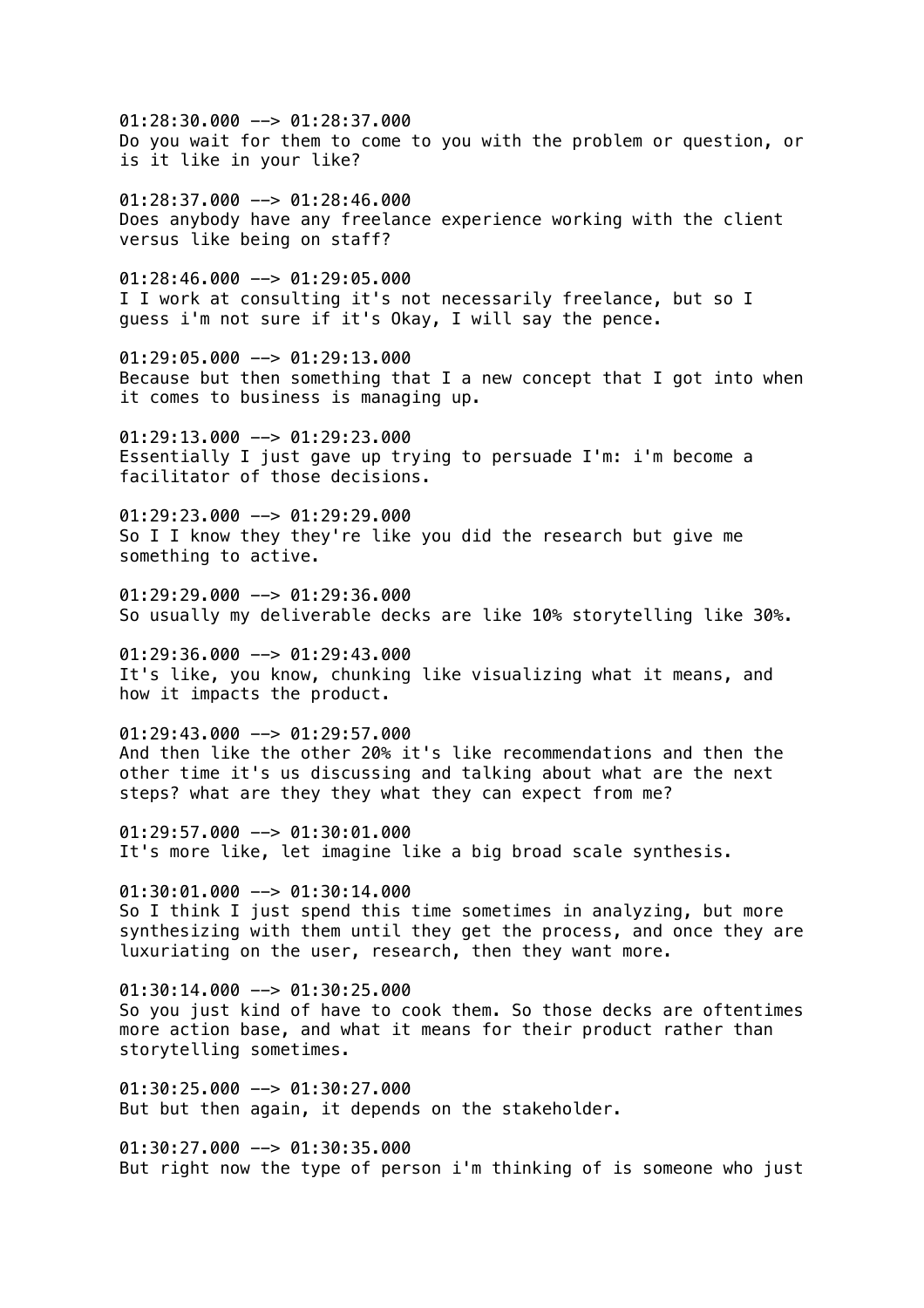01:28:30.000 --> 01:28:37.000
Do you wait for them to come to you with the problem or question, or is it like in your like?

01:28:37.000 --> 01:28:46.000
Does anybody have any freelance experience working with the client versus like being on staff?

01:28:46.000 --> 01:29:05.000
I I work at consulting it's not necessarily freelance, but so I guess i'm not sure if it's Okay, I will say the pence.

01:29:05.000 --> 01:29:13.000
Because but then something that I a new concept that I got into when it comes to business is managing up.

01:29:13.000 --> 01:29:23.000
Essentially I just gave up trying to persuade I'm: i'm become a facilitator of those decisions.

01:29:23.000 --> 01:29:29.000
So I I know they they're like you did the research but give me something to active.

01:29:29.000 --> 01:29:36.000
So usually my deliverable decks are like 10% storytelling like 30%.

01:29:36.000 --> 01:29:43.000
It's like, you know, chunking like visualizing what it means, and how it impacts the product.

01:29:43.000 --> 01:29:57.000
And then like the other 20% it's like recommendations and then the other time it's us discussing and talking about what are the next steps? what are they they what they can expect from me?

01:29:57.000 --> 01:30:01.000
It's more like, let imagine like a big broad scale synthesis.

01:30:01.000 --> 01:30:14.000
So I think I just spend this time sometimes in analyzing, but more synthesizing with them until they get the process, and once they are luxuriating on the user, research, then they want more.

01:30:14.000 --> 01:30:25.000
So you just kind of have to cook them. So those decks are oftentimes more action base, and what it means for their product rather than storytelling sometimes.

01:30:25.000 --> 01:30:27.000
But but then again, it depends on the stakeholder.

01:30:27.000 --> 01:30:35.000
But right now the type of person i'm thinking of is someone who just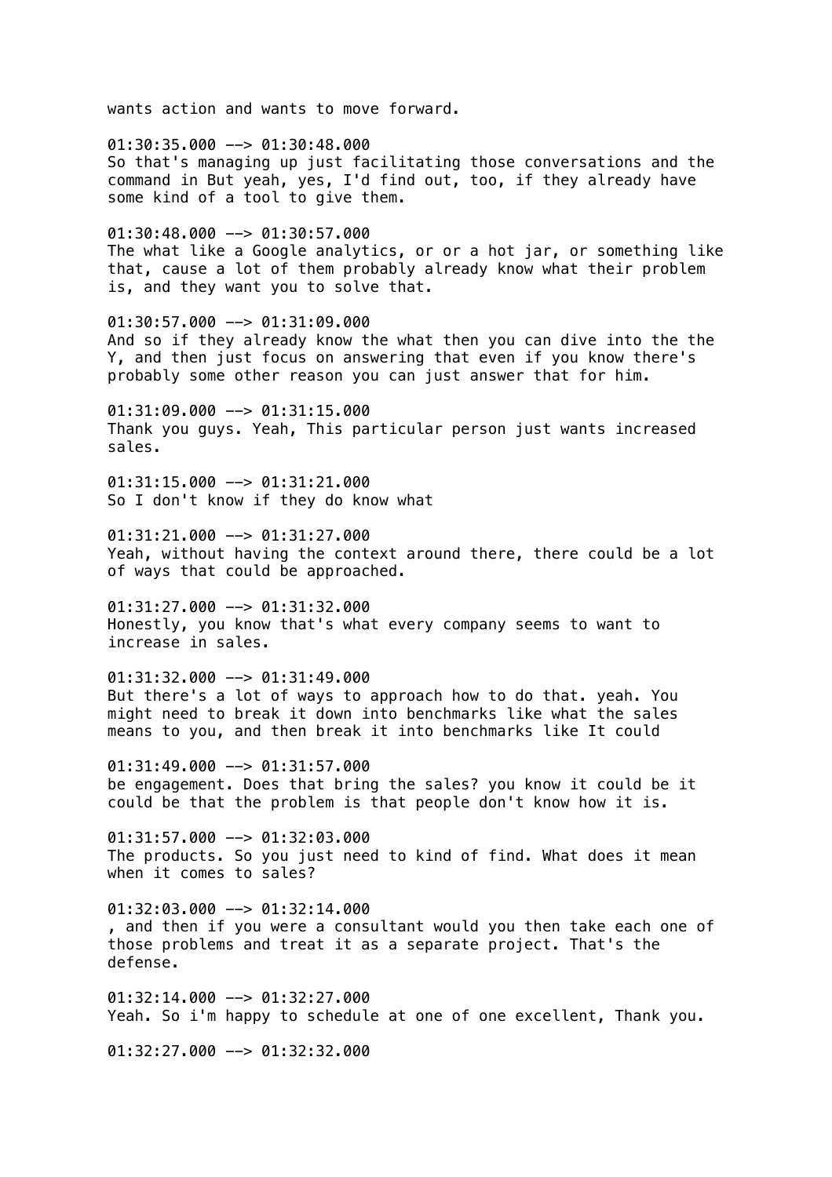wants action and wants to move forward.

01:30:35.000 --> 01:30:48.000
So that's managing up just facilitating those conversations and the command in But yeah, yes, I'd find out, too, if they already have some kind of a tool to give them.

01:30:48.000 --> 01:30:57.000
The what like a Google analytics, or or a hot jar, or something like that, cause a lot of them probably already know what their problem is, and they want you to solve that.

01:30:57.000 --> 01:31:09.000
And so if they already know the what then you can dive into the the Y, and then just focus on answering that even if you know there's probably some other reason you can just answer that for him.

01:31:09.000 --> 01:31:15.000
Thank you guys. Yeah, This particular person just wants increased sales.

01:31:15.000 --> 01:31:21.000
So I don't know if they do know what

01:31:21.000 --> 01:31:27.000
Yeah, without having the context around there, there could be a lot of ways that could be approached.

01:31:27.000 --> 01:31:32.000
Honestly, you know that's what every company seems to want to increase in sales.

01:31:32.000 --> 01:31:49.000
But there's a lot of ways to approach how to do that. yeah. You might need to break it down into benchmarks like what the sales means to you, and then break it into benchmarks like It could

01:31:49.000 --> 01:31:57.000
be engagement. Does that bring the sales? you know it could be it could be that the problem is that people don't know how it is.

01:31:57.000 --> 01:32:03.000
The products. So you just need to kind of find. What does it mean when it comes to sales?

01:32:03.000 --> 01:32:14.000
, and then if you were a consultant would you then take each one of those problems and treat it as a separate project. That's the defense.

01:32:14.000 --> 01:32:27.000
Yeah. So i'm happy to schedule at one of one excellent, Thank you.

01:32:27.000 --> 01:32:32.000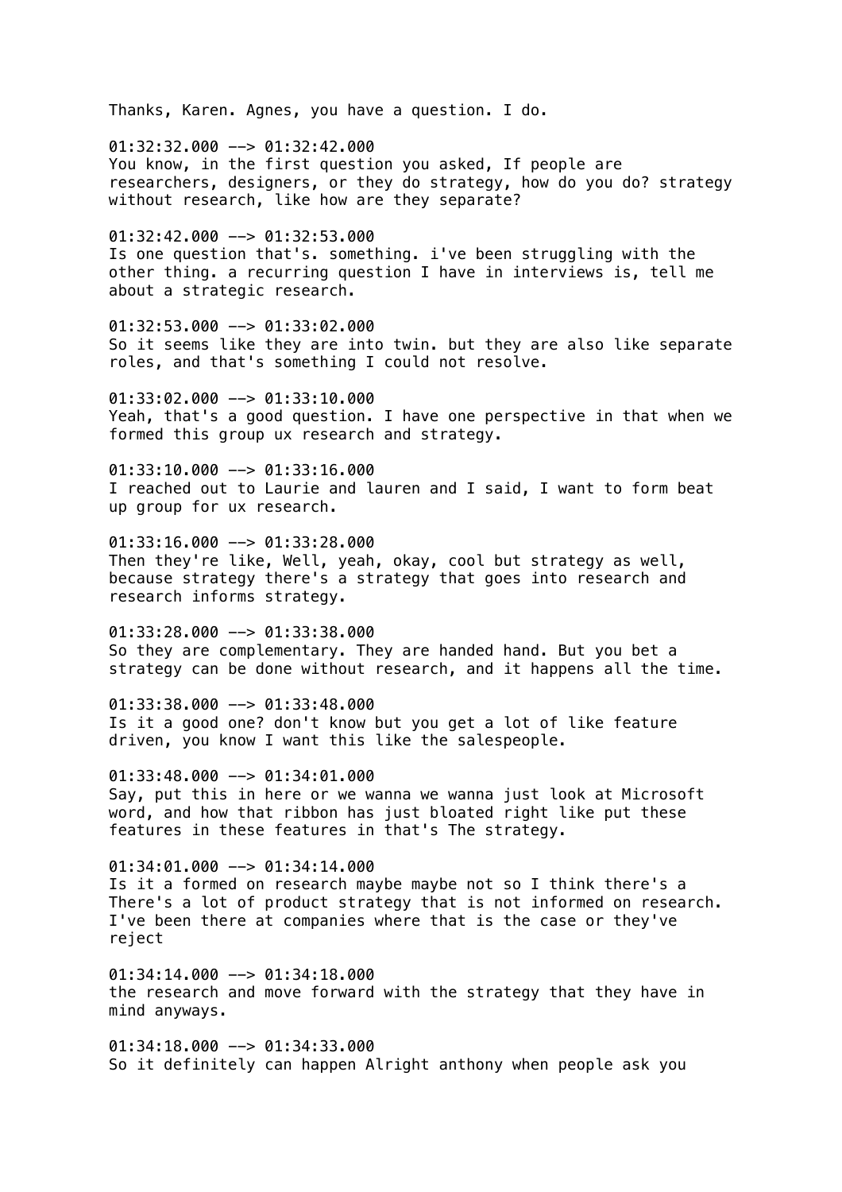Thanks, Karen. Agnes, you have a question. I do.

01:32:32.000 --> 01:32:42.000
You know, in the first question you asked, If people are researchers, designers, or they do strategy, how do you do? strategy without research, like how are they separate?

01:32:42.000 --> 01:32:53.000
Is one question that's. something. i've been struggling with the other thing. a recurring question I have in interviews is, tell me about a strategic research.

01:32:53.000 --> 01:33:02.000
So it seems like they are into twin. but they are also like separate roles, and that's something I could not resolve.

01:33:02.000 --> 01:33:10.000
Yeah, that's a good question. I have one perspective in that when we formed this group ux research and strategy.

01:33:10.000 --> 01:33:16.000
I reached out to Laurie and lauren and I said, I want to form beat up group for ux research.

01:33:16.000 --> 01:33:28.000
Then they're like, Well, yeah, okay, cool but strategy as well, because strategy there's a strategy that goes into research and research informs strategy.

01:33:28.000 --> 01:33:38.000
So they are complementary. They are handed hand. But you bet a strategy can be done without research, and it happens all the time.

01:33:38.000 --> 01:33:48.000
Is it a good one? don't know but you get a lot of like feature driven, you know I want this like the salespeople.

01:33:48.000 --> 01:34:01.000
Say, put this in here or we wanna we wanna just look at Microsoft word, and how that ribbon has just bloated right like put these features in these features in that's The strategy.

01:34:01.000 --> 01:34:14.000
Is it a formed on research maybe maybe not so I think there's a There's a lot of product strategy that is not informed on research. I've been there at companies where that is the case or they've reject

01:34:14.000 --> 01:34:18.000
the research and move forward with the strategy that they have in mind anyways.

01:34:18.000 --> 01:34:33.000
So it definitely can happen Alright anthony when people ask you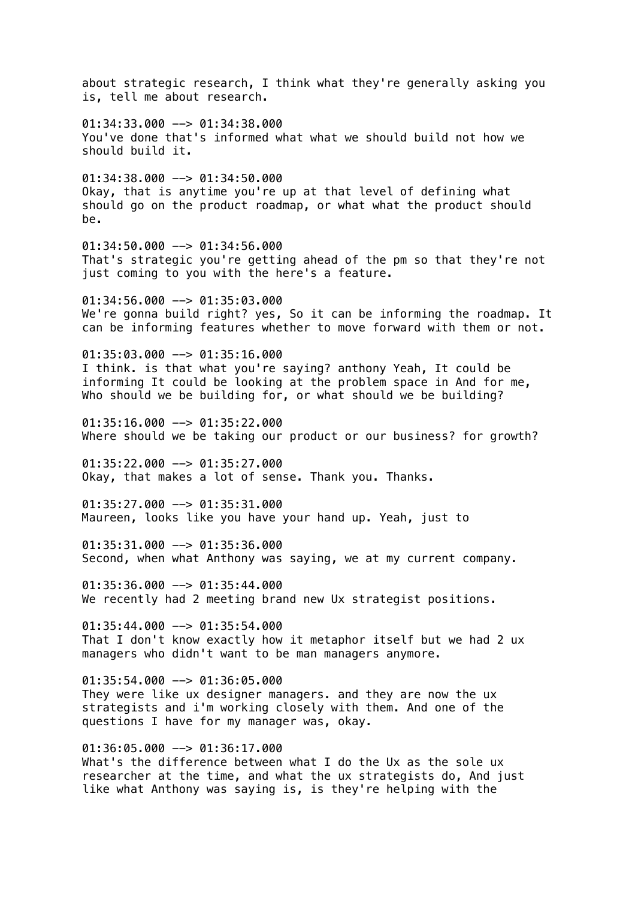about strategic research, I think what they're generally asking you is, tell me about research.

01:34:33.000 --> 01:34:38.000
You've done that's informed what what we should build not how we should build it.

01:34:38.000 --> 01:34:50.000
Okay, that is anytime you're up at that level of defining what should go on the product roadmap, or what what the product should be.

01:34:50.000 --> 01:34:56.000
That's strategic you're getting ahead of the pm so that they're not just coming to you with the here's a feature.

01:34:56.000 --> 01:35:03.000
We're gonna build right? yes, So it can be informing the roadmap. It can be informing features whether to move forward with them or not.

01:35:03.000 --> 01:35:16.000
I think. is that what you're saying? anthony Yeah, It could be informing It could be looking at the problem space in And for me, Who should we be building for, or what should we be building?

01:35:16.000 --> 01:35:22.000
Where should we be taking our product or our business? for growth?

01:35:22.000 --> 01:35:27.000
Okay, that makes a lot of sense. Thank you. Thanks.

01:35:27.000 --> 01:35:31.000
Maureen, looks like you have your hand up. Yeah, just to

01:35:31.000 --> 01:35:36.000
Second, when what Anthony was saying, we at my current company.

01:35:36.000 --> 01:35:44.000
We recently had 2 meeting brand new Ux strategist positions.

01:35:44.000 --> 01:35:54.000
That I don't know exactly how it metaphor itself but we had 2 ux managers who didn't want to be man managers anymore.

01:35:54.000 --> 01:36:05.000
They were like ux designer managers. and they are now the ux strategists and i'm working closely with them. And one of the questions I have for my manager was, okay.

01:36:05.000 --> 01:36:17.000
What's the difference between what I do the Ux as the sole ux researcher at the time, and what the ux strategists do, And just like what Anthony was saying is, is they're helping with the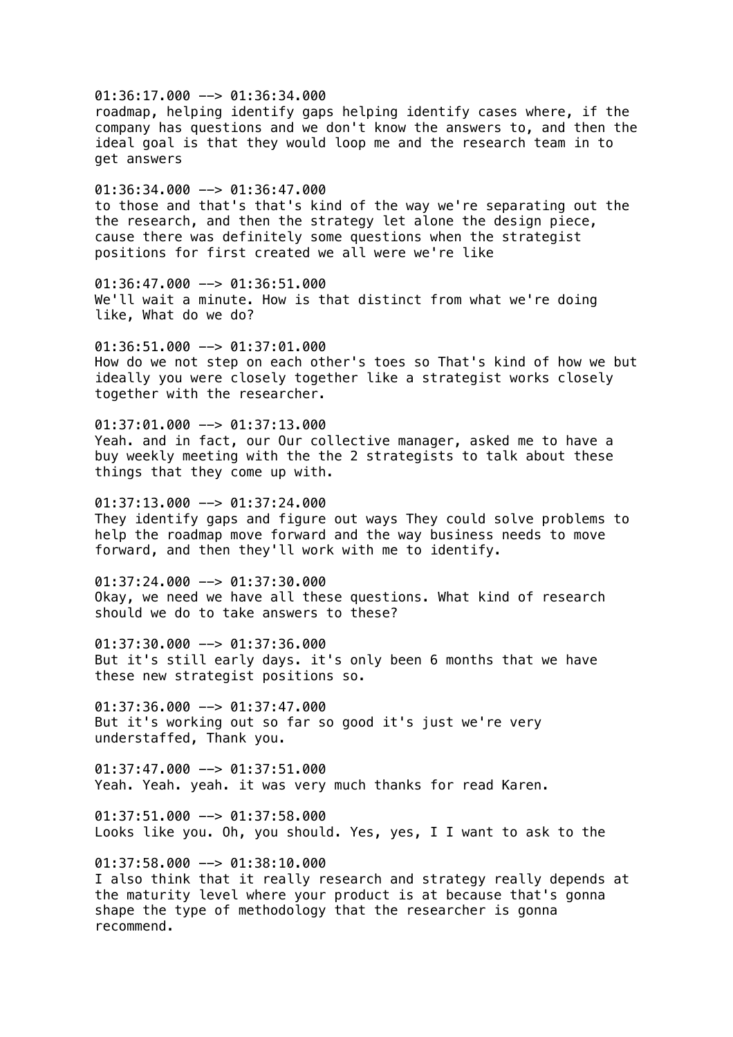01:36:17.000 --> 01:36:34.000
roadmap, helping identify gaps helping identify cases where, if the company has questions and we don't know the answers to, and then the ideal goal is that they would loop me and the research team in to get answers

01:36:34.000 --> 01:36:47.000
to those and that's that's kind of the way we're separating out the the research, and then the strategy let alone the design piece, cause there was definitely some questions when the strategist positions for first created we all were we're like

01:36:47.000 --> 01:36:51.000
We'll wait a minute. How is that distinct from what we're doing like, What do we do?

01:36:51.000 --> 01:37:01.000
How do we not step on each other's toes so That's kind of how we but ideally you were closely together like a strategist works closely together with the researcher.

01:37:01.000 --> 01:37:13.000
Yeah. and in fact, our Our collective manager, asked me to have a buy weekly meeting with the the 2 strategists to talk about these things that they come up with.

01:37:13.000 --> 01:37:24.000
They identify gaps and figure out ways They could solve problems to help the roadmap move forward and the way business needs to move forward, and then they'll work with me to identify.

01:37:24.000 --> 01:37:30.000
Okay, we need we have all these questions. What kind of research should we do to take answers to these?

01:37:30.000 --> 01:37:36.000
But it's still early days. it's only been 6 months that we have these new strategist positions so.

01:37:36.000 --> 01:37:47.000
But it's working out so far so good it's just we're very understaffed, Thank you.

01:37:47.000 --> 01:37:51.000
Yeah. Yeah. yeah. it was very much thanks for read Karen.

01:37:51.000 --> 01:37:58.000
Looks like you. Oh, you should. Yes, yes, I I want to ask to the

01:37:58.000 --> 01:38:10.000
I also think that it really research and strategy really depends at the maturity level where your product is at because that's gonna shape the type of methodology that the researcher is gonna recommend.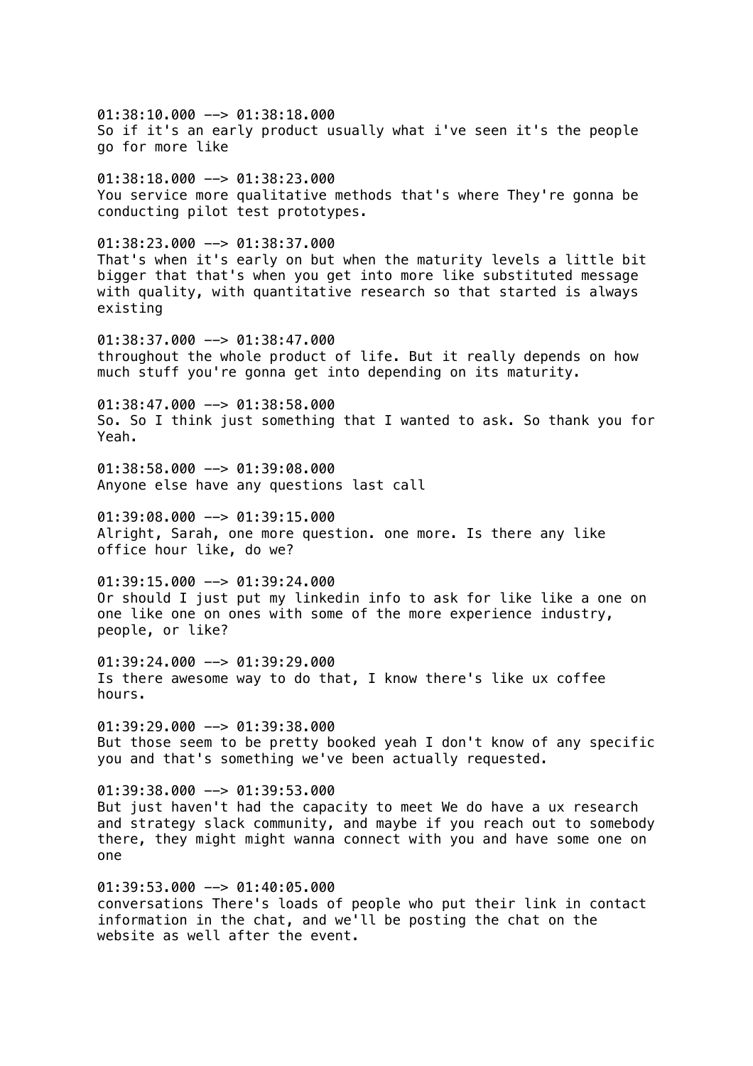01:38:10.000 --> 01:38:18.000
So if it's an early product usually what i've seen it's the people go for more like

01:38:18.000 --> 01:38:23.000
You service more qualitative methods that's where They're gonna be conducting pilot test prototypes.

01:38:23.000 --> 01:38:37.000
That's when it's early on but when the maturity levels a little bit bigger that that's when you get into more like substituted message with quality, with quantitative research so that started is always existing

01:38:37.000 --> 01:38:47.000
throughout the whole product of life. But it really depends on how much stuff you're gonna get into depending on its maturity.

01:38:47.000 --> 01:38:58.000
So. So I think just something that I wanted to ask. So thank you for Yeah.

01:38:58.000 --> 01:39:08.000
Anyone else have any questions last call

01:39:08.000 --> 01:39:15.000
Alright, Sarah, one more question. one more. Is there any like office hour like, do we?

01:39:15.000 --> 01:39:24.000
Or should I just put my linkedin info to ask for like like a one on one like one on ones with some of the more experience industry, people, or like?

01:39:24.000 --> 01:39:29.000
Is there awesome way to do that, I know there's like ux coffee hours.

01:39:29.000 --> 01:39:38.000
But those seem to be pretty booked yeah I don't know of any specific you and that's something we've been actually requested.

01:39:38.000 --> 01:39:53.000
But just haven't had the capacity to meet We do have a ux research and strategy slack community, and maybe if you reach out to somebody there, they might might wanna connect with you and have some one on one

01:39:53.000 --> 01:40:05.000
conversations There's loads of people who put their link in contact information in the chat, and we'll be posting the chat on the website as well after the event.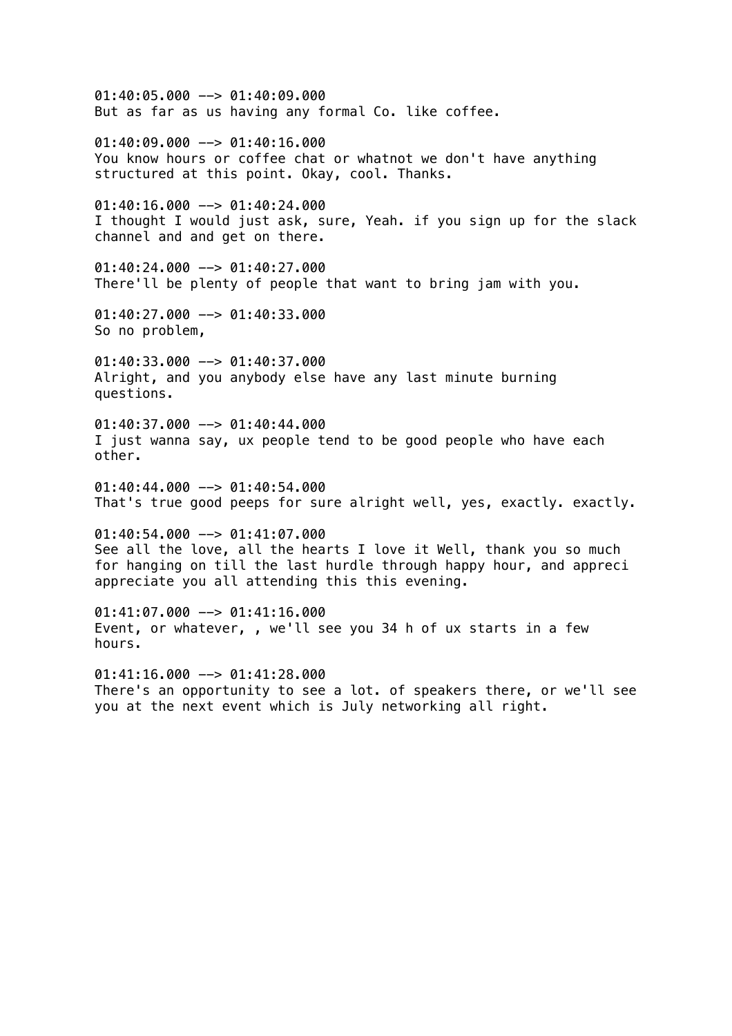01:40:05.000 --> 01:40:09.000
But as far as us having any formal Co. like coffee.

01:40:09.000 --> 01:40:16.000
You know hours or coffee chat or whatnot we don't have anything structured at this point. Okay, cool. Thanks.

01:40:16.000 --> 01:40:24.000
I thought I would just ask, sure, Yeah. if you sign up for the slack channel and and get on there.

01:40:24.000 --> 01:40:27.000
There'll be plenty of people that want to bring jam with you.

01:40:27.000 --> 01:40:33.000
So no problem,

01:40:33.000 --> 01:40:37.000
Alright, and you anybody else have any last minute burning questions.

01:40:37.000 --> 01:40:44.000
I just wanna say, ux people tend to be good people who have each other.

01:40:44.000 --> 01:40:54.000
That's true good peeps for sure alright well, yes, exactly. exactly.

01:40:54.000 --> 01:41:07.000
See all the love, all the hearts I love it Well, thank you so much for hanging on till the last hurdle through happy hour, and appreci appreciate you all attending this this evening.

01:41:07.000 --> 01:41:16.000
Event, or whatever, , we'll see you 34 h of ux starts in a few hours.

01:41:16.000 --> 01:41:28.000
There's an opportunity to see a lot. of speakers there, or we'll see you at the next event which is July networking all right.